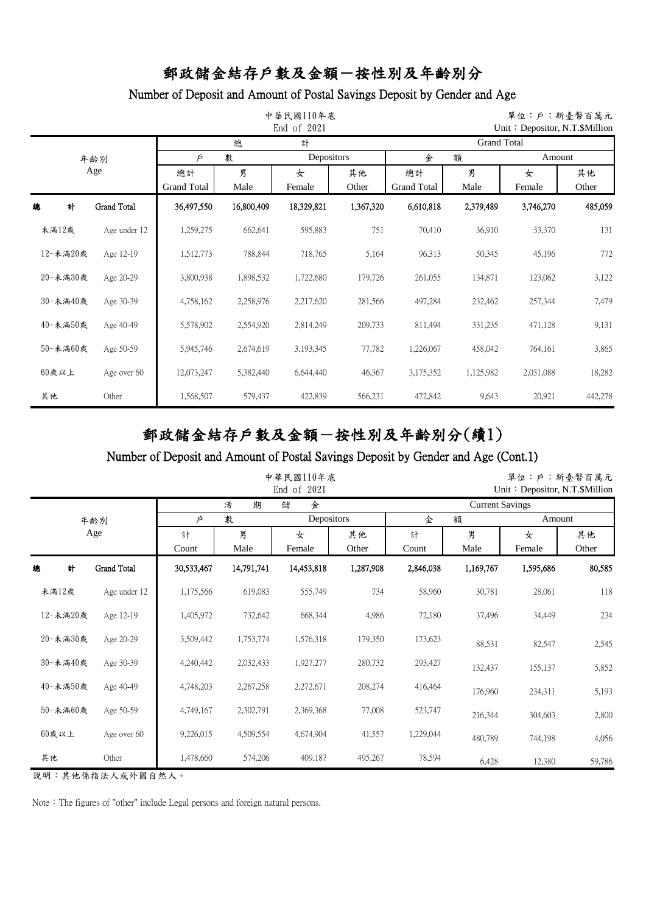# 郵政儲金結存戶數及金額－按性別及年齡別分

## Number of Deposit and Amount of Postal Savings Deposit by Gender and Age

中華民國110年底
End of 2021

單位：戶；新臺幣百萬元
Unit：Depositor, N.T.$Million

| 年齡別 | Age | 總計 戶數 Depositors 總計 Grand Total | 男 Male | 女 Female | 其他 Other | 金額 Amount 總計 Grand Total | 男 Male | 女 Female | 其他 Other |
|---|---|---|---|---|---|---|---|---|---|
| | | Grand Total | | | | | | | |
| 總計 | Grand Total | 36,497,550 | 16,800,409 | 18,329,821 | 1,367,320 | 6,610,818 | 2,379,489 | 3,746,270 | 485,059 |
| 未滿12歲 | Age under 12 | 1,259,275 | 662,641 | 595,883 | 751 | 70,410 | 36,910 | 33,370 | 131 |
| 12-未滿20歲 | Age 12-19 | 1,512,773 | 788,844 | 718,765 | 5,164 | 96,313 | 50,345 | 45,196 | 772 |
| 20-未滿30歲 | Age 20-29 | 3,800,938 | 1,898,532 | 1,722,680 | 179,726 | 261,055 | 134,871 | 123,062 | 3,122 |
| 30-未滿40歲 | Age 30-39 | 4,758,162 | 2,258,976 | 2,217,620 | 281,566 | 497,284 | 232,462 | 257,344 | 7,479 |
| 40-未滿50歲 | Age 40-49 | 5,578,902 | 2,554,920 | 2,814,249 | 209,733 | 811,494 | 331,235 | 471,128 | 9,131 |
| 50-未滿60歲 | Age 50-59 | 5,945,746 | 2,674,619 | 3,193,345 | 77,782 | 1,226,067 | 458,042 | 764,161 | 3,865 |
| 60歲以上 | Age over 60 | 12,073,247 | 5,382,440 | 6,644,440 | 46,367 | 3,175,352 | 1,125,982 | 2,031,088 | 18,282 |
| 其他 | Other | 1,568,507 | 579,437 | 422,839 | 566,231 | 472,842 | 9,643 | 20,921 | 442,278 |

# 郵政儲金結存戶數及金額－按性別及年齡別分(續1)

## Number of Deposit and Amount of Postal Savings Deposit by Gender and Age (Cont.1)

中華民國110年底
End of 2021

單位：戶；新臺幣百萬元
Unit：Depositor, N.T.$Million

| 年齡別 | Age | 活期儲金 戶數 Depositors 計 Count | 男 Male | 女 Female | 其他 Other | 金額 Amount 計 Count | 男 Male | 女 Female | 其他 Other |
|---|---|---|---|---|---|---|---|---|---|
| | | Current Savings | | | | | | | |
| 總計 | Grand Total | 30,533,467 | 14,791,741 | 14,453,818 | 1,287,908 | 2,846,038 | 1,169,767 | 1,595,686 | 80,585 |
| 未滿12歲 | Age under 12 | 1,175,566 | 619,083 | 555,749 | 734 | 58,960 | 30,781 | 28,061 | 118 |
| 12-未滿20歲 | Age 12-19 | 1,405,972 | 732,642 | 668,344 | 4,986 | 72,180 | 37,496 | 34,449 | 234 |
| 20-未滿30歲 | Age 20-29 | 3,509,442 | 1,753,774 | 1,576,318 | 179,350 | 173,623 | 88,531 | 82,547 | 2,545 |
| 30-未滿40歲 | Age 30-39 | 4,240,442 | 2,032,433 | 1,927,277 | 280,732 | 293,427 | 132,437 | 155,137 | 5,852 |
| 40-未滿50歲 | Age 40-49 | 4,748,203 | 2,267,258 | 2,272,671 | 208,274 | 416,464 | 176,960 | 234,311 | 5,193 |
| 50-未滿60歲 | Age 50-59 | 4,749,167 | 2,302,791 | 2,369,368 | 77,008 | 523,747 | 216,344 | 304,603 | 2,800 |
| 60歲以上 | Age over 60 | 9,226,015 | 4,509,554 | 4,674,904 | 41,557 | 1,229,044 | 480,789 | 744,198 | 4,056 |
| 其他 | Other | 1,478,660 | 574,206 | 409,187 | 495,267 | 78,594 | 6,428 | 12,380 | 59,786 |

說明：其他係指法人或外國自然人。

Note：The figures of "other" include Legal persons and foreign natural persons.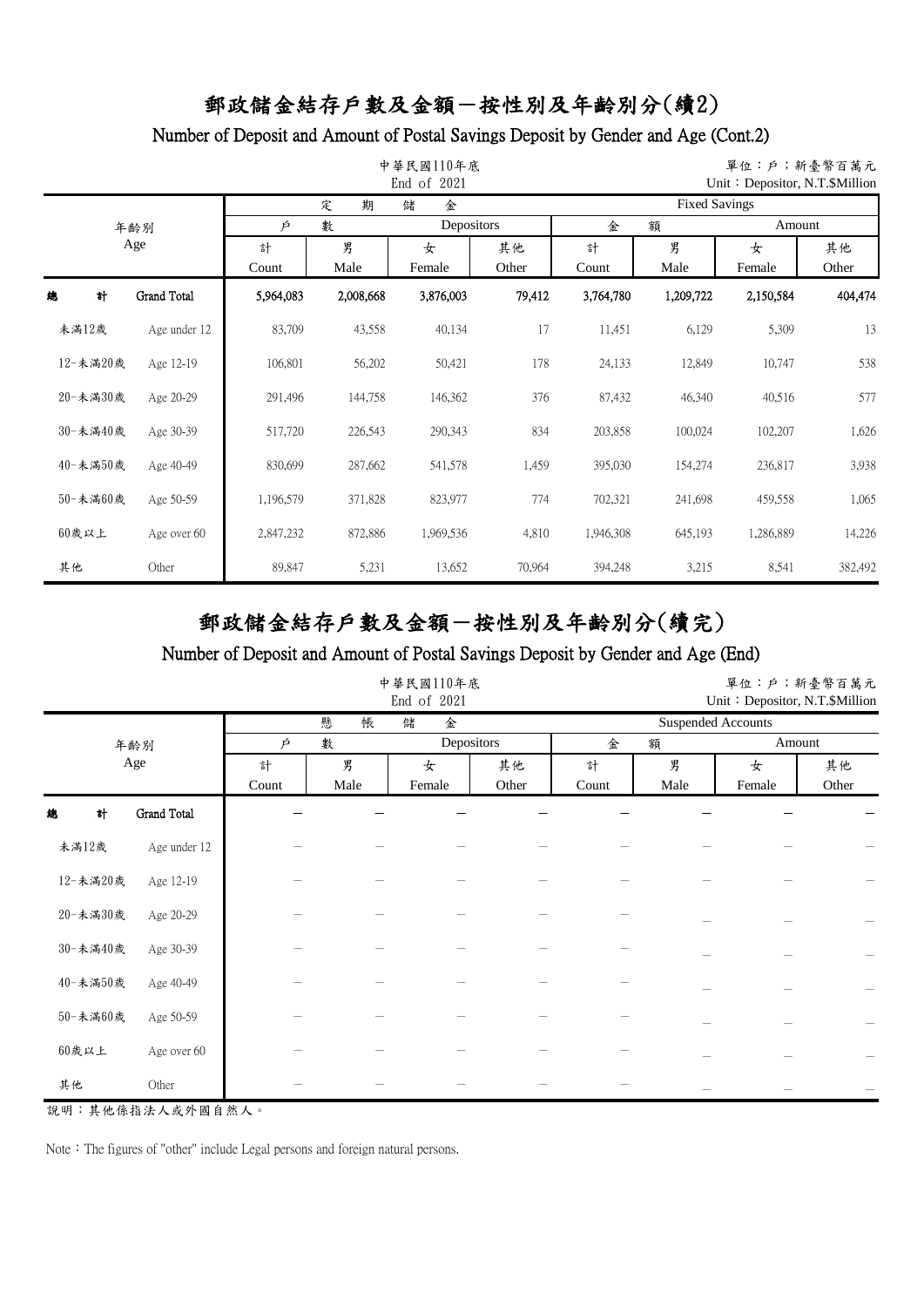# 郵政儲金結存戶數及金額－按性別及年齡別分(續2)

## Number of Deposit and Amount of Postal Savings Deposit by Gender and Age (Cont.2)

中華民國110年底
End of 2021

單位：戶；新臺幣百萬元
Unit：Depositor, N.T.$Million

| 年齡別 Age | | 定期儲金 Fixed Savings | | | | | | | |
|---|---|---|---|---|---|---|---|---|---|
| | | 戶數 Depositors | | | | 金額 Amount | | | |
| | | 計 Count | 男 Male | 女 Female | 其他 Other | 計 Count | 男 Male | 女 Female | 其他 Other |
| 總計 | Grand Total | 5,964,083 | 2,008,668 | 3,876,003 | 79,412 | 3,764,780 | 1,209,722 | 2,150,584 | 404,474 |
| 未滿12歲 | Age under 12 | 83,709 | 43,558 | 40,134 | 17 | 11,451 | 6,129 | 5,309 | 13 |
| 12-未滿20歲 | Age 12-19 | 106,801 | 56,202 | 50,421 | 178 | 24,133 | 12,849 | 10,747 | 538 |
| 20-未滿30歲 | Age 20-29 | 291,496 | 144,758 | 146,362 | 376 | 87,432 | 46,340 | 40,516 | 577 |
| 30-未滿40歲 | Age 30-39 | 517,720 | 226,543 | 290,343 | 834 | 203,858 | 100,024 | 102,207 | 1,626 |
| 40-未滿50歲 | Age 40-49 | 830,699 | 287,662 | 541,578 | 1,459 | 395,030 | 154,274 | 236,817 | 3,938 |
| 50-未滿60歲 | Age 50-59 | 1,196,579 | 371,828 | 823,977 | 774 | 702,321 | 241,698 | 459,558 | 1,065 |
| 60歲以上 | Age over 60 | 2,847,232 | 872,886 | 1,969,536 | 4,810 | 1,946,308 | 645,193 | 1,286,889 | 14,226 |
| 其他 | Other | 89,847 | 5,231 | 13,652 | 70,964 | 394,248 | 3,215 | 8,541 | 382,492 |

# 郵政儲金結存戶數及金額－按性別及年齡別分(續完)

## Number of Deposit and Amount of Postal Savings Deposit by Gender and Age (End)

中華民國110年底
End of 2021

單位：戶；新臺幣百萬元
Unit：Depositor, N.T.$Million

| 年齡別 Age | | 懸帳儲金 Suspended Accounts | | | | | | | |
|---|---|---|---|---|---|---|---|---|---|
| | | 戶數 Depositors | | | | 金額 Amount | | | |
| | | 計 Count | 男 Male | 女 Female | 其他 Other | 計 Count | 男 Male | 女 Female | 其他 Other |
| 總計 | Grand Total | － | － | － | － | － | － | － | － |
| 未滿12歲 | Age under 12 | － | － | － | － | － | － | － | － |
| 12-未滿20歲 | Age 12-19 | － | － | － | － | － | － | － | － |
| 20-未滿30歲 | Age 20-29 | － | － | － | － | － | － | － | － |
| 30-未滿40歲 | Age 30-39 | － | － | － | － | － | － | － | － |
| 40-未滿50歲 | Age 40-49 | － | － | － | － | － | － | － | － |
| 50-未滿60歲 | Age 50-59 | － | － | － | － | － | － | － | － |
| 60歲以上 | Age over 60 | － | － | － | － | － | － | － | － |
| 其他 | Other | － | － | － | － | － | － | － | － |

說明：其他係指法人或外國自然人。

Note：The figures of "other" include Legal persons and foreign natural persons.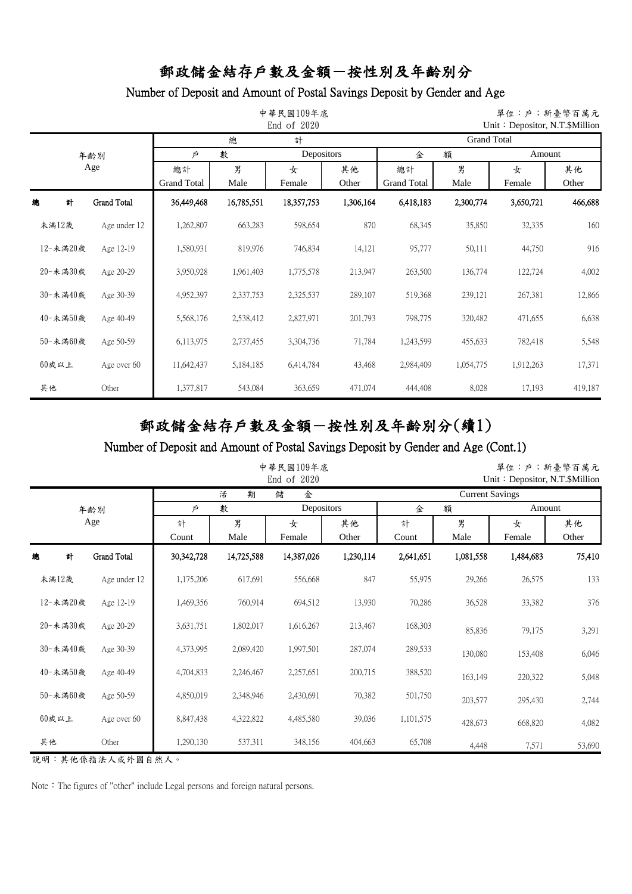# 郵政儲金結存戶數及金額－按性別及年齡別分

## Number of Deposit and Amount of Postal Savings Deposit by Gender and Age

中華民國109年底
End of 2020

單位：戶；新臺幣百萬元
Unit：Depositor, N.T.$Million

| 年齡別 | Age | 總計 Grand Total | | | | | | | |
|---|---|---|---|---|---|---|---|---|---|
| | | 戶數 Depositors | | | | 金額 Amount | | | |
| | | 總計 Grand Total | 男 Male | 女 Female | 其他 Other | 總計 Grand Total | 男 Male | 女 Female | 其他 Other |
| **總計** | **Grand Total** | **36,449,468** | **16,785,551** | **18,357,753** | **1,306,164** | **6,418,183** | **2,300,774** | **3,650,721** | **466,688** |
| 未滿12歲 | Age under 12 | 1,262,807 | 663,283 | 598,654 | 870 | 68,345 | 35,850 | 32,335 | 160 |
| 12-未滿20歲 | Age 12-19 | 1,580,931 | 819,976 | 746,834 | 14,121 | 95,777 | 50,111 | 44,750 | 916 |
| 20-未滿30歲 | Age 20-29 | 3,950,928 | 1,961,403 | 1,775,578 | 213,947 | 263,500 | 136,774 | 122,724 | 4,002 |
| 30-未滿40歲 | Age 30-39 | 4,952,397 | 2,337,753 | 2,325,537 | 289,107 | 519,368 | 239,121 | 267,381 | 12,866 |
| 40-未滿50歲 | Age 40-49 | 5,568,176 | 2,538,412 | 2,827,971 | 201,793 | 798,775 | 320,482 | 471,655 | 6,638 |
| 50-未滿60歲 | Age 50-59 | 6,113,975 | 2,737,455 | 3,304,736 | 71,784 | 1,243,599 | 455,633 | 782,418 | 5,548 |
| 60歲以上 | Age over 60 | 11,642,437 | 5,184,185 | 6,414,784 | 43,468 | 2,984,409 | 1,054,775 | 1,912,263 | 17,371 |
| 其他 | Other | 1,377,817 | 543,084 | 363,659 | 471,074 | 444,408 | 8,028 | 17,193 | 419,187 |

# 郵政儲金結存戶數及金額－按性別及年齡別分(續1)

## Number of Deposit and Amount of Postal Savings Deposit by Gender and Age (Cont.1)

中華民國109年底
End of 2020

單位：戶；新臺幣百萬元
Unit：Depositor, N.T.$Million

| 年齡別 | Age | 活期儲金 Current Savings | | | | | | | |
|---|---|---|---|---|---|---|---|---|---|
| | | 戶數 Depositors | | | | 金額 Amount | | | |
| | | 計 Count | 男 Male | 女 Female | 其他 Other | 計 Count | 男 Male | 女 Female | 其他 Other |
| **總計** | **Grand Total** | **30,342,728** | **14,725,588** | **14,387,026** | **1,230,114** | **2,641,651** | **1,081,558** | **1,484,683** | **75,410** |
| 未滿12歲 | Age under 12 | 1,175,206 | 617,691 | 556,668 | 847 | 55,975 | 29,266 | 26,575 | 133 |
| 12-未滿20歲 | Age 12-19 | 1,469,356 | 760,914 | 694,512 | 13,930 | 70,286 | 36,528 | 33,382 | 376 |
| 20-未滿30歲 | Age 20-29 | 3,631,751 | 1,802,017 | 1,616,267 | 213,467 | 168,303 | 85,836 | 79,175 | 3,291 |
| 30-未滿40歲 | Age 30-39 | 4,373,995 | 2,089,420 | 1,997,501 | 287,074 | 289,533 | 130,080 | 153,408 | 6,046 |
| 40-未滿50歲 | Age 40-49 | 4,704,833 | 2,246,467 | 2,257,651 | 200,715 | 388,520 | 163,149 | 220,322 | 5,048 |
| 50-未滿60歲 | Age 50-59 | 4,850,019 | 2,348,946 | 2,430,691 | 70,382 | 501,750 | 203,577 | 295,430 | 2,744 |
| 60歲以上 | Age over 60 | 8,847,438 | 4,322,822 | 4,485,580 | 39,036 | 1,101,575 | 428,673 | 668,820 | 4,082 |
| 其他 | Other | 1,290,130 | 537,311 | 348,156 | 404,663 | 65,708 | 4,448 | 7,571 | 53,690 |

說明：其他係指法人或外國自然人。

Note：The figures of "other" include Legal persons and foreign natural persons.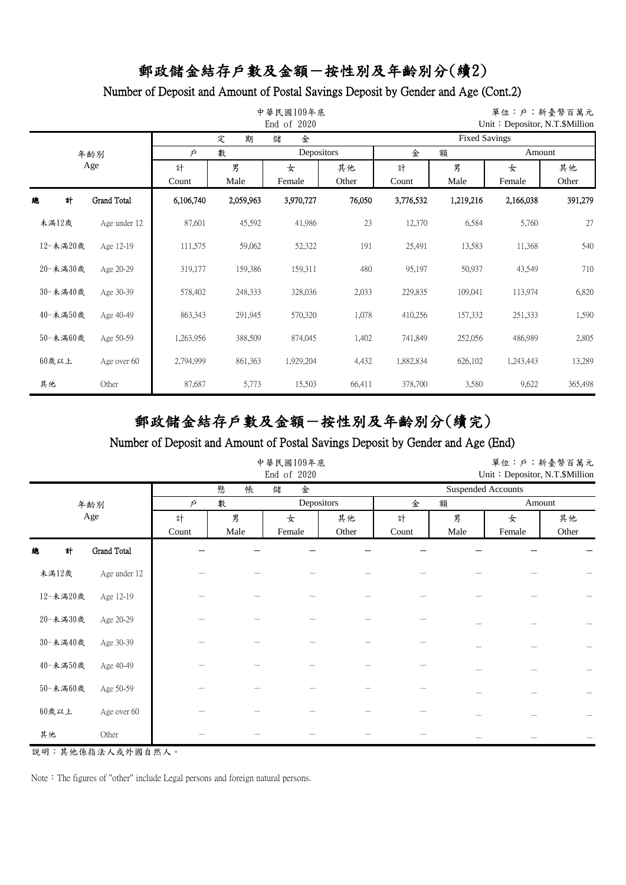# 郵政儲金結存戶數及金額－按性別及年齡別分(續2)

## Number of Deposit and Amount of Postal Savings Deposit by Gender and Age (Cont.2)

中華民國109年底
End of 2020

單位：戶；新臺幣百萬元
Unit：Depositor, N.T.$Million

| 年齡別 Age | | 定期儲金 Fixed Savings | | | | | | | |
|---|---|---|---|---|---|---|---|---|---|
| | | 戶數 Depositors | | | | 金額 Amount | | | |
| | | 計 Count | 男 Male | 女 Female | 其他 Other | 計 Count | 男 Male | 女 Female | 其他 Other |
| 總計 | Grand Total | 6,106,740 | 2,059,963 | 3,970,727 | 76,050 | 3,776,532 | 1,219,216 | 2,166,038 | 391,279 |
| 未滿12歲 | Age under 12 | 87,601 | 45,592 | 41,986 | 23 | 12,370 | 6,584 | 5,760 | 27 |
| 12-未滿20歲 | Age 12-19 | 111,575 | 59,062 | 52,322 | 191 | 25,491 | 13,583 | 11,368 | 540 |
| 20-未滿30歲 | Age 20-29 | 319,177 | 159,386 | 159,311 | 480 | 95,197 | 50,937 | 43,549 | 710 |
| 30-未滿40歲 | Age 30-39 | 578,402 | 248,333 | 328,036 | 2,033 | 229,835 | 109,041 | 113,974 | 6,820 |
| 40-未滿50歲 | Age 40-49 | 863,343 | 291,945 | 570,320 | 1,078 | 410,256 | 157,332 | 251,333 | 1,590 |
| 50-未滿60歲 | Age 50-59 | 1,263,956 | 388,509 | 874,045 | 1,402 | 741,849 | 252,056 | 486,989 | 2,805 |
| 60歲以上 | Age over 60 | 2,794,999 | 861,363 | 1,929,204 | 4,432 | 1,882,834 | 626,102 | 1,243,443 | 13,289 |
| 其他 | Other | 87,687 | 5,773 | 15,503 | 66,411 | 378,700 | 3,580 | 9,622 | 365,498 |

# 郵政儲金結存戶數及金額－按性別及年齡別分(續完)

## Number of Deposit and Amount of Postal Savings Deposit by Gender and Age (End)

中華民國109年底
End of 2020

單位：戶；新臺幣百萬元
Unit：Depositor, N.T.$Million

| 年齡別 Age | | 懸帳儲金 Suspended Accounts | | | | | | | |
|---|---|---|---|---|---|---|---|---|---|
| | | 戶數 Depositors | | | | 金額 Amount | | | |
| | | 計 Count | 男 Male | 女 Female | 其他 Other | 計 Count | 男 Male | 女 Female | 其他 Other |
| 總計 | Grand Total | − | − | − | − | − | − | − | − |
| 未滿12歲 | Age under 12 | − | − | − | − | − | − | − | − |
| 12-未滿20歲 | Age 12-19 | − | − | − | − | − | − | − | − |
| 20-未滿30歲 | Age 20-29 | − | − | − | − | − | − | − | − |
| 30-未滿40歲 | Age 30-39 | − | − | − | − | − | − | − | − |
| 40-未滿50歲 | Age 40-49 | − | − | − | − | − | − | − | − |
| 50-未滿60歲 | Age 50-59 | − | − | − | − | − | − | − | − |
| 60歲以上 | Age over 60 | − | − | − | − | − | − | − | − |
| 其他 | Other | − | − | − | − | − | − | − | − |

說明：其他係指法人或外國自然人。

Note：The figures of "other" include Legal persons and foreign natural persons.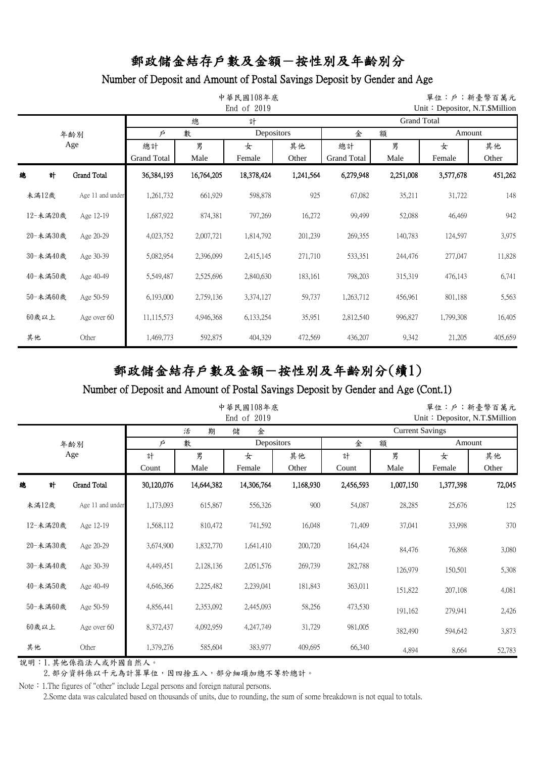# 郵政儲金結存戶數及金額－按性別及年齡別分

## Number of Deposit and Amount of Postal Savings Deposit by Gender and Age

中華民國108年底
End of 2019

單位：戶；新臺幣百萬元
Unit：Depositor, N.T.$Million

| 年齡別 Age | | 總計 戶數 Depositors 總計 Grand Total | 男 Male | 女 Female | 其他 Other | 金額 Amount 總計 Grand Total | 男 Male | 女 Female | 其他 Other |
|---|---|---|---|---|---|---|---|---|---|
| 總計 | Grand Total | 36,384,193 | 16,764,205 | 18,378,424 | 1,241,564 | 6,279,948 | 2,251,008 | 3,577,678 | 451,262 |
| 未滿12歲 | Age 11 and under | 1,261,732 | 661,929 | 598,878 | 925 | 67,082 | 35,211 | 31,722 | 148 |
| 12-未滿20歲 | Age 12-19 | 1,687,922 | 874,381 | 797,269 | 16,272 | 99,499 | 52,088 | 46,469 | 942 |
| 20-未滿30歲 | Age 20-29 | 4,023,752 | 2,007,721 | 1,814,792 | 201,239 | 269,355 | 140,783 | 124,597 | 3,975 |
| 30-未滿40歲 | Age 30-39 | 5,082,954 | 2,396,099 | 2,415,145 | 271,710 | 533,351 | 244,476 | 277,047 | 11,828 |
| 40-未滿50歲 | Age 40-49 | 5,549,487 | 2,525,696 | 2,840,630 | 183,161 | 798,203 | 315,319 | 476,143 | 6,741 |
| 50-未滿60歲 | Age 50-59 | 6,193,000 | 2,759,136 | 3,374,127 | 59,737 | 1,263,712 | 456,961 | 801,188 | 5,563 |
| 60歲以上 | Age over 60 | 11,115,573 | 4,946,368 | 6,133,254 | 35,951 | 2,812,540 | 996,827 | 1,799,308 | 16,405 |
| 其他 | Other | 1,469,773 | 592,875 | 404,329 | 472,569 | 436,207 | 9,342 | 21,205 | 405,659 |

# 郵政儲金結存戶數及金額－按性別及年齡別分(續1)

## Number of Deposit and Amount of Postal Savings Deposit by Gender and Age (Cont.1)

中華民國108年底
End of 2019

單位：戶；新臺幣百萬元
Unit：Depositor, N.T.$Million

| 年齡別 Age | | 活期儲金 Current Savings 戶數 Depositors 計 Count | 男 Male | 女 Female | 其他 Other | 金額 Amount 計 Count | 男 Male | 女 Female | 其他 Other |
|---|---|---|---|---|---|---|---|---|---|
| 總計 | Grand Total | 30,120,076 | 14,644,382 | 14,306,764 | 1,168,930 | 2,456,593 | 1,007,150 | 1,377,398 | 72,045 |
| 未滿12歲 | Age 11 and under | 1,173,093 | 615,867 | 556,326 | 900 | 54,087 | 28,285 | 25,676 | 125 |
| 12-未滿20歲 | Age 12-19 | 1,568,112 | 810,472 | 741,592 | 16,048 | 71,409 | 37,041 | 33,998 | 370 |
| 20-未滿30歲 | Age 20-29 | 3,674,900 | 1,832,770 | 1,641,410 | 200,720 | 164,424 | 84,476 | 76,868 | 3,080 |
| 30-未滿40歲 | Age 30-39 | 4,449,451 | 2,128,136 | 2,051,576 | 269,739 | 282,788 | 126,979 | 150,501 | 5,308 |
| 40-未滿50歲 | Age 40-49 | 4,646,366 | 2,225,482 | 2,239,041 | 181,843 | 363,011 | 151,822 | 207,108 | 4,081 |
| 50-未滿60歲 | Age 50-59 | 4,856,441 | 2,353,092 | 2,445,093 | 58,256 | 473,530 | 191,162 | 279,941 | 2,426 |
| 60歲以上 | Age over 60 | 8,372,437 | 4,092,959 | 4,247,749 | 31,729 | 981,005 | 382,490 | 594,642 | 3,873 |
| 其他 | Other | 1,379,276 | 585,604 | 383,977 | 409,695 | 66,340 | 4,894 | 8,664 | 52,783 |

說明：1.其他係指法人或外國自然人。
　　　2.部分資料係以千元為計算單位，因四捨五入，部分細項加總不等於總計。

Note：1.The figures of "other" include Legal persons and foreign natural persons.
　　　2.Some data was calculated based on thousands of units, due to rounding, the sum of some breakdown is not equal to totals.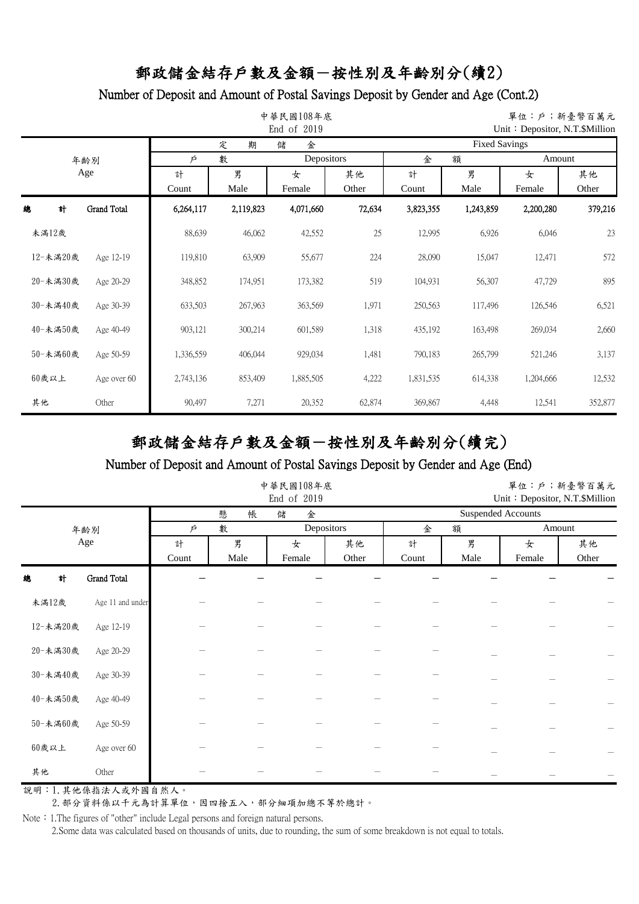# 郵政儲金結存戶數及金額－按性別及年齡別分(續2)

## Number of Deposit and Amount of Postal Savings Deposit by Gender and Age (Cont.2)

中華民國108年底
End of 2019

單位：戶；新臺幣百萬元
Unit：Depositor, N.T.$Million

| 年齡別 Age | | 定期儲金 Fixed Savings | | | | | | | |
|---|---|---|---|---|---|---|---|---|---|
| | | 戶數 Depositors | | | | 金額 Amount | | | |
| | | 計 Count | 男 Male | 女 Female | 其他 Other | 計 Count | 男 Male | 女 Female | 其他 Other |
| 總計 | Grand Total | 6,264,117 | 2,119,823 | 4,071,660 | 72,634 | 3,823,355 | 1,243,859 | 2,200,280 | 379,216 |
| 未滿12歲 | | 88,639 | 46,062 | 42,552 | 25 | 12,995 | 6,926 | 6,046 | 23 |
| 12-未滿20歲 | Age 12-19 | 119,810 | 63,909 | 55,677 | 224 | 28,090 | 15,047 | 12,471 | 572 |
| 20-未滿30歲 | Age 20-29 | 348,852 | 174,951 | 173,382 | 519 | 104,931 | 56,307 | 47,729 | 895 |
| 30-未滿40歲 | Age 30-39 | 633,503 | 267,963 | 363,569 | 1,971 | 250,563 | 117,496 | 126,546 | 6,521 |
| 40-未滿50歲 | Age 40-49 | 903,121 | 300,214 | 601,589 | 1,318 | 435,192 | 163,498 | 269,034 | 2,660 |
| 50-未滿60歲 | Age 50-59 | 1,336,559 | 406,044 | 929,034 | 1,481 | 790,183 | 265,799 | 521,246 | 3,137 |
| 60歲以上 | Age over 60 | 2,743,136 | 853,409 | 1,885,505 | 4,222 | 1,831,535 | 614,338 | 1,204,666 | 12,532 |
| 其他 | Other | 90,497 | 7,271 | 20,352 | 62,874 | 369,867 | 4,448 | 12,541 | 352,877 |

# 郵政儲金結存戶數及金額－按性別及年齡別分(續完)

## Number of Deposit and Amount of Postal Savings Deposit by Gender and Age (End)

中華民國108年底
End of 2019

單位：戶；新臺幣百萬元
Unit：Depositor, N.T.$Million

| 年齡別 Age | | 懸帳儲金 Suspended Accounts | | | | | | | |
|---|---|---|---|---|---|---|---|---|---|
| | | 戶數 Depositors | | | | 金額 Amount | | | |
| | | 計 Count | 男 Male | 女 Female | 其他 Other | 計 Count | 男 Male | 女 Female | 其他 Other |
| 總計 | Grand Total | － | － | － | － | － | － | － | － |
| 未滿12歲 | Age 11 and under | － | － | － | － | － | － | － | － |
| 12-未滿20歲 | Age 12-19 | － | － | － | － | － | － | － | － |
| 20-未滿30歲 | Age 20-29 | － | － | － | － | － | － | － | － |
| 30-未滿40歲 | Age 30-39 | － | － | － | － | － | － | － | － |
| 40-未滿50歲 | Age 40-49 | － | － | － | － | － | － | － | － |
| 50-未滿60歲 | Age 50-59 | － | － | － | － | － | － | － | － |
| 60歲以上 | Age over 60 | － | － | － | － | － | － | － | － |
| 其他 | Other | － | － | － | － | － | － | － | － |

說明：1.其他係指法人或外國自然人。
2.部分資料係以千元為計算單位，因四捨五入，部分細項加總不等於總計。

Note：1.The figures of "other" include Legal persons and foreign natural persons.
2.Some data was calculated based on thousands of units, due to rounding, the sum of some breakdown is not equal to totals.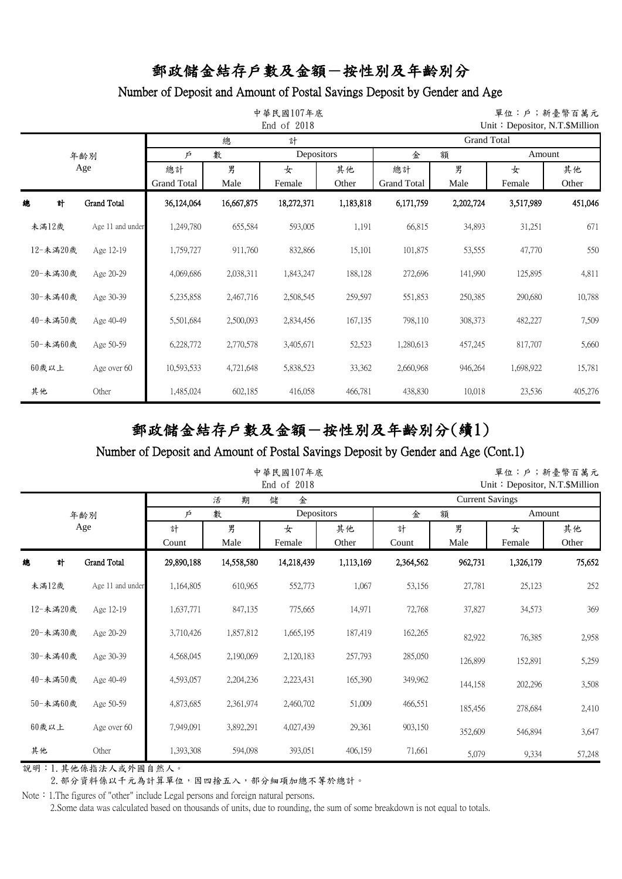# 郵政儲金結存戶數及金額－按性別及年齡別分

## Number of Deposit and Amount of Postal Savings Deposit by Gender and Age

中華民國107年底
End of 2018

單位：戶；新臺幣百萬元
Unit：Depositor, N.T.$Million

| 年齡別 Age | | 總計 Grand Total | | | | | | | |
|---|---|---|---|---|---|---|---|---|---|
| | | 戶數 Depositors | | | | 金額 Amount | | | |
| | | 總計 Grand Total | 男 Male | 女 Female | 其他 Other | 總計 Grand Total | 男 Male | 女 Female | 其他 Other |
| 總計 | Grand Total | 36,124,064 | 16,667,875 | 18,272,371 | 1,183,818 | 6,171,759 | 2,202,724 | 3,517,989 | 451,046 |
| 未滿12歲 | Age 11 and under | 1,249,780 | 655,584 | 593,005 | 1,191 | 66,815 | 34,893 | 31,251 | 671 |
| 12-未滿20歲 | Age 12-19 | 1,759,727 | 911,760 | 832,866 | 15,101 | 101,875 | 53,555 | 47,770 | 550 |
| 20-未滿30歲 | Age 20-29 | 4,069,686 | 2,038,311 | 1,843,247 | 188,128 | 272,696 | 141,990 | 125,895 | 4,811 |
| 30-未滿40歲 | Age 30-39 | 5,235,858 | 2,467,716 | 2,508,545 | 259,597 | 551,853 | 250,385 | 290,680 | 10,788 |
| 40-未滿50歲 | Age 40-49 | 5,501,684 | 2,500,093 | 2,834,456 | 167,135 | 798,110 | 308,373 | 482,227 | 7,509 |
| 50-未滿60歲 | Age 50-59 | 6,228,772 | 2,770,578 | 3,405,671 | 52,523 | 1,280,613 | 457,245 | 817,707 | 5,660 |
| 60歲以上 | Age over 60 | 10,593,533 | 4,721,648 | 5,838,523 | 33,362 | 2,660,968 | 946,264 | 1,698,922 | 15,781 |
| 其他 | Other | 1,485,024 | 602,185 | 416,058 | 466,781 | 438,830 | 10,018 | 23,536 | 405,276 |

# 郵政儲金結存戶數及金額－按性別及年齡別分(續1)

## Number of Deposit and Amount of Postal Savings Deposit by Gender and Age (Cont.1)

中華民國107年底
End of 2018

單位：戶；新臺幣百萬元
Unit：Depositor, N.T.$Million

| 年齡別 Age | | 活期儲金 Current Savings | | | | | | | |
|---|---|---|---|---|---|---|---|---|---|
| | | 戶數 Depositors | | | | 金額 Amount | | | |
| | | 計 Count | 男 Male | 女 Female | 其他 Other | 計 Count | 男 Male | 女 Female | 其他 Other |
| 總計 | Grand Total | 29,890,188 | 14,558,580 | 14,218,439 | 1,113,169 | 2,364,562 | 962,731 | 1,326,179 | 75,652 |
| 未滿12歲 | Age 11 and under | 1,164,805 | 610,965 | 552,773 | 1,067 | 53,156 | 27,781 | 25,123 | 252 |
| 12-未滿20歲 | Age 12-19 | 1,637,771 | 847,135 | 775,665 | 14,971 | 72,768 | 37,827 | 34,573 | 369 |
| 20-未滿30歲 | Age 20-29 | 3,710,426 | 1,857,812 | 1,665,195 | 187,419 | 162,265 | 82,922 | 76,385 | 2,958 |
| 30-未滿40歲 | Age 30-39 | 4,568,045 | 2,190,069 | 2,120,183 | 257,793 | 285,050 | 126,899 | 152,891 | 5,259 |
| 40-未滿50歲 | Age 40-49 | 4,593,057 | 2,204,236 | 2,223,431 | 165,390 | 349,962 | 144,158 | 202,296 | 3,508 |
| 50-未滿60歲 | Age 50-59 | 4,873,685 | 2,361,974 | 2,460,702 | 51,009 | 466,551 | 185,456 | 278,684 | 2,410 |
| 60歲以上 | Age over 60 | 7,949,091 | 3,892,291 | 4,027,439 | 29,361 | 903,150 | 352,609 | 546,894 | 3,647 |
| 其他 | Other | 1,393,308 | 594,098 | 393,051 | 406,159 | 71,661 | 5,079 | 9,334 | 57,248 |

說明：1.其他係指法人或外國自然人。
　　　2.部分資料係以千元為計算單位，因四捨五入，部分細項加總不等於總計。

Note：1.The figures of "other" include Legal persons and foreign natural persons.
　　　2.Some data was calculated based on thousands of units, due to rounding, the sum of some breakdown is not equal to totals.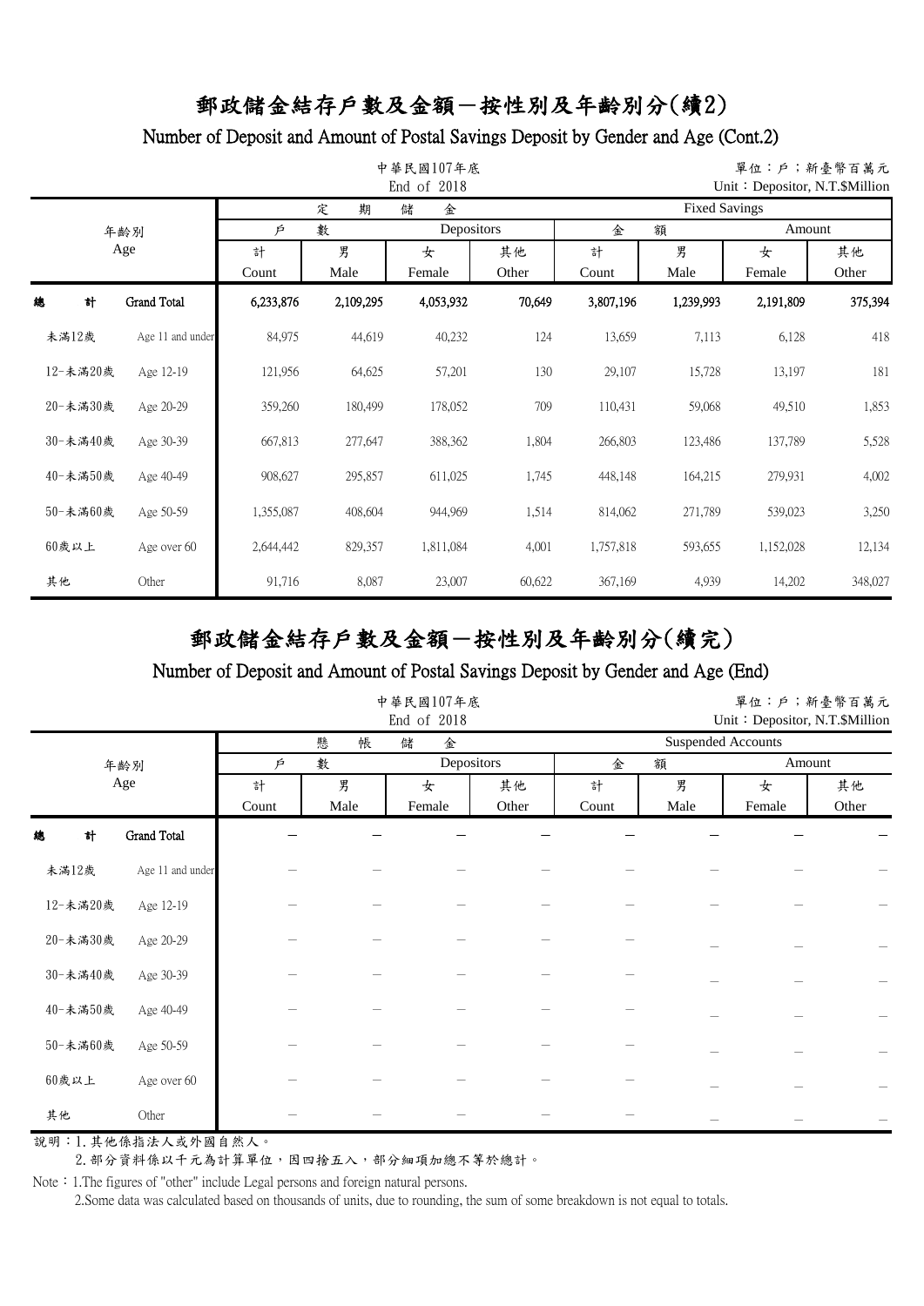# 郵政儲金結存戶數及金額－按性別及年齡別分(續2)

## Number of Deposit and Amount of Postal Savings Deposit by Gender and Age (Cont.2)

中華民國107年底
End of 2018

單位：戶；新臺幣百萬元
Unit：Depositor, N.T.$Million

| 年齡別 Age | | 定期儲金 Fixed Savings | | | | | | | |
|---|---|---|---|---|---|---|---|---|---|
| | | 戶數 Depositors | | | | 金額 Amount | | | |
| | | 計 Count | 男 Male | 女 Female | 其他 Other | 計 Count | 男 Male | 女 Female | 其他 Other |
| 總計 | Grand Total | 6,233,876 | 2,109,295 | 4,053,932 | 70,649 | 3,807,196 | 1,239,993 | 2,191,809 | 375,394 |
| 未滿12歲 | Age 11 and under | 84,975 | 44,619 | 40,232 | 124 | 13,659 | 7,113 | 6,128 | 418 |
| 12-未滿20歲 | Age 12-19 | 121,956 | 64,625 | 57,201 | 130 | 29,107 | 15,728 | 13,197 | 181 |
| 20-未滿30歲 | Age 20-29 | 359,260 | 180,499 | 178,052 | 709 | 110,431 | 59,068 | 49,510 | 1,853 |
| 30-未滿40歲 | Age 30-39 | 667,813 | 277,647 | 388,362 | 1,804 | 266,803 | 123,486 | 137,789 | 5,528 |
| 40-未滿50歲 | Age 40-49 | 908,627 | 295,857 | 611,025 | 1,745 | 448,148 | 164,215 | 279,931 | 4,002 |
| 50-未滿60歲 | Age 50-59 | 1,355,087 | 408,604 | 944,969 | 1,514 | 814,062 | 271,789 | 539,023 | 3,250 |
| 60歲以上 | Age over 60 | 2,644,442 | 829,357 | 1,811,084 | 4,001 | 1,757,818 | 593,655 | 1,152,028 | 12,134 |
| 其他 | Other | 91,716 | 8,087 | 23,007 | 60,622 | 367,169 | 4,939 | 14,202 | 348,027 |

# 郵政儲金結存戶數及金額－按性別及年齡別分(續完)

## Number of Deposit and Amount of Postal Savings Deposit by Gender and Age (End)

中華民國107年底
End of 2018

單位：戶；新臺幣百萬元
Unit：Depositor, N.T.$Million

| 年齡別 Age | | 懸帳儲金 Suspended Accounts | | | | | | | |
|---|---|---|---|---|---|---|---|---|---|
| | | 戶數 Depositors | | | | 金額 Amount | | | |
| | | 計 Count | 男 Male | 女 Female | 其他 Other | 計 Count | 男 Male | 女 Female | 其他 Other |
| 總計 | Grand Total | － | － | － | － | － | － | － | － |
| 未滿12歲 | Age 11 and under | － | － | － | － | － | － | － | － |
| 12-未滿20歲 | Age 12-19 | － | － | － | － | － | － | － | － |
| 20-未滿30歲 | Age 20-29 | － | － | － | － | － | － | － | － |
| 30-未滿40歲 | Age 30-39 | － | － | － | － | － | － | － | － |
| 40-未滿50歲 | Age 40-49 | － | － | － | － | － | － | － | － |
| 50-未滿60歲 | Age 50-59 | － | － | － | － | － | － | － | － |
| 60歲以上 | Age over 60 | － | － | － | － | － | － | － | － |
| 其他 | Other | － | － | － | － | － | － | － | － |

說明：1.其他係指法人或外國自然人。
　　　2.部分資料係以千元為計算單位，因四捨五入，部分細項加總不等於總計。

Note：1.The figures of "other" include Legal persons and foreign natural persons.
　　　2.Some data was calculated based on thousands of units, due to rounding, the sum of some breakdown is not equal to totals.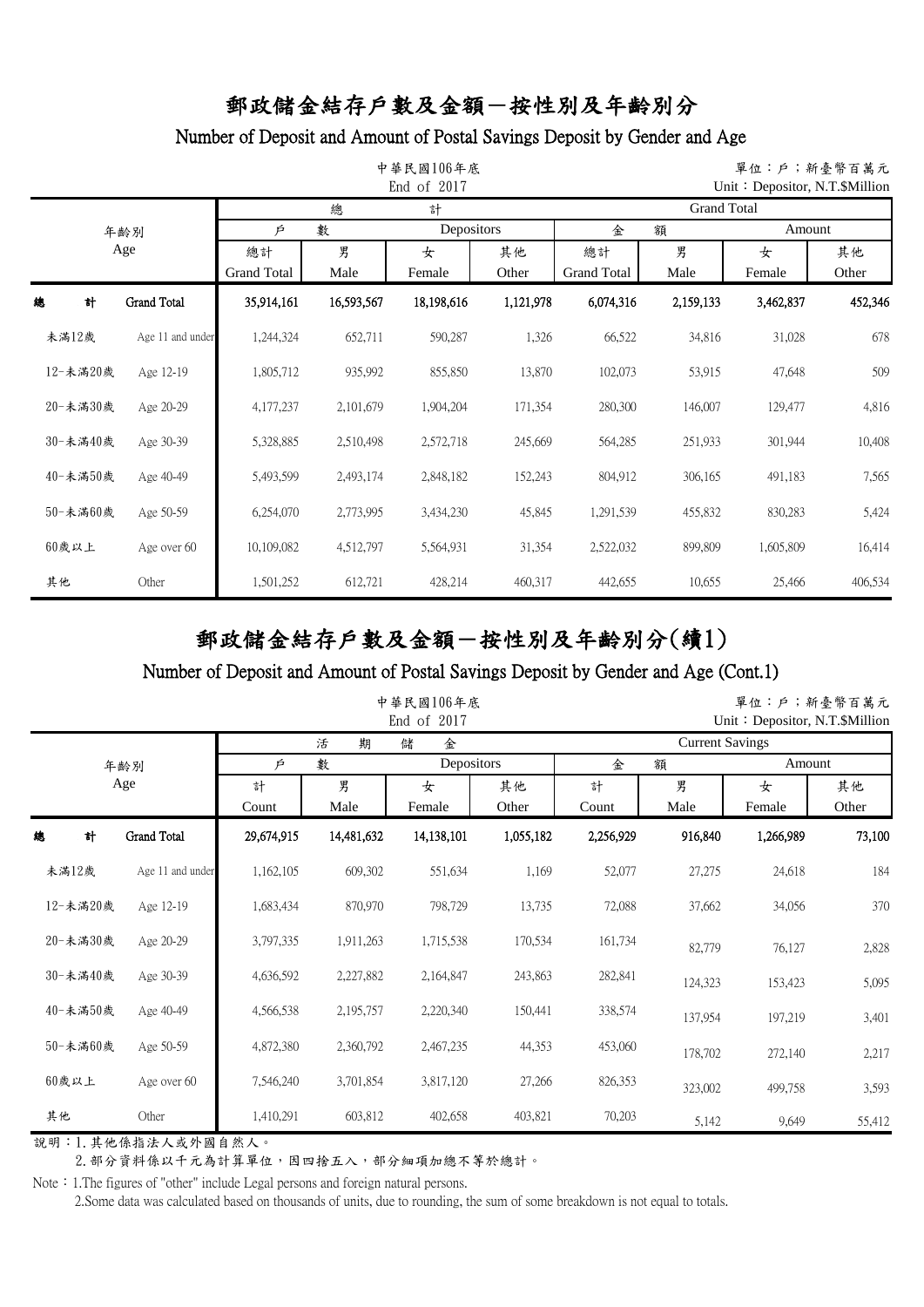# 郵政儲金結存戶數及金額－按性別及年齡別分

## Number of Deposit and Amount of Postal Savings Deposit by Gender and Age

中華民國106年底
End of 2017

單位：戶；新臺幣百萬元
Unit：Depositor, N.T.$Million

| 年齡別 Age | | 總計 Grand Total | | | | | | | |
|---|---|---|---|---|---|---|---|---|---|
| | | 戶數 Depositors | | | | 金額 Amount | | | |
| | | 總計 Grand Total | 男 Male | 女 Female | 其他 Other | 總計 Grand Total | 男 Male | 女 Female | 其他 Other |
| 總計 | Grand Total | 35,914,161 | 16,593,567 | 18,198,616 | 1,121,978 | 6,074,316 | 2,159,133 | 3,462,837 | 452,346 |
| 未滿12歲 | Age 11 and under | 1,244,324 | 652,711 | 590,287 | 1,326 | 66,522 | 34,816 | 31,028 | 678 |
| 12-未滿20歲 | Age 12-19 | 1,805,712 | 935,992 | 855,850 | 13,870 | 102,073 | 53,915 | 47,648 | 509 |
| 20-未滿30歲 | Age 20-29 | 4,177,237 | 2,101,679 | 1,904,204 | 171,354 | 280,300 | 146,007 | 129,477 | 4,816 |
| 30-未滿40歲 | Age 30-39 | 5,328,885 | 2,510,498 | 2,572,718 | 245,669 | 564,285 | 251,933 | 301,944 | 10,408 |
| 40-未滿50歲 | Age 40-49 | 5,493,599 | 2,493,174 | 2,848,182 | 152,243 | 804,912 | 306,165 | 491,183 | 7,565 |
| 50-未滿60歲 | Age 50-59 | 6,254,070 | 2,773,995 | 3,434,230 | 45,845 | 1,291,539 | 455,832 | 830,283 | 5,424 |
| 60歲以上 | Age over 60 | 10,109,082 | 4,512,797 | 5,564,931 | 31,354 | 2,522,032 | 899,809 | 1,605,809 | 16,414 |
| 其他 | Other | 1,501,252 | 612,721 | 428,214 | 460,317 | 442,655 | 10,655 | 25,466 | 406,534 |

# 郵政儲金結存戶數及金額－按性別及年齡別分(續1)

## Number of Deposit and Amount of Postal Savings Deposit by Gender and Age (Cont.1)

中華民國106年底
End of 2017

單位：戶；新臺幣百萬元
Unit：Depositor, N.T.$Million

| 年齡別 Age | | 活期儲金 Current Savings | | | | | | | |
|---|---|---|---|---|---|---|---|---|---|
| | | 戶數 Depositors | | | | 金額 Amount | | | |
| | | 計 Count | 男 Male | 女 Female | 其他 Other | 計 Count | 男 Male | 女 Female | 其他 Other |
| 總計 | Grand Total | 29,674,915 | 14,481,632 | 14,138,101 | 1,055,182 | 2,256,929 | 916,840 | 1,266,989 | 73,100 |
| 未滿12歲 | Age 11 and under | 1,162,105 | 609,302 | 551,634 | 1,169 | 52,077 | 27,275 | 24,618 | 184 |
| 12-未滿20歲 | Age 12-19 | 1,683,434 | 870,970 | 798,729 | 13,735 | 72,088 | 37,662 | 34,056 | 370 |
| 20-未滿30歲 | Age 20-29 | 3,797,335 | 1,911,263 | 1,715,538 | 170,534 | 161,734 | 82,779 | 76,127 | 2,828 |
| 30-未滿40歲 | Age 30-39 | 4,636,592 | 2,227,882 | 2,164,847 | 243,863 | 282,841 | 124,323 | 153,423 | 5,095 |
| 40-未滿50歲 | Age 40-49 | 4,566,538 | 2,195,757 | 2,220,340 | 150,441 | 338,574 | 137,954 | 197,219 | 3,401 |
| 50-未滿60歲 | Age 50-59 | 4,872,380 | 2,360,792 | 2,467,235 | 44,353 | 453,060 | 178,702 | 272,140 | 2,217 |
| 60歲以上 | Age over 60 | 7,546,240 | 3,701,854 | 3,817,120 | 27,266 | 826,353 | 323,002 | 499,758 | 3,593 |
| 其他 | Other | 1,410,291 | 603,812 | 402,658 | 403,821 | 70,203 | 5,142 | 9,649 | 55,412 |

說明：1.其他係指法人或外國自然人。
　　　2.部分資料係以千元為計算單位，因四捨五入，部分細項加總不等於總計。

Note：1.The figures of "other" include Legal persons and foreign natural persons.
　　　2.Some data was calculated based on thousands of units, due to rounding, the sum of some breakdown is not equal to totals.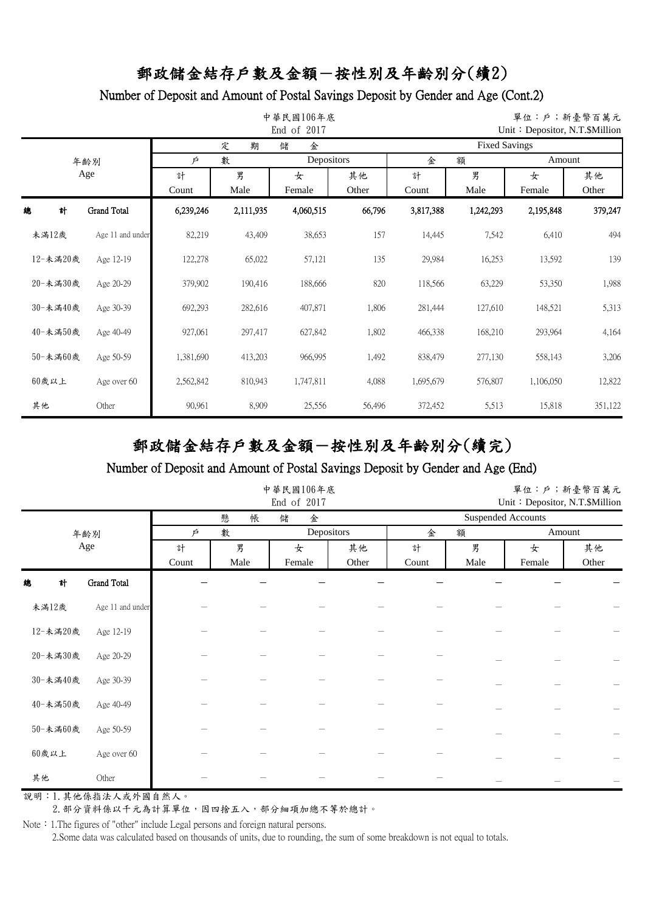# 郵政儲金結存戶數及金額－按性別及年齡別分(續2)

## Number of Deposit and Amount of Postal Savings Deposit by Gender and Age (Cont.2)

中華民國106年底
End of 2017

單位：戶；新臺幣百萬元
Unit：Depositor, N.T.$Million

| 年齡別 Age | | 定期儲金 Fixed Savings | | | | | | | |
|---|---|---|---|---|---|---|---|---|---|
| | | 戶數 Depositors | | | | 金額 Amount | | | |
| | | 計 Count | 男 Male | 女 Female | 其他 Other | 計 Count | 男 Male | 女 Female | 其他 Other |
| 總計 | Grand Total | 6,239,246 | 2,111,935 | 4,060,515 | 66,796 | 3,817,388 | 1,242,293 | 2,195,848 | 379,247 |
| 未滿12歲 | Age 11 and under | 82,219 | 43,409 | 38,653 | 157 | 14,445 | 7,542 | 6,410 | 494 |
| 12-未滿20歲 | Age 12-19 | 122,278 | 65,022 | 57,121 | 135 | 29,984 | 16,253 | 13,592 | 139 |
| 20-未滿30歲 | Age 20-29 | 379,902 | 190,416 | 188,666 | 820 | 118,566 | 63,229 | 53,350 | 1,988 |
| 30-未滿40歲 | Age 30-39 | 692,293 | 282,616 | 407,871 | 1,806 | 281,444 | 127,610 | 148,521 | 5,313 |
| 40-未滿50歲 | Age 40-49 | 927,061 | 297,417 | 627,842 | 1,802 | 466,338 | 168,210 | 293,964 | 4,164 |
| 50-未滿60歲 | Age 50-59 | 1,381,690 | 413,203 | 966,995 | 1,492 | 838,479 | 277,130 | 558,143 | 3,206 |
| 60歲以上 | Age over 60 | 2,562,842 | 810,943 | 1,747,811 | 4,088 | 1,695,679 | 576,807 | 1,106,050 | 12,822 |
| 其他 | Other | 90,961 | 8,909 | 25,556 | 56,496 | 372,452 | 5,513 | 15,818 | 351,122 |

# 郵政儲金結存戶數及金額－按性別及年齡別分(續完)

## Number of Deposit and Amount of Postal Savings Deposit by Gender and Age (End)

中華民國106年底
End of 2017

單位：戶；新臺幣百萬元
Unit：Depositor, N.T.$Million

| 年齡別 Age | | 懸帳儲金 Suspended Accounts | | | | | | | |
|---|---|---|---|---|---|---|---|---|---|
| | | 戶數 Depositors | | | | 金額 Amount | | | |
| | | 計 Count | 男 Male | 女 Female | 其他 Other | 計 Count | 男 Male | 女 Female | 其他 Other |
| 總計 | Grand Total | － | － | － | － | － | － | － | － |
| 未滿12歲 | Age 11 and under | － | － | － | － | － | － | － | － |
| 12-未滿20歲 | Age 12-19 | － | － | － | － | － | － | － | － |
| 20-未滿30歲 | Age 20-29 | － | － | － | － | － | － | － | － |
| 30-未滿40歲 | Age 30-39 | － | － | － | － | － | － | － | － |
| 40-未滿50歲 | Age 40-49 | － | － | － | － | － | － | － | － |
| 50-未滿60歲 | Age 50-59 | － | － | － | － | － | － | － | － |
| 60歲以上 | Age over 60 | － | － | － | － | － | － | － | － |
| 其他 | Other | － | － | － | － | － | － | － | － |

說明：1.其他係指法人或外國自然人。
　　　2.部分資料係以千元為計算單位，因四捨五入，部分細項加總不等於總計。

Note：1.The figures of "other" include Legal persons and foreign natural persons.
　　　2.Some data was calculated based on thousands of units, due to rounding, the sum of some breakdown is not equal to totals.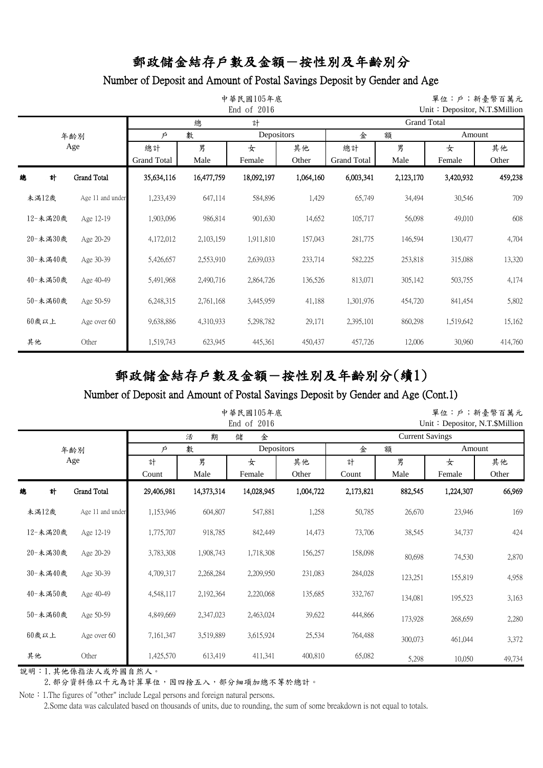# 郵政儲金結存戶數及金額－按性別及年齡別分

## Number of Deposit and Amount of Postal Savings Deposit by Gender and Age

中華民國105年底
End of 2016

單位：戶；新臺幣百萬元
Unit：Depositor, N.T.$Million

| 年齡別 Age | | 總計 Grand Total | | | | | | | |
|---|---|---|---|---|---|---|---|---|---|
| | | 戶數 Depositors | | | | 金額 Amount | | | |
| | | 總計 Grand Total | 男 Male | 女 Female | 其他 Other | 總計 Grand Total | 男 Male | 女 Female | 其他 Other |
| 總計 | Grand Total | 35,634,116 | 16,477,759 | 18,092,197 | 1,064,160 | 6,003,341 | 2,123,170 | 3,420,932 | 459,238 |
| 未滿12歲 | Age 11 and under | 1,233,439 | 647,114 | 584,896 | 1,429 | 65,749 | 34,494 | 30,546 | 709 |
| 12-未滿20歲 | Age 12-19 | 1,903,096 | 986,814 | 901,630 | 14,652 | 105,717 | 56,098 | 49,010 | 608 |
| 20-未滿30歲 | Age 20-29 | 4,172,012 | 2,103,159 | 1,911,810 | 157,043 | 281,775 | 146,594 | 130,477 | 4,704 |
| 30-未滿40歲 | Age 30-39 | 5,426,657 | 2,553,910 | 2,639,033 | 233,714 | 582,225 | 253,818 | 315,088 | 13,320 |
| 40-未滿50歲 | Age 40-49 | 5,491,968 | 2,490,716 | 2,864,726 | 136,526 | 813,071 | 305,142 | 503,755 | 4,174 |
| 50-未滿60歲 | Age 50-59 | 6,248,315 | 2,761,168 | 3,445,959 | 41,188 | 1,301,976 | 454,720 | 841,454 | 5,802 |
| 60歲以上 | Age over 60 | 9,638,886 | 4,310,933 | 5,298,782 | 29,171 | 2,395,101 | 860,298 | 1,519,642 | 15,162 |
| 其他 | Other | 1,519,743 | 623,945 | 445,361 | 450,437 | 457,726 | 12,006 | 30,960 | 414,760 |

# 郵政儲金結存戶數及金額－按性別及年齡別分(續1)

## Number of Deposit and Amount of Postal Savings Deposit by Gender and Age (Cont.1)

中華民國105年底
End of 2016

單位：戶；新臺幣百萬元
Unit：Depositor, N.T.$Million

| 年齡別 Age | | 活期儲金 Current Savings | | | | | | | |
|---|---|---|---|---|---|---|---|---|---|
| | | 戶數 Depositors | | | | 金額 Amount | | | |
| | | 計 Count | 男 Male | 女 Female | 其他 Other | 計 Count | 男 Male | 女 Female | 其他 Other |
| 總計 | Grand Total | 29,406,981 | 14,373,314 | 14,028,945 | 1,004,722 | 2,173,821 | 882,545 | 1,224,307 | 66,969 |
| 未滿12歲 | Age 11 and under | 1,153,946 | 604,807 | 547,881 | 1,258 | 50,785 | 26,670 | 23,946 | 169 |
| 12-未滿20歲 | Age 12-19 | 1,775,707 | 918,785 | 842,449 | 14,473 | 73,706 | 38,545 | 34,737 | 424 |
| 20-未滿30歲 | Age 20-29 | 3,783,308 | 1,908,743 | 1,718,308 | 156,257 | 158,098 | 80,698 | 74,530 | 2,870 |
| 30-未滿40歲 | Age 30-39 | 4,709,317 | 2,268,284 | 2,209,950 | 231,083 | 284,028 | 123,251 | 155,819 | 4,958 |
| 40-未滿50歲 | Age 40-49 | 4,548,117 | 2,192,364 | 2,220,068 | 135,685 | 332,767 | 134,081 | 195,523 | 3,163 |
| 50-未滿60歲 | Age 50-59 | 4,849,669 | 2,347,023 | 2,463,024 | 39,622 | 444,866 | 173,928 | 268,659 | 2,280 |
| 60歲以上 | Age over 60 | 7,161,347 | 3,519,889 | 3,615,924 | 25,534 | 764,488 | 300,073 | 461,044 | 3,372 |
| 其他 | Other | 1,425,570 | 613,419 | 411,341 | 400,810 | 65,082 | 5,298 | 10,050 | 49,734 |

說明：1.其他係指法人或外國自然人。
　　　2.部分資料係以千元為計算單位，因四捨五入，部分細項加總不等於總計。

Note：1.The figures of "other" include Legal persons and foreign natural persons.
　　　2.Some data was calculated based on thousands of units, due to rounding, the sum of some breakdown is not equal to totals.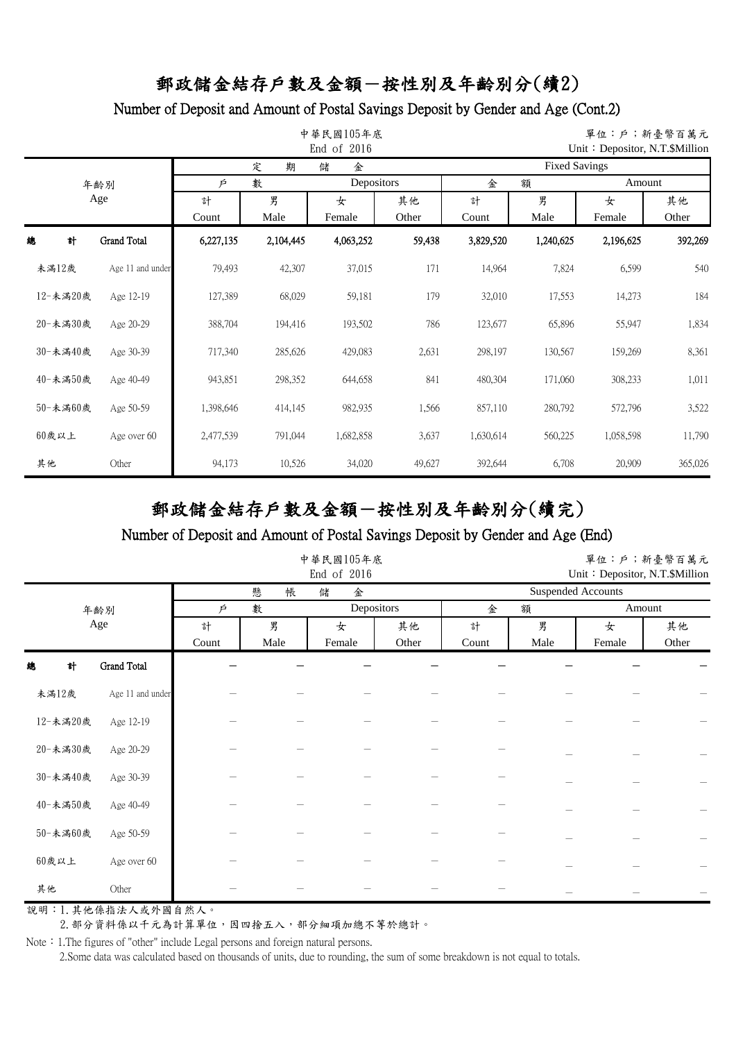# 郵政儲金結存戶數及金額－按性別及年齡別分(續2)

## Number of Deposit and Amount of Postal Savings Deposit by Gender and Age (Cont.2)

中華民國105年底
End of 2016

單位：戶；新臺幣百萬元
Unit：Depositor, N.T.$Million

| 年齡別 Age | | 定期儲金 Fixed Savings | | | | | | | |
|---|---|---|---|---|---|---|---|---|---|
| | | 戶數 Depositors | | | | 金額 Amount | | | |
| | | 計 Count | 男 Male | 女 Female | 其他 Other | 計 Count | 男 Male | 女 Female | 其他 Other |
| 總計 | Grand Total | 6,227,135 | 2,104,445 | 4,063,252 | 59,438 | 3,829,520 | 1,240,625 | 2,196,625 | 392,269 |
| 未滿12歲 | Age 11 and under | 79,493 | 42,307 | 37,015 | 171 | 14,964 | 7,824 | 6,599 | 540 |
| 12-未滿20歲 | Age 12-19 | 127,389 | 68,029 | 59,181 | 179 | 32,010 | 17,553 | 14,273 | 184 |
| 20-未滿30歲 | Age 20-29 | 388,704 | 194,416 | 193,502 | 786 | 123,677 | 65,896 | 55,947 | 1,834 |
| 30-未滿40歲 | Age 30-39 | 717,340 | 285,626 | 429,083 | 2,631 | 298,197 | 130,567 | 159,269 | 8,361 |
| 40-未滿50歲 | Age 40-49 | 943,851 | 298,352 | 644,658 | 841 | 480,304 | 171,060 | 308,233 | 1,011 |
| 50-未滿60歲 | Age 50-59 | 1,398,646 | 414,145 | 982,935 | 1,566 | 857,110 | 280,792 | 572,796 | 3,522 |
| 60歲以上 | Age over 60 | 2,477,539 | 791,044 | 1,682,858 | 3,637 | 1,630,614 | 560,225 | 1,058,598 | 11,790 |
| 其他 | Other | 94,173 | 10,526 | 34,020 | 49,627 | 392,644 | 6,708 | 20,909 | 365,026 |

# 郵政儲金結存戶數及金額－按性別及年齡別分(續完)

## Number of Deposit and Amount of Postal Savings Deposit by Gender and Age (End)

中華民國105年底
End of 2016

單位：戶；新臺幣百萬元
Unit：Depositor, N.T.$Million

| 年齡別 Age | | 懸帳儲金 Suspended Accounts | | | | | | | |
|---|---|---|---|---|---|---|---|---|---|
| | | 戶數 Depositors | | | | 金額 Amount | | | |
| | | 計 Count | 男 Male | 女 Female | 其他 Other | 計 Count | 男 Male | 女 Female | 其他 Other |
| 總計 | Grand Total | － | － | － | － | － | － | － | － |
| 未滿12歲 | Age 11 and under | － | － | － | － | － | － | － | － |
| 12-未滿20歲 | Age 12-19 | － | － | － | － | － | － | － | － |
| 20-未滿30歲 | Age 20-29 | － | － | － | － | － | － | － | － |
| 30-未滿40歲 | Age 30-39 | － | － | － | － | － | － | － | － |
| 40-未滿50歲 | Age 40-49 | － | － | － | － | － | － | － | － |
| 50-未滿60歲 | Age 50-59 | － | － | － | － | － | － | － | － |
| 60歲以上 | Age over 60 | － | － | － | － | － | － | － | － |
| 其他 | Other | － | － | － | － | － | － | － | － |

說明：1. 其他係指法人或外國自然人。
　　　2. 部分資料係以千元為計算單位，因四捨五入，部分細項加總不等於總計。

Note：1.The figures of "other" include Legal persons and foreign natural persons.
　　　2.Some data was calculated based on thousands of units, due to rounding, the sum of some breakdown is not equal to totals.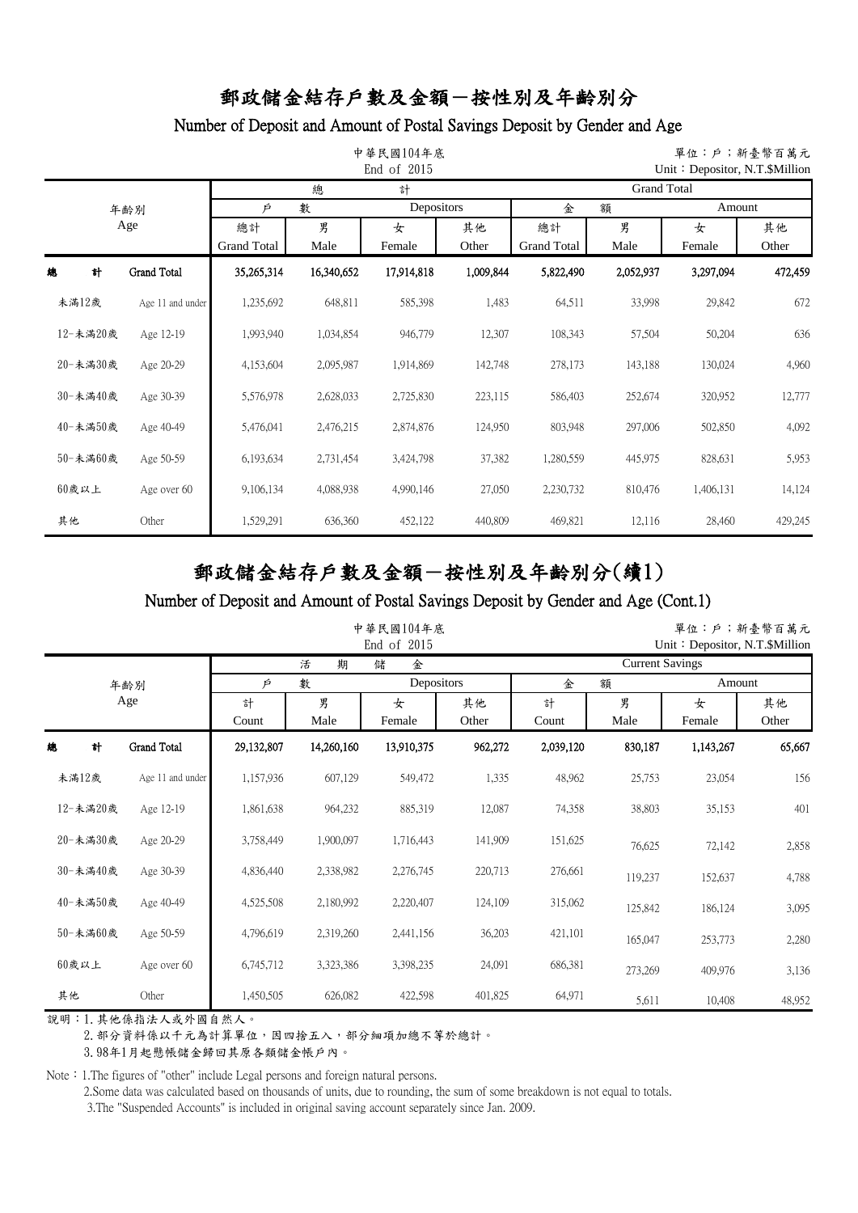# 郵政儲金結存戶數及金額－按性別及年齡別分

## Number of Deposit and Amount of Postal Savings Deposit by Gender and Age

中華民國104年底
End of 2015

單位：戶；新臺幣百萬元
Unit：Depositor, N.T.$Million

| 年齡別 | Age | 總計 Grand Total | | | | | | | |
|---|---|---|---|---|---|---|---|---|---|
| | | 戶數 Depositors | | | | 金額 Amount | | | |
| | | 總計 Grand Total | 男 Male | 女 Female | 其他 Other | 總計 Grand Total | 男 Male | 女 Female | 其他 Other |
| 總計 | Grand Total | 35,265,314 | 16,340,652 | 17,914,818 | 1,009,844 | 5,822,490 | 2,052,937 | 3,297,094 | 472,459 |
| 未滿12歲 | Age 11 and under | 1,235,692 | 648,811 | 585,398 | 1,483 | 64,511 | 33,998 | 29,842 | 672 |
| 12-未滿20歲 | Age 12-19 | 1,993,940 | 1,034,854 | 946,779 | 12,307 | 108,343 | 57,504 | 50,204 | 636 |
| 20-未滿30歲 | Age 20-29 | 4,153,604 | 2,095,987 | 1,914,869 | 142,748 | 278,173 | 143,188 | 130,024 | 4,960 |
| 30-未滿40歲 | Age 30-39 | 5,576,978 | 2,628,033 | 2,725,830 | 223,115 | 586,403 | 252,674 | 320,952 | 12,777 |
| 40-未滿50歲 | Age 40-49 | 5,476,041 | 2,476,215 | 2,874,876 | 124,950 | 803,948 | 297,006 | 502,850 | 4,092 |
| 50-未滿60歲 | Age 50-59 | 6,193,634 | 2,731,454 | 3,424,798 | 37,382 | 1,280,559 | 445,975 | 828,631 | 5,953 |
| 60歲以上 | Age over 60 | 9,106,134 | 4,088,938 | 4,990,146 | 27,050 | 2,230,732 | 810,476 | 1,406,131 | 14,124 |
| 其他 | Other | 1,529,291 | 636,360 | 452,122 | 440,809 | 469,821 | 12,116 | 28,460 | 429,245 |

# 郵政儲金結存戶數及金額－按性別及年齡別分(續1)

## Number of Deposit and Amount of Postal Savings Deposit by Gender and Age (Cont.1)

中華民國104年底
End of 2015

單位：戶；新臺幣百萬元
Unit：Depositor, N.T.$Million

| 年齡別 | Age | 活期儲金 Current Savings | | | | | | | |
|---|---|---|---|---|---|---|---|---|---|
| | | 戶數 Depositors | | | | 金額 Amount | | | |
| | | 計 Count | 男 Male | 女 Female | 其他 Other | 計 Count | 男 Male | 女 Female | 其他 Other |
| 總計 | Grand Total | 29,132,807 | 14,260,160 | 13,910,375 | 962,272 | 2,039,120 | 830,187 | 1,143,267 | 65,667 |
| 未滿12歲 | Age 11 and under | 1,157,936 | 607,129 | 549,472 | 1,335 | 48,962 | 25,753 | 23,054 | 156 |
| 12-未滿20歲 | Age 12-19 | 1,861,638 | 964,232 | 885,319 | 12,087 | 74,358 | 38,803 | 35,153 | 401 |
| 20-未滿30歲 | Age 20-29 | 3,758,449 | 1,900,097 | 1,716,443 | 141,909 | 151,625 | 76,625 | 72,142 | 2,858 |
| 30-未滿40歲 | Age 30-39 | 4,836,440 | 2,338,982 | 2,276,745 | 220,713 | 276,661 | 119,237 | 152,637 | 4,788 |
| 40-未滿50歲 | Age 40-49 | 4,525,508 | 2,180,992 | 2,220,407 | 124,109 | 315,062 | 125,842 | 186,124 | 3,095 |
| 50-未滿60歲 | Age 50-59 | 4,796,619 | 2,319,260 | 2,441,156 | 36,203 | 421,101 | 165,047 | 253,773 | 2,280 |
| 60歲以上 | Age over 60 | 6,745,712 | 3,323,386 | 3,398,235 | 24,091 | 686,381 | 273,269 | 409,976 | 3,136 |
| 其他 | Other | 1,450,505 | 626,082 | 422,598 | 401,825 | 64,971 | 5,611 | 10,408 | 48,952 |

說明：1.其他係指法人或外國自然人。
2.部分資料係以千元為計算單位，因四捨五入，部分細項加總不等於總計。
3.98年1月起懸帳儲金歸回其原各類儲金帳戶內。

Note：1.The figures of "other" include Legal persons and foreign natural persons.
2.Some data was calculated based on thousands of units, due to rounding, the sum of some breakdown is not equal to totals.
3.The "Suspended Accounts" is included in original saving account separately since Jan. 2009.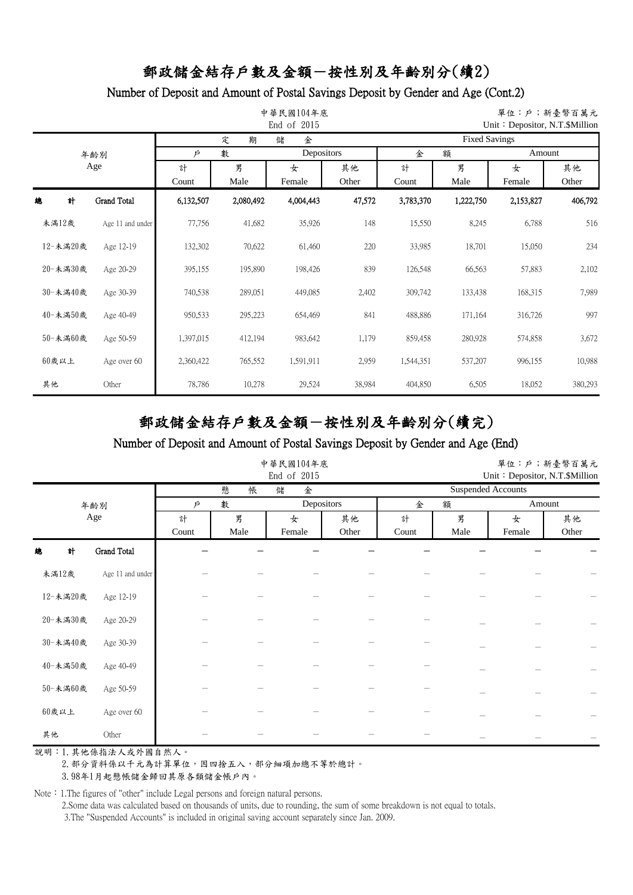# 郵政儲金結存戶數及金額－按性別及年齡別分(續2)

## Number of Deposit and Amount of Postal Savings Deposit by Gender and Age (Cont.2)

中華民國104年底
End of 2015

單位：戶；新臺幣百萬元
Unit：Depositor, N.T.$Million

| 年齡別 Age | | 定期儲金 Fixed Savings | | | | | | | |
|---|---|---|---|---|---|---|---|---|---|
| | | 戶數 Depositors | | | | 金額 Amount | | | |
| | | 計 Count | 男 Male | 女 Female | 其他 Other | 計 Count | 男 Male | 女 Female | 其他 Other |
| 總計 | Grand Total | 6,132,507 | 2,080,492 | 4,004,443 | 47,572 | 3,783,370 | 1,222,750 | 2,153,827 | 406,792 |
| 未滿12歲 | Age 11 and under | 77,756 | 41,682 | 35,926 | 148 | 15,550 | 8,245 | 6,788 | 516 |
| 12-未滿20歲 | Age 12-19 | 132,302 | 70,622 | 61,460 | 220 | 33,985 | 18,701 | 15,050 | 234 |
| 20-未滿30歲 | Age 20-29 | 395,155 | 195,890 | 198,426 | 839 | 126,548 | 66,563 | 57,883 | 2,102 |
| 30-未滿40歲 | Age 30-39 | 740,538 | 289,051 | 449,085 | 2,402 | 309,742 | 133,438 | 168,315 | 7,989 |
| 40-未滿50歲 | Age 40-49 | 950,533 | 295,223 | 654,469 | 841 | 488,886 | 171,164 | 316,726 | 997 |
| 50-未滿60歲 | Age 50-59 | 1,397,015 | 412,194 | 983,642 | 1,179 | 859,458 | 280,928 | 574,858 | 3,672 |
| 60歲以上 | Age over 60 | 2,360,422 | 765,552 | 1,591,911 | 2,959 | 1,544,351 | 537,207 | 996,155 | 10,988 |
| 其他 | Other | 78,786 | 10,278 | 29,524 | 38,984 | 404,850 | 6,505 | 18,052 | 380,293 |

# 郵政儲金結存戶數及金額－按性別及年齡別分(續完)

## Number of Deposit and Amount of Postal Savings Deposit by Gender and Age (End)

中華民國104年底
End of 2015

單位：戶；新臺幣百萬元
Unit：Depositor, N.T.$Million

| 年齡別 Age | | 懸帳儲金 Suspended Accounts | | | | | | | |
|---|---|---|---|---|---|---|---|---|---|
| | | 戶數 Depositors | | | | 金額 Amount | | | |
| | | 計 Count | 男 Male | 女 Female | 其他 Other | 計 Count | 男 Male | 女 Female | 其他 Other |
| 總計 | Grand Total | － | － | － | － | － | － | － | － |
| 未滿12歲 | Age 11 and under | － | － | － | － | － | － | － | － |
| 12-未滿20歲 | Age 12-19 | － | － | － | － | － | － | － | － |
| 20-未滿30歲 | Age 20-29 | － | － | － | － | － | － | － | － |
| 30-未滿40歲 | Age 30-39 | － | － | － | － | － | － | － | － |
| 40-未滿50歲 | Age 40-49 | － | － | － | － | － | － | － | － |
| 50-未滿60歲 | Age 50-59 | － | － | － | － | － | － | － | － |
| 60歲以上 | Age over 60 | － | － | － | － | － | － | － | － |
| 其他 | Other | － | － | － | － | － | － | － | － |

說明：1.其他係指法人或外國自然人。
2.部分資料係以千元為計算單位，因四捨五入，部分細項加總不等於總計。
3.98年1月起懸帳儲金歸回其原各類儲金帳戶內。

Note：1.The figures of "other" include Legal persons and foreign natural persons.
2.Some data was calculated based on thousands of units, due to rounding, the sum of some breakdown is not equal to totals.
3.The "Suspended Accounts" is included in original saving account separately since Jan. 2009.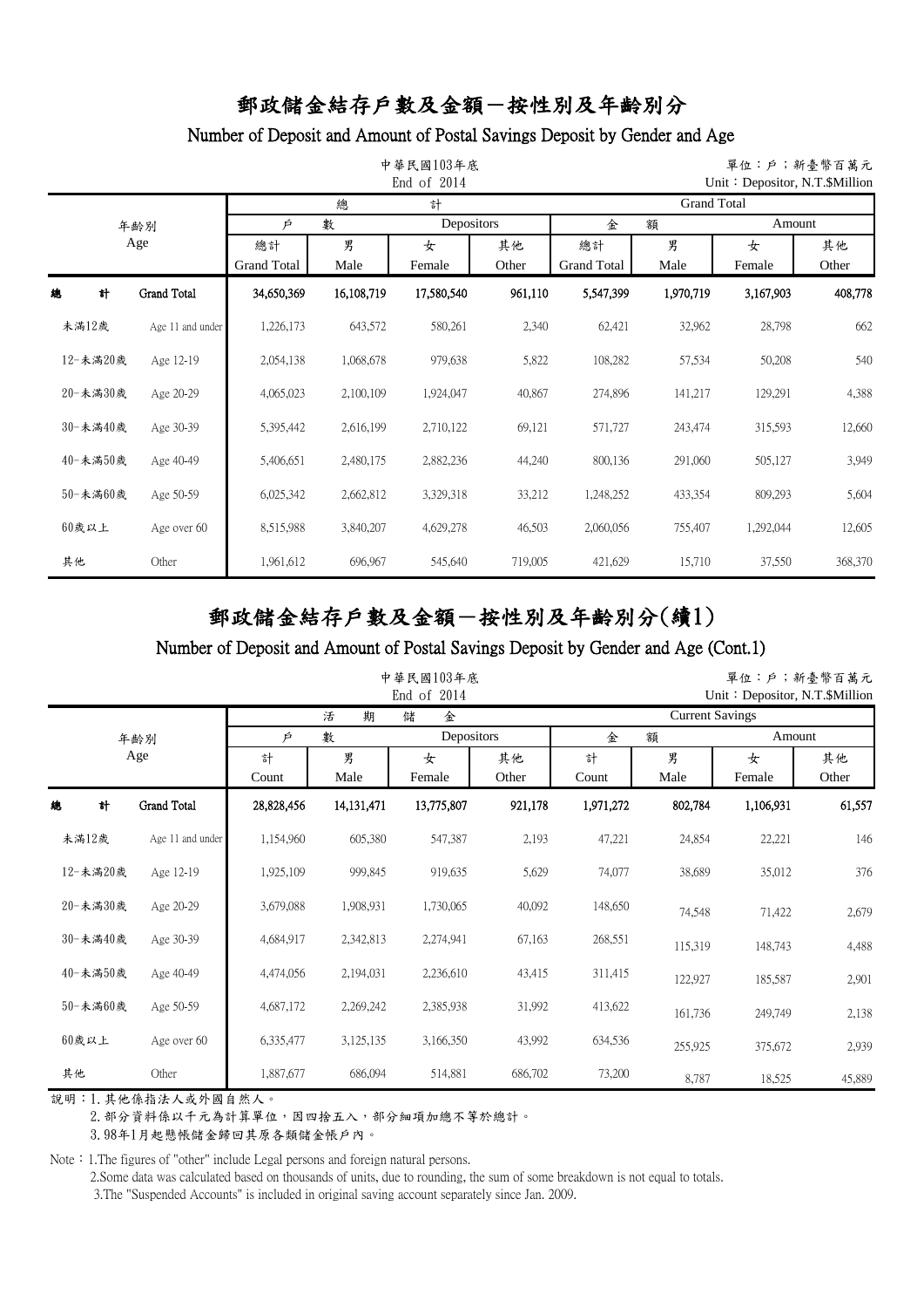# 郵政儲金結存戶數及金額－按性別及年齡別分

## Number of Deposit and Amount of Postal Savings Deposit by Gender and Age

中華民國103年底
End of 2014

單位：戶；新臺幣百萬元
Unit：Depositor, N.T.$Million

| 年齡別 Age | | 總計 Grand Total 戶數 Depositors 總計 Grand Total | 男 Male | 女 Female | 其他 Other | 金額 Amount 總計 Grand Total | 男 Male | 女 Female | 其他 Other |
|---|---|---|---|---|---|---|---|---|---|
| 總計 | Grand Total | 34,650,369 | 16,108,719 | 17,580,540 | 961,110 | 5,547,399 | 1,970,719 | 3,167,903 | 408,778 |
| 未滿12歲 | Age 11 and under | 1,226,173 | 643,572 | 580,261 | 2,340 | 62,421 | 32,962 | 28,798 | 662 |
| 12-未滿20歲 | Age 12-19 | 2,054,138 | 1,068,678 | 979,638 | 5,822 | 108,282 | 57,534 | 50,208 | 540 |
| 20-未滿30歲 | Age 20-29 | 4,065,023 | 2,100,109 | 1,924,047 | 40,867 | 274,896 | 141,217 | 129,291 | 4,388 |
| 30-未滿40歲 | Age 30-39 | 5,395,442 | 2,616,199 | 2,710,122 | 69,121 | 571,727 | 243,474 | 315,593 | 12,660 |
| 40-未滿50歲 | Age 40-49 | 5,406,651 | 2,480,175 | 2,882,236 | 44,240 | 800,136 | 291,060 | 505,127 | 3,949 |
| 50-未滿60歲 | Age 50-59 | 6,025,342 | 2,662,812 | 3,329,318 | 33,212 | 1,248,252 | 433,354 | 809,293 | 5,604 |
| 60歲以上 | Age over 60 | 8,515,988 | 3,840,207 | 4,629,278 | 46,503 | 2,060,056 | 755,407 | 1,292,044 | 12,605 |
| 其他 | Other | 1,961,612 | 696,967 | 545,640 | 719,005 | 421,629 | 15,710 | 37,550 | 368,370 |

# 郵政儲金結存戶數及金額－按性別及年齡別分(續1)

## Number of Deposit and Amount of Postal Savings Deposit by Gender and Age (Cont.1)

中華民國103年底
End of 2014

單位：戶；新臺幣百萬元
Unit：Depositor, N.T.$Million

| 年齡別 Age | | 活期儲金 Current Savings 戶數 Depositors 計 Count | 男 Male | 女 Female | 其他 Other | 金額 Amount 計 Count | 男 Male | 女 Female | 其他 Other |
|---|---|---|---|---|---|---|---|---|---|
| 總計 | Grand Total | 28,828,456 | 14,131,471 | 13,775,807 | 921,178 | 1,971,272 | 802,784 | 1,106,931 | 61,557 |
| 未滿12歲 | Age 11 and under | 1,154,960 | 605,380 | 547,387 | 2,193 | 47,221 | 24,854 | 22,221 | 146 |
| 12-未滿20歲 | Age 12-19 | 1,925,109 | 999,845 | 919,635 | 5,629 | 74,077 | 38,689 | 35,012 | 376 |
| 20-未滿30歲 | Age 20-29 | 3,679,088 | 1,908,931 | 1,730,065 | 40,092 | 148,650 | 74,548 | 71,422 | 2,679 |
| 30-未滿40歲 | Age 30-39 | 4,684,917 | 2,342,813 | 2,274,941 | 67,163 | 268,551 | 115,319 | 148,743 | 4,488 |
| 40-未滿50歲 | Age 40-49 | 4,474,056 | 2,194,031 | 2,236,610 | 43,415 | 311,415 | 122,927 | 185,587 | 2,901 |
| 50-未滿60歲 | Age 50-59 | 4,687,172 | 2,269,242 | 2,385,938 | 31,992 | 413,622 | 161,736 | 249,749 | 2,138 |
| 60歲以上 | Age over 60 | 6,335,477 | 3,125,135 | 3,166,350 | 43,992 | 634,536 | 255,925 | 375,672 | 2,939 |
| 其他 | Other | 1,887,677 | 686,094 | 514,881 | 686,702 | 73,200 | 8,787 | 18,525 | 45,889 |

說明：1.其他係指法人或外國自然人。
　　　2.部分資料係以千元為計算單位，因四捨五入，部分細項加總不等於總計。
　　　3.98年1月起懸帳儲金歸回其原各類儲金帳戶內。

Note：1.The figures of "other" include Legal persons and foreign natural persons.
　　　2.Some data was calculated based on thousands of units, due to rounding, the sum of some breakdown is not equal to totals.
　　　3.The "Suspended Accounts" is included in original saving account separately since Jan. 2009.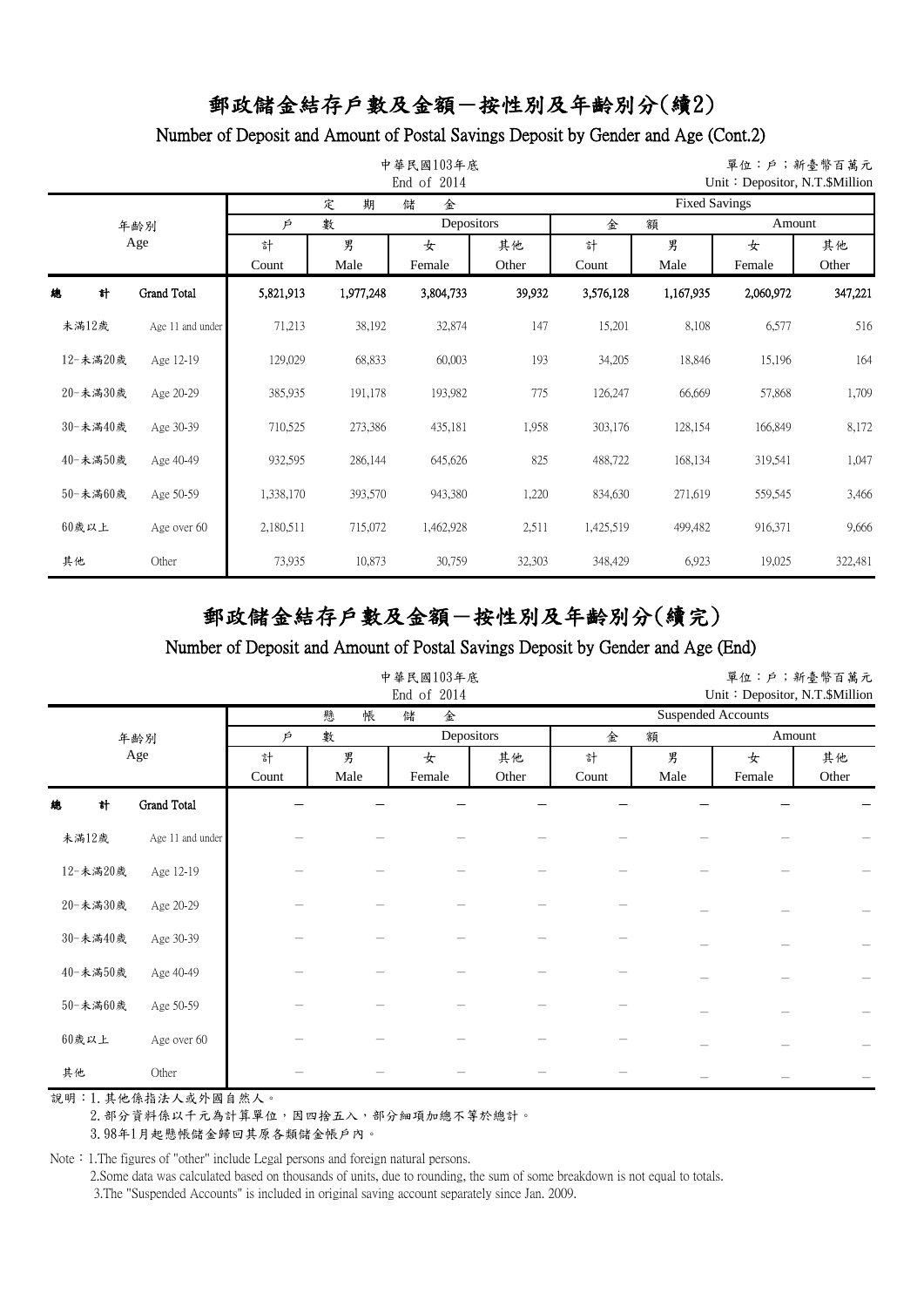# 郵政儲金結存戶數及金額－按性別及年齡別分(續2)

## Number of Deposit and Amount of Postal Savings Deposit by Gender and Age (Cont.2)

中華民國103年底
End of 2014

單位：戶；新臺幣百萬元
Unit：Depositor, N.T.$Million

| 年齡別 Age | | 定期儲金 Fixed Savings | | | | | | | |
|---|---|---|---|---|---|---|---|---|---|
| | | 戶數 Depositors | | | | 金額 Amount | | | |
| | | 計 Count | 男 Male | 女 Female | 其他 Other | 計 Count | 男 Male | 女 Female | 其他 Other |
| 總計 | Grand Total | 5,821,913 | 1,977,248 | 3,804,733 | 39,932 | 3,576,128 | 1,167,935 | 2,060,972 | 347,221 |
| 未滿12歲 | Age 11 and under | 71,213 | 38,192 | 32,874 | 147 | 15,201 | 8,108 | 6,577 | 516 |
| 12-未滿20歲 | Age 12-19 | 129,029 | 68,833 | 60,003 | 193 | 34,205 | 18,846 | 15,196 | 164 |
| 20-未滿30歲 | Age 20-29 | 385,935 | 191,178 | 193,982 | 775 | 126,247 | 66,669 | 57,868 | 1,709 |
| 30-未滿40歲 | Age 30-39 | 710,525 | 273,386 | 435,181 | 1,958 | 303,176 | 128,154 | 166,849 | 8,172 |
| 40-未滿50歲 | Age 40-49 | 932,595 | 286,144 | 645,626 | 825 | 488,722 | 168,134 | 319,541 | 1,047 |
| 50-未滿60歲 | Age 50-59 | 1,338,170 | 393,570 | 943,380 | 1,220 | 834,630 | 271,619 | 559,545 | 3,466 |
| 60歲以上 | Age over 60 | 2,180,511 | 715,072 | 1,462,928 | 2,511 | 1,425,519 | 499,482 | 916,371 | 9,666 |
| 其他 | Other | 73,935 | 10,873 | 30,759 | 32,303 | 348,429 | 6,923 | 19,025 | 322,481 |

# 郵政儲金結存戶數及金額－按性別及年齡別分(續完)

## Number of Deposit and Amount of Postal Savings Deposit by Gender and Age (End)

中華民國103年底
End of 2014

單位：戶；新臺幣百萬元
Unit：Depositor, N.T.$Million

| 年齡別 Age | | 懸帳儲金 Suspended Accounts | | | | | | | |
|---|---|---|---|---|---|---|---|---|---|
| | | 戶數 Depositors | | | | 金額 Amount | | | |
| | | 計 Count | 男 Male | 女 Female | 其他 Other | 計 Count | 男 Male | 女 Female | 其他 Other |
| 總計 | Grand Total | － | － | － | － | － | － | － | － |
| 未滿12歲 | Age 11 and under | － | － | － | － | － | － | － | － |
| 12-未滿20歲 | Age 12-19 | － | － | － | － | － | － | － | － |
| 20-未滿30歲 | Age 20-29 | － | － | － | － | － | － | － | － |
| 30-未滿40歲 | Age 30-39 | － | － | － | － | － | － | － | － |
| 40-未滿50歲 | Age 40-49 | － | － | － | － | － | － | － | － |
| 50-未滿60歲 | Age 50-59 | － | － | － | － | － | － | － | － |
| 60歲以上 | Age over 60 | － | － | － | － | － | － | － | － |
| 其他 | Other | － | － | － | － | － | － | － | － |

說明：1.其他係指法人或外國自然人。
2.部分資料係以千元為計算單位，因四捨五入，部分細項加總不等於總計。
3.98年1月起懸帳儲金歸回其原各類儲金帳戶內。

Note：1.The figures of "other" include Legal persons and foreign natural persons.
2.Some data was calculated based on thousands of units, due to rounding, the sum of some breakdown is not equal to totals.
3.The "Suspended Accounts" is included in original saving account separately since Jan. 2009.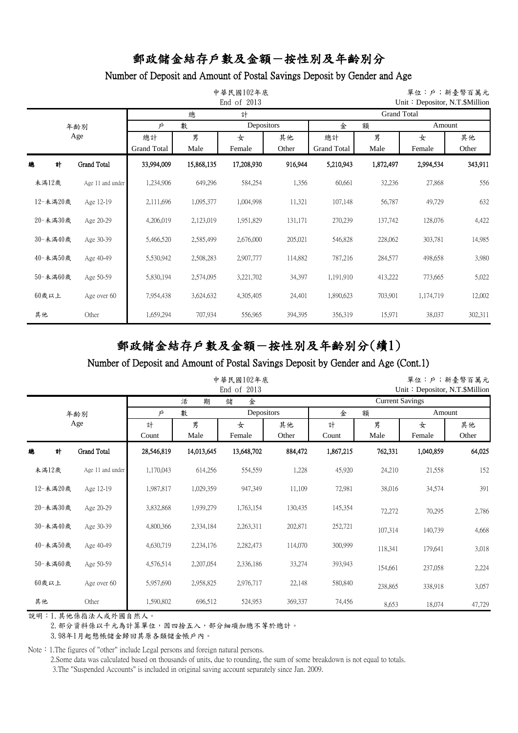# 郵政儲金結存戶數及金額－按性別及年齡別分

## Number of Deposit and Amount of Postal Savings Deposit by Gender and Age

中華民國102年底
End of 2013

單位：戶；新臺幣百萬元
Unit：Depositor, N.T.$Million

| 年齡別 Age | | 總計 Grand Total | | | | | | | |
|---|---|---|---|---|---|---|---|---|---|
| | | 戶數 Depositors | | | | 金額 Amount | | | |
| | | 總計 Grand Total | 男 Male | 女 Female | 其他 Other | 總計 Grand Total | 男 Male | 女 Female | 其他 Other |
| 總計 | Grand Total | 33,994,009 | 15,868,135 | 17,208,930 | 916,944 | 5,210,943 | 1,872,497 | 2,994,534 | 343,911 |
| 未滿12歲 | Age 11 and under | 1,234,906 | 649,296 | 584,254 | 1,356 | 60,661 | 32,236 | 27,868 | 556 |
| 12-未滿20歲 | Age 12-19 | 2,111,696 | 1,095,377 | 1,004,998 | 11,321 | 107,148 | 56,787 | 49,729 | 632 |
| 20-未滿30歲 | Age 20-29 | 4,206,019 | 2,123,019 | 1,951,829 | 131,171 | 270,239 | 137,742 | 128,076 | 4,422 |
| 30-未滿40歲 | Age 30-39 | 5,466,520 | 2,585,499 | 2,676,000 | 205,021 | 546,828 | 228,062 | 303,781 | 14,985 |
| 40-未滿50歲 | Age 40-49 | 5,530,942 | 2,508,283 | 2,907,777 | 114,882 | 787,216 | 284,577 | 498,658 | 3,980 |
| 50-未滿60歲 | Age 50-59 | 5,830,194 | 2,574,095 | 3,221,702 | 34,397 | 1,191,910 | 413,222 | 773,665 | 5,022 |
| 60歲以上 | Age over 60 | 7,954,438 | 3,624,632 | 4,305,405 | 24,401 | 1,890,623 | 703,901 | 1,174,719 | 12,002 |
| 其他 | Other | 1,659,294 | 707,934 | 556,965 | 394,395 | 356,319 | 15,971 | 38,037 | 302,311 |

# 郵政儲金結存戶數及金額－按性別及年齡別分(續1)

## Number of Deposit and Amount of Postal Savings Deposit by Gender and Age (Cont.1)

中華民國102年底
End of 2013

單位：戶；新臺幣百萬元
Unit：Depositor, N.T.$Million

| 年齡別 Age | | 活期儲金 Current Savings | | | | | | | |
|---|---|---|---|---|---|---|---|---|---|
| | | 戶數 Depositors | | | | 金額 Amount | | | |
| | | 計 Count | 男 Male | 女 Female | 其他 Other | 計 Count | 男 Male | 女 Female | 其他 Other |
| 總計 | Grand Total | 28,546,819 | 14,013,645 | 13,648,702 | 884,472 | 1,867,215 | 762,331 | 1,040,859 | 64,025 |
| 未滿12歲 | Age 11 and under | 1,170,043 | 614,256 | 554,559 | 1,228 | 45,920 | 24,210 | 21,558 | 152 |
| 12-未滿20歲 | Age 12-19 | 1,987,817 | 1,029,359 | 947,349 | 11,109 | 72,981 | 38,016 | 34,574 | 391 |
| 20-未滿30歲 | Age 20-29 | 3,832,868 | 1,939,279 | 1,763,154 | 130,435 | 145,354 | 72,272 | 70,295 | 2,786 |
| 30-未滿40歲 | Age 30-39 | 4,800,366 | 2,334,184 | 2,263,311 | 202,871 | 252,721 | 107,314 | 140,739 | 4,668 |
| 40-未滿50歲 | Age 40-49 | 4,630,719 | 2,234,176 | 2,282,473 | 114,070 | 300,999 | 118,341 | 179,641 | 3,018 |
| 50-未滿60歲 | Age 50-59 | 4,576,514 | 2,207,054 | 2,336,186 | 33,274 | 393,943 | 154,661 | 237,058 | 2,224 |
| 60歲以上 | Age over 60 | 5,957,690 | 2,958,825 | 2,976,717 | 22,148 | 580,840 | 238,865 | 338,918 | 3,057 |
| 其他 | Other | 1,590,802 | 696,512 | 524,953 | 369,337 | 74,456 | 8,653 | 18,074 | 47,729 |

說明：1.其他係指法人或外國自然人。
2.部分資料係以千元為計算單位，因四捨五入，部分細項加總不等於總計。
3.98年1月起懸帳儲金歸回其原各類儲金帳戶內。

Note：1.The figures of "other" include Legal persons and foreign natural persons.
2.Some data was calculated based on thousands of units, due to rounding, the sum of some breakdown is not equal to totals.
3.The "Suspended Accounts" is included in original saving account separately since Jan. 2009.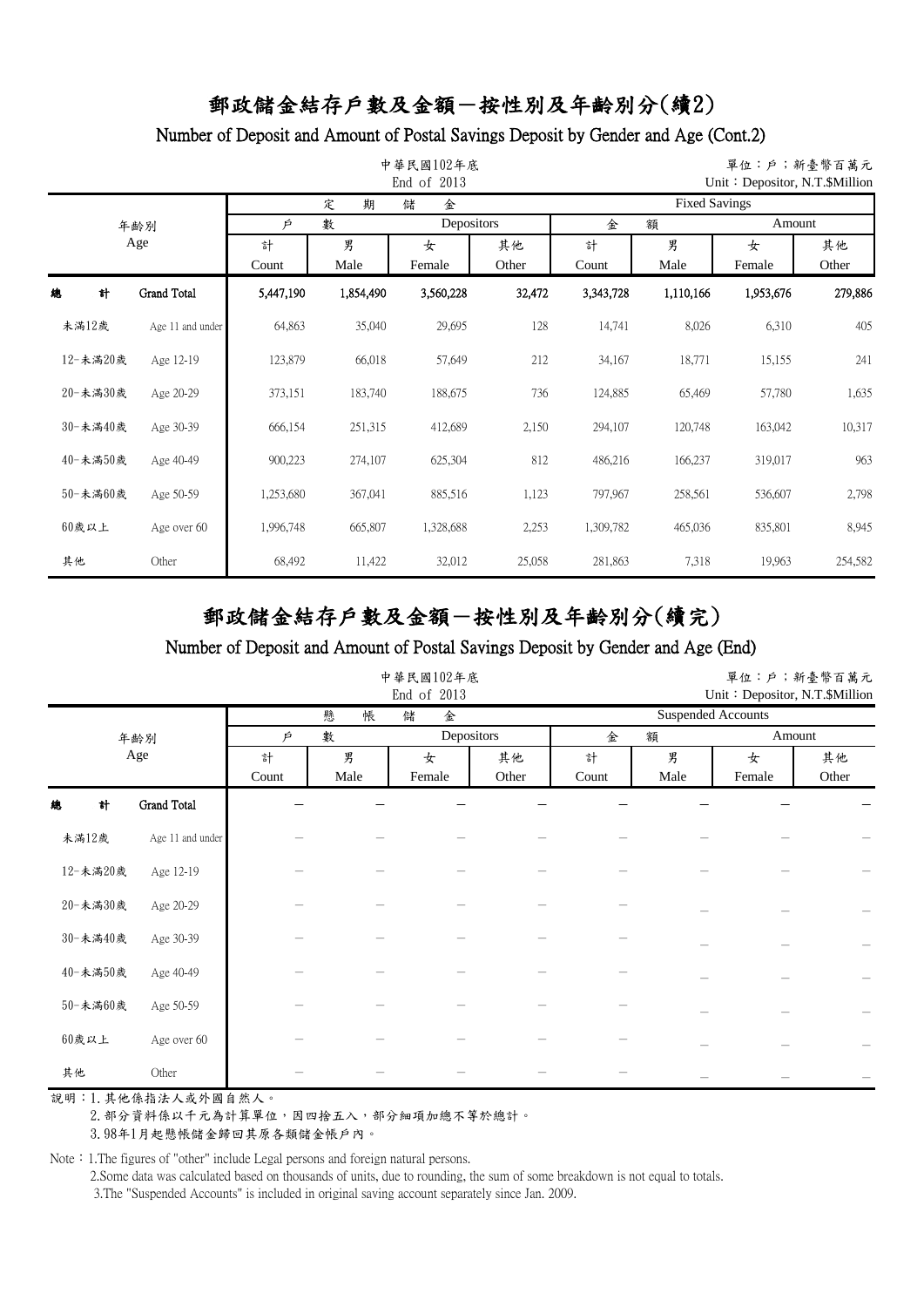# 郵政儲金結存戶數及金額－按性別及年齡別分(續2)

## Number of Deposit and Amount of Postal Savings Deposit by Gender and Age (Cont.2)

中華民國102年底
End of 2013

單位：戶；新臺幣百萬元
Unit：Depositor, N.T.$Million

| 年齡別 Age | | 定期儲金 Fixed Savings | | | | | | | |
|---|---|---|---|---|---|---|---|---|---|
| | | 戶數 Depositors | | | | 金額 Amount | | | |
| | | 計 Count | 男 Male | 女 Female | 其他 Other | 計 Count | 男 Male | 女 Female | 其他 Other |
| 總計 | Grand Total | 5,447,190 | 1,854,490 | 3,560,228 | 32,472 | 3,343,728 | 1,110,166 | 1,953,676 | 279,886 |
| 未滿12歲 | Age 11 and under | 64,863 | 35,040 | 29,695 | 128 | 14,741 | 8,026 | 6,310 | 405 |
| 12-未滿20歲 | Age 12-19 | 123,879 | 66,018 | 57,649 | 212 | 34,167 | 18,771 | 15,155 | 241 |
| 20-未滿30歲 | Age 20-29 | 373,151 | 183,740 | 188,675 | 736 | 124,885 | 65,469 | 57,780 | 1,635 |
| 30-未滿40歲 | Age 30-39 | 666,154 | 251,315 | 412,689 | 2,150 | 294,107 | 120,748 | 163,042 | 10,317 |
| 40-未滿50歲 | Age 40-49 | 900,223 | 274,107 | 625,304 | 812 | 486,216 | 166,237 | 319,017 | 963 |
| 50-未滿60歲 | Age 50-59 | 1,253,680 | 367,041 | 885,516 | 1,123 | 797,967 | 258,561 | 536,607 | 2,798 |
| 60歲以上 | Age over 60 | 1,996,748 | 665,807 | 1,328,688 | 2,253 | 1,309,782 | 465,036 | 835,801 | 8,945 |
| 其他 | Other | 68,492 | 11,422 | 32,012 | 25,058 | 281,863 | 7,318 | 19,963 | 254,582 |

# 郵政儲金結存戶數及金額－按性別及年齡別分(續完)

## Number of Deposit and Amount of Postal Savings Deposit by Gender and Age (End)

中華民國102年底
End of 2013

單位：戶；新臺幣百萬元
Unit：Depositor, N.T.$Million

| 年齡別 Age | | 懸帳儲金 Suspended Accounts | | | | | | | |
|---|---|---|---|---|---|---|---|---|---|
| | | 戶數 Depositors | | | | 金額 Amount | | | |
| | | 計 Count | 男 Male | 女 Female | 其他 Other | 計 Count | 男 Male | 女 Female | 其他 Other |
| 總計 | Grand Total | － | － | － | － | － | － | － | － |
| 未滿12歲 | Age 11 and under | － | － | － | － | － | － | － | － |
| 12-未滿20歲 | Age 12-19 | － | － | － | － | － | － | － | － |
| 20-未滿30歲 | Age 20-29 | － | － | － | － | － | － | － | － |
| 30-未滿40歲 | Age 30-39 | － | － | － | － | － | － | － | － |
| 40-未滿50歲 | Age 40-49 | － | － | － | － | － | － | － | － |
| 50-未滿60歲 | Age 50-59 | － | － | － | － | － | － | － | － |
| 60歲以上 | Age over 60 | － | － | － | － | － | － | － | － |
| 其他 | Other | － | － | － | － | － | － | － | － |

說明：1.其他係指法人或外國自然人。
2.部分資料係以千元為計算單位，因四捨五入，部分細項加總不等於總計。
3.98年1月起懸帳儲金歸回其原各類儲金帳戶內。

Note：1.The figures of "other" include Legal persons and foreign natural persons.
2.Some data was calculated based on thousands of units, due to rounding, the sum of some breakdown is not equal to totals.
3.The "Suspended Accounts" is included in original saving account separately since Jan. 2009.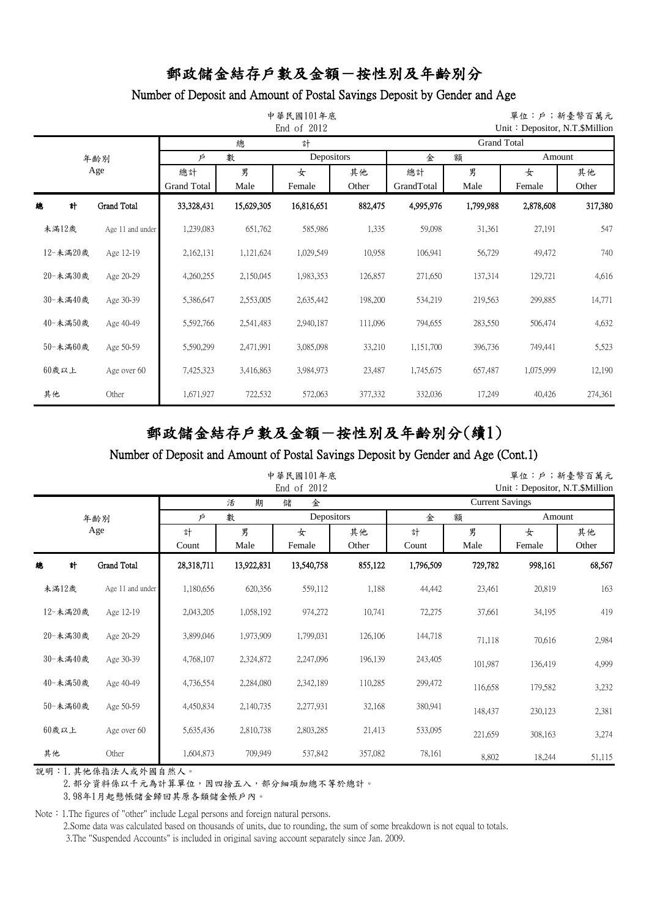# 郵政儲金結存戶數及金額－按性別及年齡別分

## Number of Deposit and Amount of Postal Savings Deposit by Gender and Age

中華民國101年底
End of 2012

單位：戶；新臺幣百萬元
Unit：Depositor, N.T.$Million

| 年齡別 Age | | 總計 Grand Total | | | | | | | |
|---|---|---|---|---|---|---|---|---|---|
| | | 戶數 Depositors | | | | 金額 Amount | | | |
| | | 總計 Grand Total | 男 Male | 女 Female | 其他 Other | 總計 GrandTotal | 男 Male | 女 Female | 其他 Other |
| 總計 | Grand Total | 33,328,431 | 15,629,305 | 16,816,651 | 882,475 | 4,995,976 | 1,799,988 | 2,878,608 | 317,380 |
| 未滿12歲 | Age 11 and under | 1,239,083 | 651,762 | 585,986 | 1,335 | 59,098 | 31,361 | 27,191 | 547 |
| 12-未滿20歲 | Age 12-19 | 2,162,131 | 1,121,624 | 1,029,549 | 10,958 | 106,941 | 56,729 | 49,472 | 740 |
| 20-未滿30歲 | Age 20-29 | 4,260,255 | 2,150,045 | 1,983,353 | 126,857 | 271,650 | 137,314 | 129,721 | 4,616 |
| 30-未滿40歲 | Age 30-39 | 5,386,647 | 2,553,005 | 2,635,442 | 198,200 | 534,219 | 219,563 | 299,885 | 14,771 |
| 40-未滿50歲 | Age 40-49 | 5,592,766 | 2,541,483 | 2,940,187 | 111,096 | 794,655 | 283,550 | 506,474 | 4,632 |
| 50-未滿60歲 | Age 50-59 | 5,590,299 | 2,471,991 | 3,085,098 | 33,210 | 1,151,700 | 396,736 | 749,441 | 5,523 |
| 60歲以上 | Age over 60 | 7,425,323 | 3,416,863 | 3,984,973 | 23,487 | 1,745,675 | 657,487 | 1,075,999 | 12,190 |
| 其他 | Other | 1,671,927 | 722,532 | 572,063 | 377,332 | 332,036 | 17,249 | 40,426 | 274,361 |

# 郵政儲金結存戶數及金額－按性別及年齡別分(續1)

## Number of Deposit and Amount of Postal Savings Deposit by Gender and Age (Cont.1)

中華民國101年底
End of 2012

單位：戶；新臺幣百萬元
Unit：Depositor, N.T.$Million

| 年齡別 Age | | 活期儲金 Current Savings | | | | | | | |
|---|---|---|---|---|---|---|---|---|---|
| | | 戶數 Depositors | | | | 金額 Amount | | | |
| | | 計 Count | 男 Male | 女 Female | 其他 Other | 計 Count | 男 Male | 女 Female | 其他 Other |
| 總計 | Grand Total | 28,318,711 | 13,922,831 | 13,540,758 | 855,122 | 1,796,509 | 729,782 | 998,161 | 68,567 |
| 未滿12歲 | Age 11 and under | 1,180,656 | 620,356 | 559,112 | 1,188 | 44,442 | 23,461 | 20,819 | 163 |
| 12-未滿20歲 | Age 12-19 | 2,043,205 | 1,058,192 | 974,272 | 10,741 | 72,275 | 37,661 | 34,195 | 419 |
| 20-未滿30歲 | Age 20-29 | 3,899,046 | 1,973,909 | 1,799,031 | 126,106 | 144,718 | 71,118 | 70,616 | 2,984 |
| 30-未滿40歲 | Age 30-39 | 4,768,107 | 2,324,872 | 2,247,096 | 196,139 | 243,405 | 101,987 | 136,419 | 4,999 |
| 40-未滿50歲 | Age 40-49 | 4,736,554 | 2,284,080 | 2,342,189 | 110,285 | 299,472 | 116,658 | 179,582 | 3,232 |
| 50-未滿60歲 | Age 50-59 | 4,450,834 | 2,140,735 | 2,277,931 | 32,168 | 380,941 | 148,437 | 230,123 | 2,381 |
| 60歲以上 | Age over 60 | 5,635,436 | 2,810,738 | 2,803,285 | 21,413 | 533,095 | 221,659 | 308,163 | 3,274 |
| 其他 | Other | 1,604,873 | 709,949 | 537,842 | 357,082 | 78,161 | 8,802 | 18,244 | 51,115 |

說明：1.其他係指法人或外國自然人。
2.部分資料係以千元為計算單位，因四捨五入，部分細項加總不等於總計。
3.98年1月起懸帳儲金歸回其原各類儲金帳戶內。

Note：1.The figures of "other" include Legal persons and foreign natural persons.
2.Some data was calculated based on thousands of units, due to rounding, the sum of some breakdown is not equal to totals.
3.The "Suspended Accounts" is included in original saving account separately since Jan. 2009.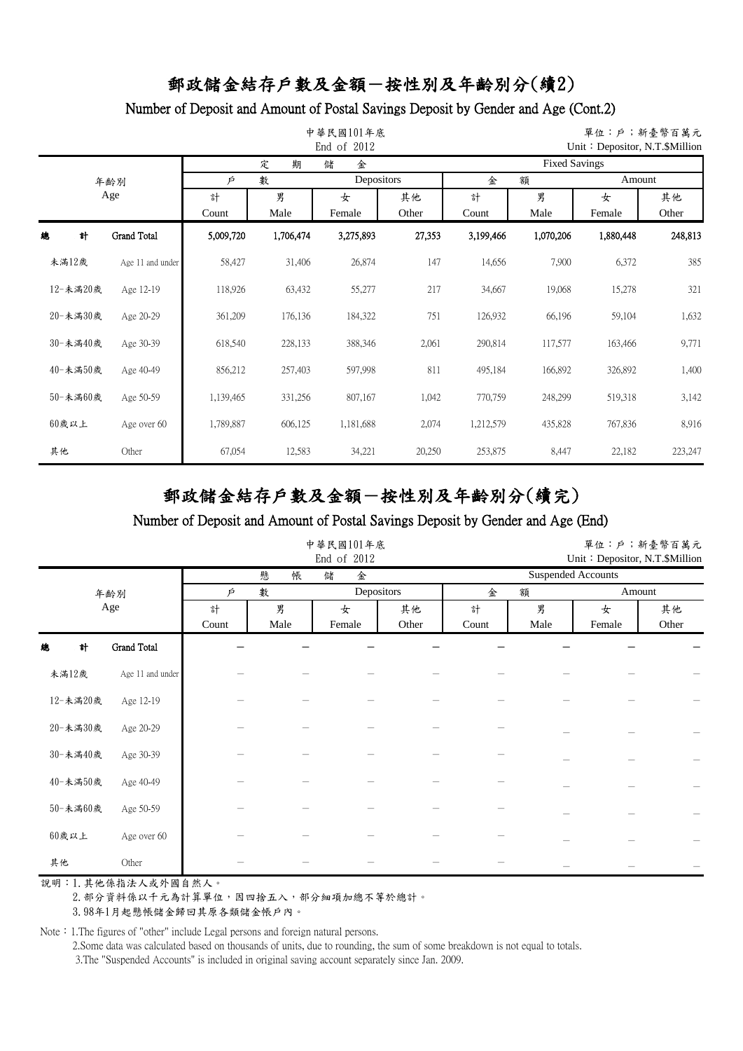# 郵政儲金結存戶數及金額－按性別及年齡別分(續2)

## Number of Deposit and Amount of Postal Savings Deposit by Gender and Age (Cont.2)

中華民國101年底
End of 2012

單位：戶；新臺幣百萬元
Unit：Depositor, N.T.$Million

| 年齡別 Age | | 定期儲金 Fixed Savings | | | | | | | |
|---|---|---|---|---|---|---|---|---|---|
| | | 戶數 Depositors | | | | 金額 Amount | | | |
| | | 計 Count | 男 Male | 女 Female | 其他 Other | 計 Count | 男 Male | 女 Female | 其他 Other |
| 總計 | Grand Total | 5,009,720 | 1,706,474 | 3,275,893 | 27,353 | 3,199,466 | 1,070,206 | 1,880,448 | 248,813 |
| 未滿12歲 | Age 11 and under | 58,427 | 31,406 | 26,874 | 147 | 14,656 | 7,900 | 6,372 | 385 |
| 12-未滿20歲 | Age 12-19 | 118,926 | 63,432 | 55,277 | 217 | 34,667 | 19,068 | 15,278 | 321 |
| 20-未滿30歲 | Age 20-29 | 361,209 | 176,136 | 184,322 | 751 | 126,932 | 66,196 | 59,104 | 1,632 |
| 30-未滿40歲 | Age 30-39 | 618,540 | 228,133 | 388,346 | 2,061 | 290,814 | 117,577 | 163,466 | 9,771 |
| 40-未滿50歲 | Age 40-49 | 856,212 | 257,403 | 597,998 | 811 | 495,184 | 166,892 | 326,892 | 1,400 |
| 50-未滿60歲 | Age 50-59 | 1,139,465 | 331,256 | 807,167 | 1,042 | 770,759 | 248,299 | 519,318 | 3,142 |
| 60歲以上 | Age over 60 | 1,789,887 | 606,125 | 1,181,688 | 2,074 | 1,212,579 | 435,828 | 767,836 | 8,916 |
| 其他 | Other | 67,054 | 12,583 | 34,221 | 20,250 | 253,875 | 8,447 | 22,182 | 223,247 |

# 郵政儲金結存戶數及金額－按性別及年齡別分(續完)

## Number of Deposit and Amount of Postal Savings Deposit by Gender and Age (End)

中華民國101年底
End of 2012

單位：戶；新臺幣百萬元
Unit：Depositor, N.T.$Million

| 年齡別 Age | | 懸帳儲金 Suspended Accounts | | | | | | | |
|---|---|---|---|---|---|---|---|---|---|
| | | 戶數 Depositors | | | | 金額 Amount | | | |
| | | 計 Count | 男 Male | 女 Female | 其他 Other | 計 Count | 男 Male | 女 Female | 其他 Other |
| 總計 | Grand Total | － | － | － | － | － | － | － | － |
| 未滿12歲 | Age 11 and under | － | － | － | － | － | － | － | － |
| 12-未滿20歲 | Age 12-19 | － | － | － | － | － | － | － | － |
| 20-未滿30歲 | Age 20-29 | － | － | － | － | － | － | － | － |
| 30-未滿40歲 | Age 30-39 | － | － | － | － | － | － | － | － |
| 40-未滿50歲 | Age 40-49 | － | － | － | － | － | － | － | － |
| 50-未滿60歲 | Age 50-59 | － | － | － | － | － | － | － | － |
| 60歲以上 | Age over 60 | － | － | － | － | － | － | － | － |
| 其他 | Other | － | － | － | － | － | － | － | － |

說明：1.其他係指法人或外國自然人。
2.部分資料係以千元為計算單位，因四捨五入，部分細項加總不等於總計。
3.98年1月起懸帳儲金歸回其原各類儲金帳戶內。

Note：1.The figures of "other" include Legal persons and foreign natural persons.
2.Some data was calculated based on thousands of units, due to rounding, the sum of some breakdown is not equal to totals.
3.The "Suspended Accounts" is included in original saving account separately since Jan. 2009.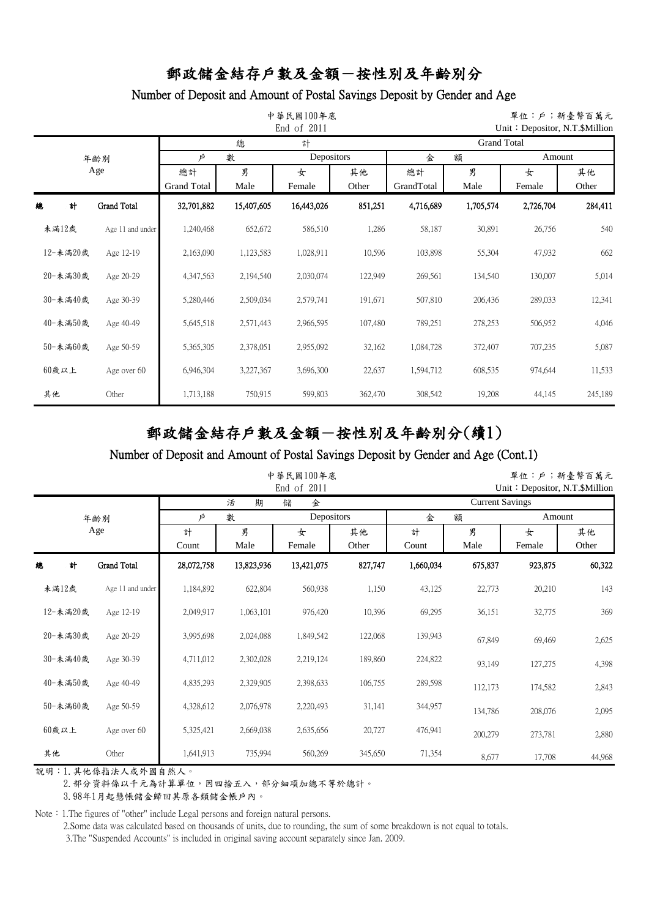# 郵政儲金結存戶數及金額－按性別及年齡別分

## Number of Deposit and Amount of Postal Savings Deposit by Gender and Age

中華民國100年底
End of 2011

單位：戶；新臺幣百萬元
Unit：Depositor, N.T.$Million

| 年齡別 Age | | 總計 Grand Total 戶數 Depositors 總計 Grand Total | 男 Male | 女 Female | 其他 Other | 金額 Amount 總計 GrandTotal | 男 Male | 女 Female | 其他 Other |
|---|---|---|---|---|---|---|---|---|---|
| 總計 | Grand Total | 32,701,882 | 15,407,605 | 16,443,026 | 851,251 | 4,716,689 | 1,705,574 | 2,726,704 | 284,411 |
| 未滿12歲 | Age 11 and under | 1,240,468 | 652,672 | 586,510 | 1,286 | 58,187 | 30,891 | 26,756 | 540 |
| 12-未滿20歲 | Age 12-19 | 2,163,090 | 1,123,583 | 1,028,911 | 10,596 | 103,898 | 55,304 | 47,932 | 662 |
| 20-未滿30歲 | Age 20-29 | 4,347,563 | 2,194,540 | 2,030,074 | 122,949 | 269,561 | 134,540 | 130,007 | 5,014 |
| 30-未滿40歲 | Age 30-39 | 5,280,446 | 2,509,034 | 2,579,741 | 191,671 | 507,810 | 206,436 | 289,033 | 12,341 |
| 40-未滿50歲 | Age 40-49 | 5,645,518 | 2,571,443 | 2,966,595 | 107,480 | 789,251 | 278,253 | 506,952 | 4,046 |
| 50-未滿60歲 | Age 50-59 | 5,365,305 | 2,378,051 | 2,955,092 | 32,162 | 1,084,728 | 372,407 | 707,235 | 5,087 |
| 60歲以上 | Age over 60 | 6,946,304 | 3,227,367 | 3,696,300 | 22,637 | 1,594,712 | 608,535 | 974,644 | 11,533 |
| 其他 | Other | 1,713,188 | 750,915 | 599,803 | 362,470 | 308,542 | 19,208 | 44,145 | 245,189 |

# 郵政儲金結存戶數及金額－按性別及年齡別分(續1)

## Number of Deposit and Amount of Postal Savings Deposit by Gender and Age (Cont.1)

中華民國100年底
End of 2011

單位：戶；新臺幣百萬元
Unit：Depositor, N.T.$Million

| 年齡別 Age | | 活期儲金 Current Savings 戶數 Depositors 計 Count | 男 Male | 女 Female | 其他 Other | 金額 Amount 計 Count | 男 Male | 女 Female | 其他 Other |
|---|---|---|---|---|---|---|---|---|---|
| 總計 | Grand Total | 28,072,758 | 13,823,936 | 13,421,075 | 827,747 | 1,660,034 | 675,837 | 923,875 | 60,322 |
| 未滿12歲 | Age 11 and under | 1,184,892 | 622,804 | 560,938 | 1,150 | 43,125 | 22,773 | 20,210 | 143 |
| 12-未滿20歲 | Age 12-19 | 2,049,917 | 1,063,101 | 976,420 | 10,396 | 69,295 | 36,151 | 32,775 | 369 |
| 20-未滿30歲 | Age 20-29 | 3,995,698 | 2,024,088 | 1,849,542 | 122,068 | 139,943 | 67,849 | 69,469 | 2,625 |
| 30-未滿40歲 | Age 30-39 | 4,711,012 | 2,302,028 | 2,219,124 | 189,860 | 224,822 | 93,149 | 127,275 | 4,398 |
| 40-未滿50歲 | Age 40-49 | 4,835,293 | 2,329,905 | 2,398,633 | 106,755 | 289,598 | 112,173 | 174,582 | 2,843 |
| 50-未滿60歲 | Age 50-59 | 4,328,612 | 2,076,978 | 2,220,493 | 31,141 | 344,957 | 134,786 | 208,076 | 2,095 |
| 60歲以上 | Age over 60 | 5,325,421 | 2,669,038 | 2,635,656 | 20,727 | 476,941 | 200,279 | 273,781 | 2,880 |
| 其他 | Other | 1,641,913 | 735,994 | 560,269 | 345,650 | 71,354 | 8,677 | 17,708 | 44,968 |

說明：1.其他係指法人或外國自然人。
2.部分資料係以千元為計算單位，因四捨五入，部分細項加總不等於總計。
3.98年1月起懸帳儲金歸回其原各類儲金帳戶內。

Note：1.The figures of "other" include Legal persons and foreign natural persons.
2.Some data was calculated based on thousands of units, due to rounding, the sum of some breakdown is not equal to totals.
3.The "Suspended Accounts" is included in original saving account separately since Jan. 2009.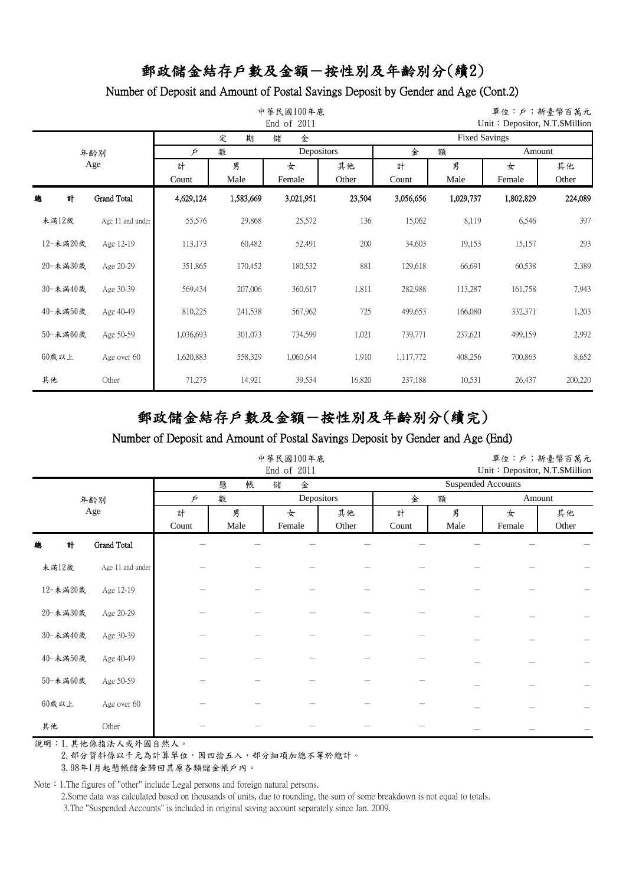# 郵政儲金結存戶數及金額－按性別及年齡別分(續2)

## Number of Deposit and Amount of Postal Savings Deposit by Gender and Age (Cont.2)

中華民國100年底
End of 2011

單位：戶；新臺幣百萬元
Unit：Depositor, N.T.$Million

| 年齡別 Age | | 定期儲金 Fixed Savings | | | | | | | |
|---|---|---|---|---|---|---|---|---|---|
| | | 戶數 Depositors | | | | 金額 Amount | | | |
| | | 計 Count | 男 Male | 女 Female | 其他 Other | 計 Count | 男 Male | 女 Female | 其他 Other |
| 總計 | Grand Total | 4,629,124 | 1,583,669 | 3,021,951 | 23,504 | 3,056,656 | 1,029,737 | 1,802,829 | 224,089 |
| 未滿12歲 | Age 11 and under | 55,576 | 29,868 | 25,572 | 136 | 15,062 | 8,119 | 6,546 | 397 |
| 12-未滿20歲 | Age 12-19 | 113,173 | 60,482 | 52,491 | 200 | 34,603 | 19,153 | 15,157 | 293 |
| 20-未滿30歲 | Age 20-29 | 351,865 | 170,452 | 180,532 | 881 | 129,618 | 66,691 | 60,538 | 2,389 |
| 30-未滿40歲 | Age 30-39 | 569,434 | 207,006 | 360,617 | 1,811 | 282,988 | 113,287 | 161,758 | 7,943 |
| 40-未滿50歲 | Age 40-49 | 810,225 | 241,538 | 567,962 | 725 | 499,653 | 166,080 | 332,371 | 1,203 |
| 50-未滿60歲 | Age 50-59 | 1,036,693 | 301,073 | 734,599 | 1,021 | 739,771 | 237,621 | 499,159 | 2,992 |
| 60歲以上 | Age over 60 | 1,620,883 | 558,329 | 1,060,644 | 1,910 | 1,117,772 | 408,256 | 700,863 | 8,652 |
| 其他 | Other | 71,275 | 14,921 | 39,534 | 16,820 | 237,188 | 10,531 | 26,437 | 200,220 |

# 郵政儲金結存戶數及金額－按性別及年齡別分(續完)

## Number of Deposit and Amount of Postal Savings Deposit by Gender and Age (End)

中華民國100年底
End of 2011

單位：戶；新臺幣百萬元
Unit：Depositor, N.T.$Million

| 年齡別 Age | | 懸帳儲金 Suspended Accounts | | | | | | | |
|---|---|---|---|---|---|---|---|---|---|
| | | 戶數 Depositors | | | | 金額 Amount | | | |
| | | 計 Count | 男 Male | 女 Female | 其他 Other | 計 Count | 男 Male | 女 Female | 其他 Other |
| 總計 | Grand Total | － | － | － | － | － | － | － | － |
| 未滿12歲 | Age 11 and under | － | － | － | － | － | － | － | － |
| 12-未滿20歲 | Age 12-19 | － | － | － | － | － | － | － | － |
| 20-未滿30歲 | Age 20-29 | － | － | － | － | － | － | － | － |
| 30-未滿40歲 | Age 30-39 | － | － | － | － | － | － | － | － |
| 40-未滿50歲 | Age 40-49 | － | － | － | － | － | － | － | － |
| 50-未滿60歲 | Age 50-59 | － | － | － | － | － | － | － | － |
| 60歲以上 | Age over 60 | － | － | － | － | － | － | － | － |
| 其他 | Other | － | － | － | － | － | － | － | － |

說明：1.其他係指法人或外國自然人。
2.部分資料係以千元為計算單位，因四捨五入，部分細項加總不等於總計。
3.98年1月起懸帳儲金歸回其原各類儲金帳戶內。

Note：1.The figures of "other" include Legal persons and foreign natural persons.
2.Some data was calculated based on thousands of units, due to rounding, the sum of some breakdown is not equal to totals.
3.The "Suspended Accounts" is included in original saving account separately since Jan. 2009.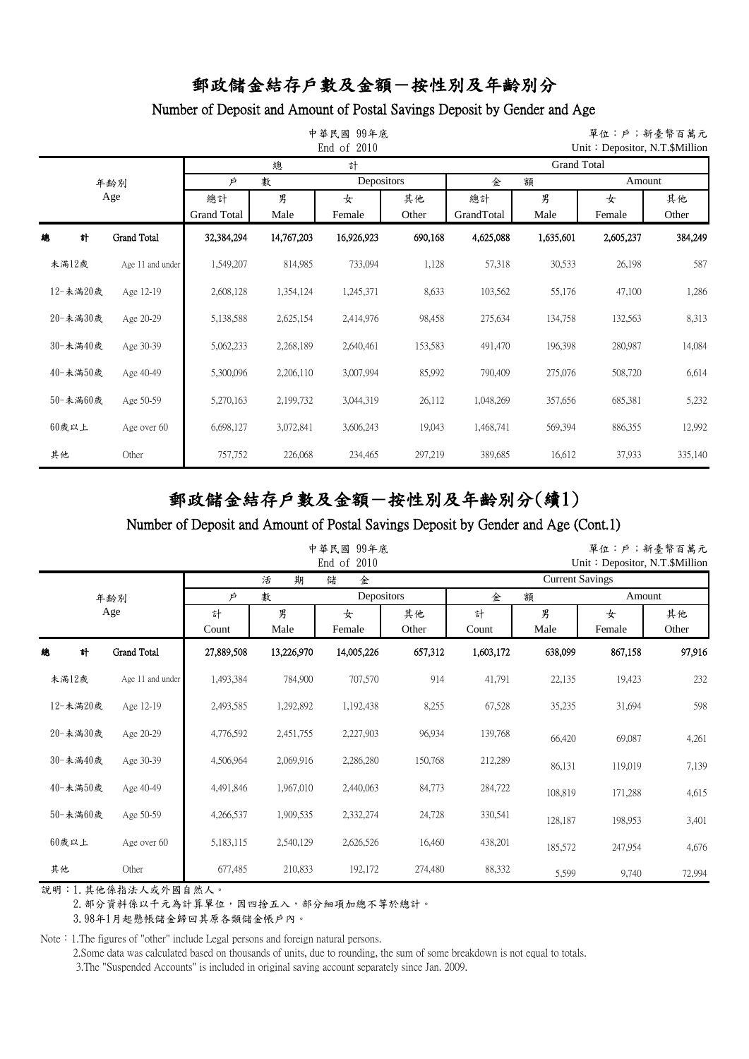# 郵政儲金結存戶數及金額－按性別及年齡別分

## Number of Deposit and Amount of Postal Savings Deposit by Gender and Age

中華民國 99年底
End of 2010

單位：戶；新臺幣百萬元
Unit：Depositor, N.T.$Million

| 年齡別 | Age | 總計 Grand Total | | | | | | | |
|---|---|---|---|---|---|---|---|---|---|
| | | 戶數 Depositors | | | | 金額 Amount | | | |
| | | 總計 Grand Total | 男 Male | 女 Female | 其他 Other | 總計 GrandTotal | 男 Male | 女 Female | 其他 Other |
| 總計 | Grand Total | 32,384,294 | 14,767,203 | 16,926,923 | 690,168 | 4,625,088 | 1,635,601 | 2,605,237 | 384,249 |
| 未滿12歲 | Age 11 and under | 1,549,207 | 814,985 | 733,094 | 1,128 | 57,318 | 30,533 | 26,198 | 587 |
| 12-未滿20歲 | Age 12-19 | 2,608,128 | 1,354,124 | 1,245,371 | 8,633 | 103,562 | 55,176 | 47,100 | 1,286 |
| 20-未滿30歲 | Age 20-29 | 5,138,588 | 2,625,154 | 2,414,976 | 98,458 | 275,634 | 134,758 | 132,563 | 8,313 |
| 30-未滿40歲 | Age 30-39 | 5,062,233 | 2,268,189 | 2,640,461 | 153,583 | 491,470 | 196,398 | 280,987 | 14,084 |
| 40-未滿50歲 | Age 40-49 | 5,300,096 | 2,206,110 | 3,007,994 | 85,992 | 790,409 | 275,076 | 508,720 | 6,614 |
| 50-未滿60歲 | Age 50-59 | 5,270,163 | 2,199,732 | 3,044,319 | 26,112 | 1,048,269 | 357,656 | 685,381 | 5,232 |
| 60歲以上 | Age over 60 | 6,698,127 | 3,072,841 | 3,606,243 | 19,043 | 1,468,741 | 569,394 | 886,355 | 12,992 |
| 其他 | Other | 757,752 | 226,068 | 234,465 | 297,219 | 389,685 | 16,612 | 37,933 | 335,140 |

# 郵政儲金結存戶數及金額－按性別及年齡別分(續1)

## Number of Deposit and Amount of Postal Savings Deposit by Gender and Age (Cont.1)

中華民國 99年底
End of 2010

單位：戶；新臺幣百萬元
Unit：Depositor, N.T.$Million

| 年齡別 | Age | 活期儲金 Current Savings | | | | | | | |
|---|---|---|---|---|---|---|---|---|---|
| | | 戶數 Depositors | | | | 金額 Amount | | | |
| | | 計 Count | 男 Male | 女 Female | 其他 Other | 計 Count | 男 Male | 女 Female | 其他 Other |
| 總計 | Grand Total | 27,889,508 | 13,226,970 | 14,005,226 | 657,312 | 1,603,172 | 638,099 | 867,158 | 97,916 |
| 未滿12歲 | Age 11 and under | 1,493,384 | 784,900 | 707,570 | 914 | 41,791 | 22,135 | 19,423 | 232 |
| 12-未滿20歲 | Age 12-19 | 2,493,585 | 1,292,892 | 1,192,438 | 8,255 | 67,528 | 35,235 | 31,694 | 598 |
| 20-未滿30歲 | Age 20-29 | 4,776,592 | 2,451,755 | 2,227,903 | 96,934 | 139,768 | 66,420 | 69,087 | 4,261 |
| 30-未滿40歲 | Age 30-39 | 4,506,964 | 2,069,916 | 2,286,280 | 150,768 | 212,289 | 86,131 | 119,019 | 7,139 |
| 40-未滿50歲 | Age 40-49 | 4,491,846 | 1,967,010 | 2,440,063 | 84,773 | 284,722 | 108,819 | 171,288 | 4,615 |
| 50-未滿60歲 | Age 50-59 | 4,266,537 | 1,909,535 | 2,332,274 | 24,728 | 330,541 | 128,187 | 198,953 | 3,401 |
| 60歲以上 | Age over 60 | 5,183,115 | 2,540,129 | 2,626,526 | 16,460 | 438,201 | 185,572 | 247,954 | 4,676 |
| 其他 | Other | 677,485 | 210,833 | 192,172 | 274,480 | 88,332 | 5,599 | 9,740 | 72,994 |

說明：1.其他係指法人或外國自然人。
2.部分資料係以千元為計算單位，因四捨五入，部分細項加總不等於總計。
3.98年1月起懸帳儲金歸回其原各類儲金帳戶內。

Note：1.The figures of "other" include Legal persons and foreign natural persons.
2.Some data was calculated based on thousands of units, due to rounding, the sum of some breakdown is not equal to totals.
3.The "Suspended Accounts" is included in original saving account separately since Jan. 2009.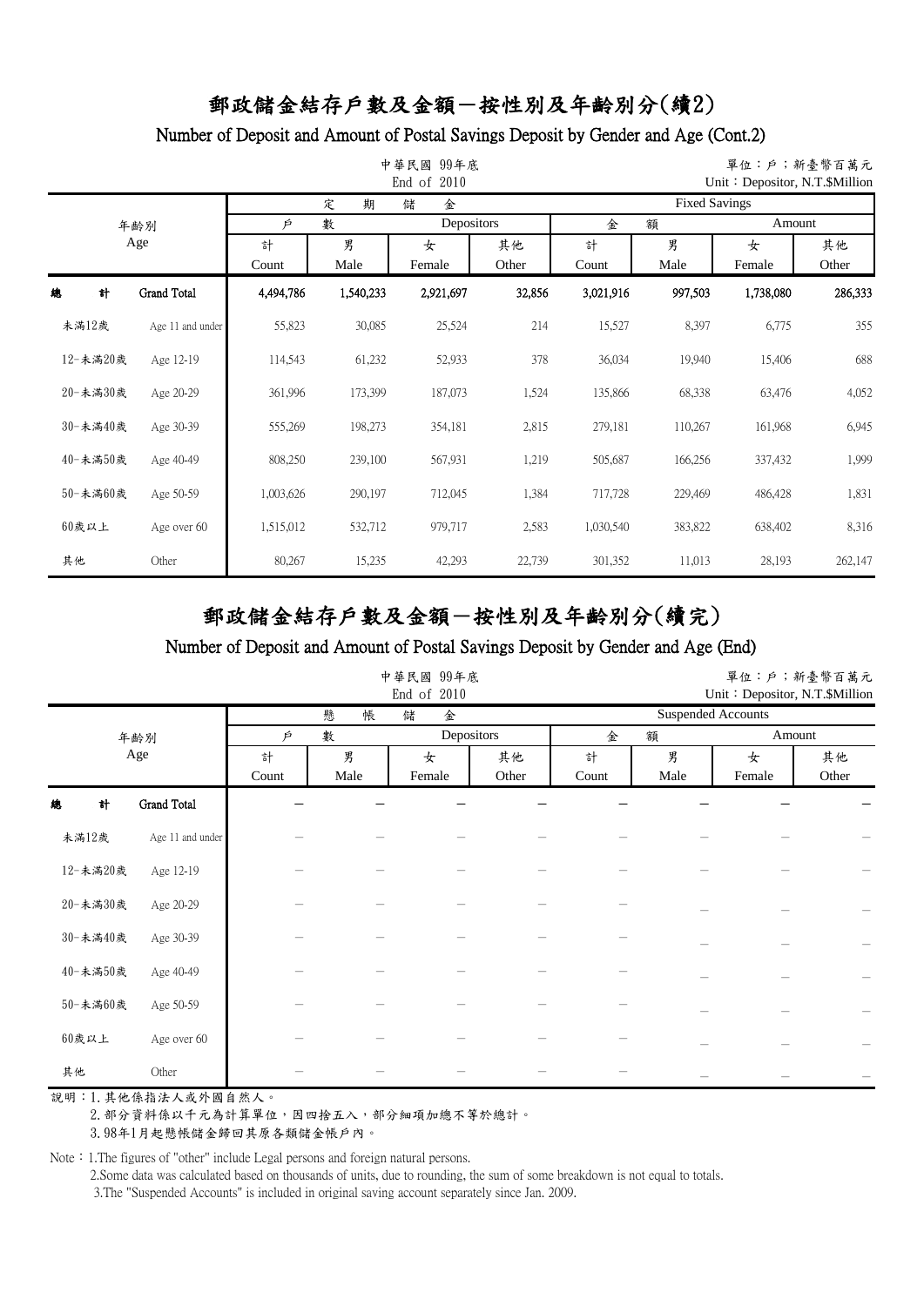# 郵政儲金結存戶數及金額－按性別及年齡別分(續2)

## Number of Deposit and Amount of Postal Savings Deposit by Gender and Age (Cont.2)

中華民國 99年底
End of 2010

單位：戶；新臺幣百萬元
Unit：Depositor, N.T.$Million

| 年齡別 Age | | 定期儲金 Fixed Savings | | | | | | | |
|---|---|---|---|---|---|---|---|---|---|
| | | 戶數 Depositors | | | | 金額 Amount | | | |
| | | 計 Count | 男 Male | 女 Female | 其他 Other | 計 Count | 男 Male | 女 Female | 其他 Other |
| 總計 | Grand Total | 4,494,786 | 1,540,233 | 2,921,697 | 32,856 | 3,021,916 | 997,503 | 1,738,080 | 286,333 |
| 未滿12歲 | Age 11 and under | 55,823 | 30,085 | 25,524 | 214 | 15,527 | 8,397 | 6,775 | 355 |
| 12-未滿20歲 | Age 12-19 | 114,543 | 61,232 | 52,933 | 378 | 36,034 | 19,940 | 15,406 | 688 |
| 20-未滿30歲 | Age 20-29 | 361,996 | 173,399 | 187,073 | 1,524 | 135,866 | 68,338 | 63,476 | 4,052 |
| 30-未滿40歲 | Age 30-39 | 555,269 | 198,273 | 354,181 | 2,815 | 279,181 | 110,267 | 161,968 | 6,945 |
| 40-未滿50歲 | Age 40-49 | 808,250 | 239,100 | 567,931 | 1,219 | 505,687 | 166,256 | 337,432 | 1,999 |
| 50-未滿60歲 | Age 50-59 | 1,003,626 | 290,197 | 712,045 | 1,384 | 717,728 | 229,469 | 486,428 | 1,831 |
| 60歲以上 | Age over 60 | 1,515,012 | 532,712 | 979,717 | 2,583 | 1,030,540 | 383,822 | 638,402 | 8,316 |
| 其他 | Other | 80,267 | 15,235 | 42,293 | 22,739 | 301,352 | 11,013 | 28,193 | 262,147 |

# 郵政儲金結存戶數及金額－按性別及年齡別分(續完)

## Number of Deposit and Amount of Postal Savings Deposit by Gender and Age (End)

中華民國 99年底
End of 2010

單位：戶；新臺幣百萬元
Unit：Depositor, N.T.$Million

| 年齡別 Age | | 懸帳儲金 Suspended Accounts | | | | | | | |
|---|---|---|---|---|---|---|---|---|---|
| | | 戶數 Depositors | | | | 金額 Amount | | | |
| | | 計 Count | 男 Male | 女 Female | 其他 Other | 計 Count | 男 Male | 女 Female | 其他 Other |
| 總計 | Grand Total | － | － | － | － | － | － | － | － |
| 未滿12歲 | Age 11 and under | － | － | － | － | － | － | － | － |
| 12-未滿20歲 | Age 12-19 | － | － | － | － | － | － | － | － |
| 20-未滿30歲 | Age 20-29 | － | － | － | － | － | － | － | － |
| 30-未滿40歲 | Age 30-39 | － | － | － | － | － | － | － | － |
| 40-未滿50歲 | Age 40-49 | － | － | － | － | － | － | － | － |
| 50-未滿60歲 | Age 50-59 | － | － | － | － | － | － | － | － |
| 60歲以上 | Age over 60 | － | － | － | － | － | － | － | － |
| 其他 | Other | － | － | － | － | － | － | － | － |

說明：1.其他係指法人或外國自然人。
2.部分資料係以千元為計算單位，因四捨五入，部分細項加總不等於總計。
3.98年1月起懸帳儲金歸回其原各類儲金帳戶內。

Note：1.The figures of "other" include Legal persons and foreign natural persons.
2.Some data was calculated based on thousands of units, due to rounding, the sum of some breakdown is not equal to totals.
3.The "Suspended Accounts" is included in original saving account separately since Jan. 2009.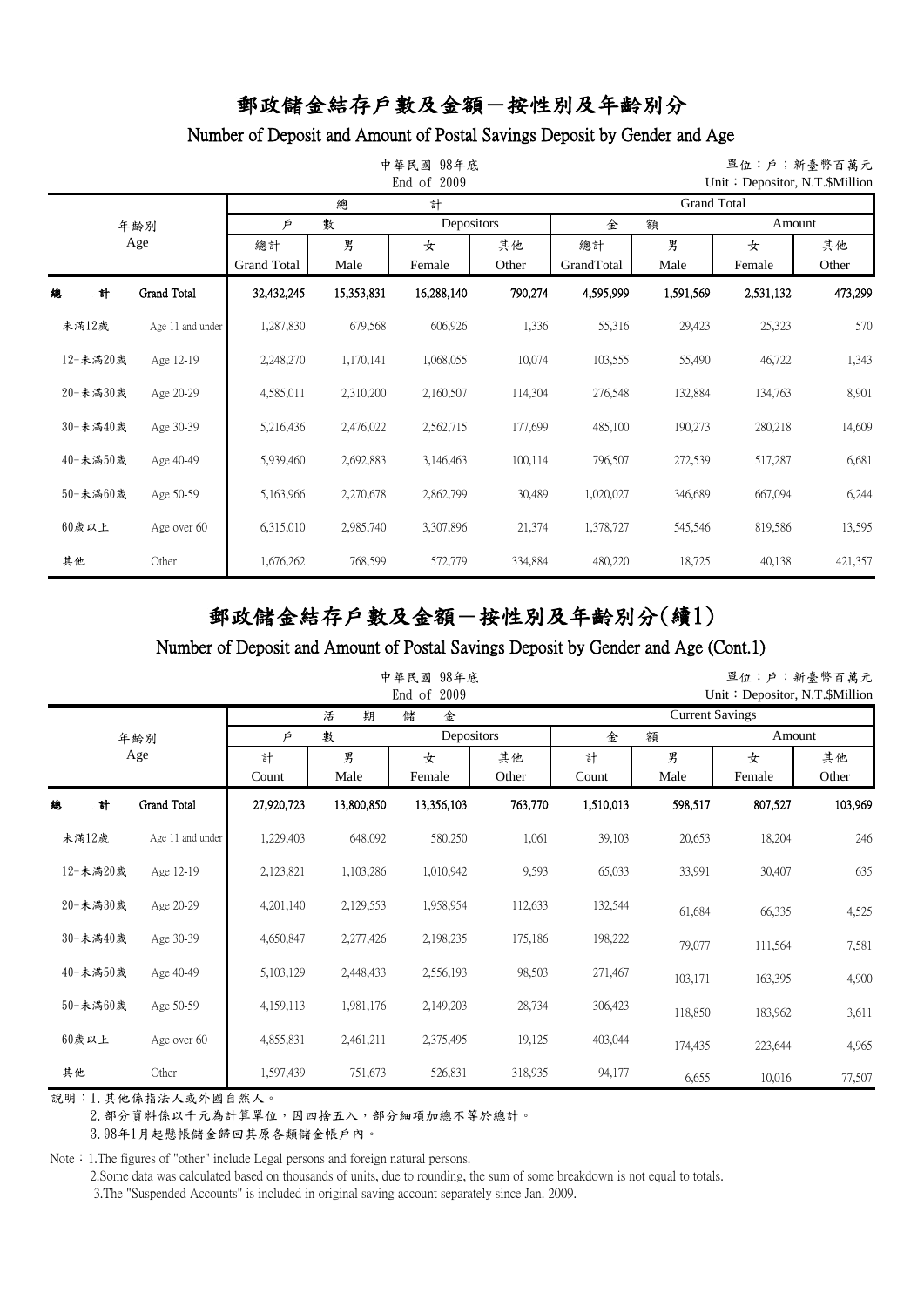# 郵政儲金結存戶數及金額－按性別及年齡別分

## Number of Deposit and Amount of Postal Savings Deposit by Gender and Age

中華民國 98年底
End of 2009

單位：戶；新臺幣百萬元
Unit：Depositor, N.T.$Million

| 年齡別 Age | | 總計 Grand Total 戶數 Depositors 總計 Grand Total | 男 Male | 女 Female | 其他 Other | 金額 Amount 總計 GrandTotal | 男 Male | 女 Female | 其他 Other |
|---|---|---|---|---|---|---|---|---|---|
| 總計 | Grand Total | 32,432,245 | 15,353,831 | 16,288,140 | 790,274 | 4,595,999 | 1,591,569 | 2,531,132 | 473,299 |
| 未滿12歲 | Age 11 and under | 1,287,830 | 679,568 | 606,926 | 1,336 | 55,316 | 29,423 | 25,323 | 570 |
| 12-未滿20歲 | Age 12-19 | 2,248,270 | 1,170,141 | 1,068,055 | 10,074 | 103,555 | 55,490 | 46,722 | 1,343 |
| 20-未滿30歲 | Age 20-29 | 4,585,011 | 2,310,200 | 2,160,507 | 114,304 | 276,548 | 132,884 | 134,763 | 8,901 |
| 30-未滿40歲 | Age 30-39 | 5,216,436 | 2,476,022 | 2,562,715 | 177,699 | 485,100 | 190,273 | 280,218 | 14,609 |
| 40-未滿50歲 | Age 40-49 | 5,939,460 | 2,692,883 | 3,146,463 | 100,114 | 796,507 | 272,539 | 517,287 | 6,681 |
| 50-未滿60歲 | Age 50-59 | 5,163,966 | 2,270,678 | 2,862,799 | 30,489 | 1,020,027 | 346,689 | 667,094 | 6,244 |
| 60歲以上 | Age over 60 | 6,315,010 | 2,985,740 | 3,307,896 | 21,374 | 1,378,727 | 545,546 | 819,586 | 13,595 |
| 其他 | Other | 1,676,262 | 768,599 | 572,779 | 334,884 | 480,220 | 18,725 | 40,138 | 421,357 |

# 郵政儲金結存戶數及金額－按性別及年齡別分(續1)

## Number of Deposit and Amount of Postal Savings Deposit by Gender and Age (Cont.1)

中華民國 98年底
End of 2009

單位：戶；新臺幣百萬元
Unit：Depositor, N.T.$Million

| 年齡別 Age | | 活期儲金 Current Savings 戶數 Depositors 計 Count | 男 Male | 女 Female | 其他 Other | 金額 Amount 計 Count | 男 Male | 女 Female | 其他 Other |
|---|---|---|---|---|---|---|---|---|---|
| 總計 | Grand Total | 27,920,723 | 13,800,850 | 13,356,103 | 763,770 | 1,510,013 | 598,517 | 807,527 | 103,969 |
| 未滿12歲 | Age 11 and under | 1,229,403 | 648,092 | 580,250 | 1,061 | 39,103 | 20,653 | 18,204 | 246 |
| 12-未滿20歲 | Age 12-19 | 2,123,821 | 1,103,286 | 1,010,942 | 9,593 | 65,033 | 33,991 | 30,407 | 635 |
| 20-未滿30歲 | Age 20-29 | 4,201,140 | 2,129,553 | 1,958,954 | 112,633 | 132,544 | 61,684 | 66,335 | 4,525 |
| 30-未滿40歲 | Age 30-39 | 4,650,847 | 2,277,426 | 2,198,235 | 175,186 | 198,222 | 79,077 | 111,564 | 7,581 |
| 40-未滿50歲 | Age 40-49 | 5,103,129 | 2,448,433 | 2,556,193 | 98,503 | 271,467 | 103,171 | 163,395 | 4,900 |
| 50-未滿60歲 | Age 50-59 | 4,159,113 | 1,981,176 | 2,149,203 | 28,734 | 306,423 | 118,850 | 183,962 | 3,611 |
| 60歲以上 | Age over 60 | 4,855,831 | 2,461,211 | 2,375,495 | 19,125 | 403,044 | 174,435 | 223,644 | 4,965 |
| 其他 | Other | 1,597,439 | 751,673 | 526,831 | 318,935 | 94,177 | 6,655 | 10,016 | 77,507 |

說明：1.其他係指法人或外國自然人。
　　　2.部分資料係以千元為計算單位，因四捨五入，部分細項加總不等於總計。
　　　3.98年1月起懸帳儲金歸回其原各類儲金帳戶內。

Note：1.The figures of "other" include Legal persons and foreign natural persons.
　　　2.Some data was calculated based on thousands of units, due to rounding, the sum of some breakdown is not equal to totals.
　　　3.The "Suspended Accounts" is included in original saving account separately since Jan. 2009.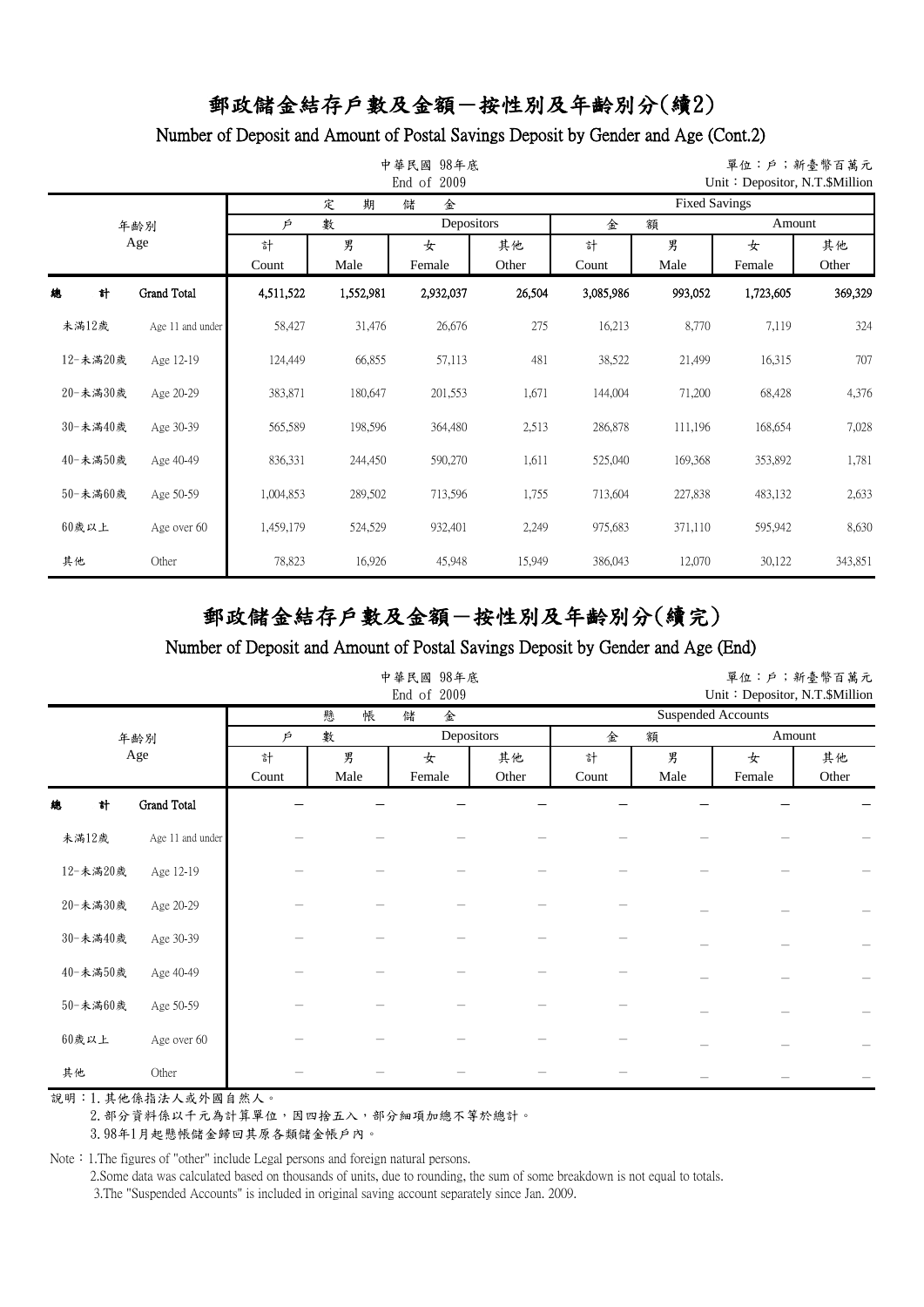# 郵政儲金結存戶數及金額－按性別及年齡別分(續2)

## Number of Deposit and Amount of Postal Savings Deposit by Gender and Age (Cont.2)

中華民國 98年底
End of 2009

單位：戶；新臺幣百萬元
Unit：Depositor, N.T.$Million

| 年齡別 Age | | 定期儲金 Fixed Savings | | | | | | | |
|---|---|---|---|---|---|---|---|---|---|
| | | 戶數 Depositors | | | | 金額 Amount | | | |
| | | 計 Count | 男 Male | 女 Female | 其他 Other | 計 Count | 男 Male | 女 Female | 其他 Other |
| 總計 | Grand Total | 4,511,522 | 1,552,981 | 2,932,037 | 26,504 | 3,085,986 | 993,052 | 1,723,605 | 369,329 |
| 未滿12歲 | Age 11 and under | 58,427 | 31,476 | 26,676 | 275 | 16,213 | 8,770 | 7,119 | 324 |
| 12-未滿20歲 | Age 12-19 | 124,449 | 66,855 | 57,113 | 481 | 38,522 | 21,499 | 16,315 | 707 |
| 20-未滿30歲 | Age 20-29 | 383,871 | 180,647 | 201,553 | 1,671 | 144,004 | 71,200 | 68,428 | 4,376 |
| 30-未滿40歲 | Age 30-39 | 565,589 | 198,596 | 364,480 | 2,513 | 286,878 | 111,196 | 168,654 | 7,028 |
| 40-未滿50歲 | Age 40-49 | 836,331 | 244,450 | 590,270 | 1,611 | 525,040 | 169,368 | 353,892 | 1,781 |
| 50-未滿60歲 | Age 50-59 | 1,004,853 | 289,502 | 713,596 | 1,755 | 713,604 | 227,838 | 483,132 | 2,633 |
| 60歲以上 | Age over 60 | 1,459,179 | 524,529 | 932,401 | 2,249 | 975,683 | 371,110 | 595,942 | 8,630 |
| 其他 | Other | 78,823 | 16,926 | 45,948 | 15,949 | 386,043 | 12,070 | 30,122 | 343,851 |

# 郵政儲金結存戶數及金額－按性別及年齡別分(續完)

## Number of Deposit and Amount of Postal Savings Deposit by Gender and Age (End)

中華民國 98年底
End of 2009

單位：戶；新臺幣百萬元
Unit：Depositor, N.T.$Million

| 年齡別 Age | | 懸帳儲金 Suspended Accounts | | | | | | | |
|---|---|---|---|---|---|---|---|---|---|
| | | 戶數 Depositors | | | | 金額 Amount | | | |
| | | 計 Count | 男 Male | 女 Female | 其他 Other | 計 Count | 男 Male | 女 Female | 其他 Other |
| 總計 | Grand Total | － | － | － | － | － | － | － | － |
| 未滿12歲 | Age 11 and under | － | － | － | － | － | － | － | － |
| 12-未滿20歲 | Age 12-19 | － | － | － | － | － | － | － | － |
| 20-未滿30歲 | Age 20-29 | － | － | － | － | － | － | － | － |
| 30-未滿40歲 | Age 30-39 | － | － | － | － | － | － | － | － |
| 40-未滿50歲 | Age 40-49 | － | － | － | － | － | － | － | － |
| 50-未滿60歲 | Age 50-59 | － | － | － | － | － | － | － | － |
| 60歲以上 | Age over 60 | － | － | － | － | － | － | － | － |
| 其他 | Other | － | － | － | － | － | － | － | － |

說明：1.其他係指法人或外國自然人。
2.部分資料係以千元為計算單位，因四捨五入，部分細項加總不等於總計。
3.98年1月起懸帳儲金歸回其原各類儲金帳戶內。

Note：1.The figures of "other" include Legal persons and foreign natural persons.
2.Some data was calculated based on thousands of units, due to rounding, the sum of some breakdown is not equal to totals.
3.The "Suspended Accounts" is included in original saving account separately since Jan. 2009.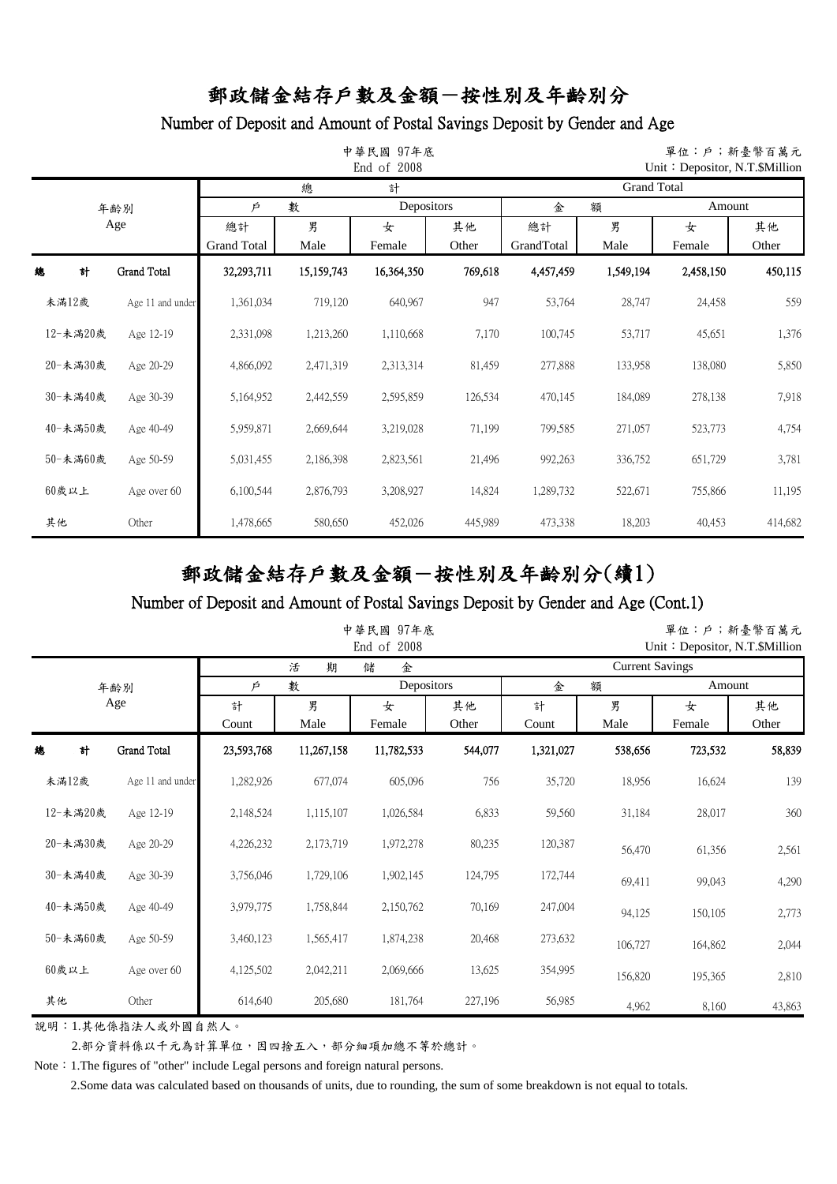# 郵政儲金結存戶數及金額－按性別及年齡別分

## Number of Deposit and Amount of Postal Savings Deposit by Gender and Age

中華民國 97年底
End of 2008

單位：戶；新臺幣百萬元
Unit：Depositor, N.T.$Million

| 年齡別 Age | | 總計 Grand Total 戶數 Depositors 總計 Grand Total | 男 Male | 女 Female | 其他 Other | 金額 Amount 總計 GrandTotal | 男 Male | 女 Female | 其他 Other |
|---|---|---|---|---|---|---|---|---|---|
| 總計 | Grand Total | 32,293,711 | 15,159,743 | 16,364,350 | 769,618 | 4,457,459 | 1,549,194 | 2,458,150 | 450,115 |
| 未滿12歲 | Age 11 and under | 1,361,034 | 719,120 | 640,967 | 947 | 53,764 | 28,747 | 24,458 | 559 |
| 12-未滿20歲 | Age 12-19 | 2,331,098 | 1,213,260 | 1,110,668 | 7,170 | 100,745 | 53,717 | 45,651 | 1,376 |
| 20-未滿30歲 | Age 20-29 | 4,866,092 | 2,471,319 | 2,313,314 | 81,459 | 277,888 | 133,958 | 138,080 | 5,850 |
| 30-未滿40歲 | Age 30-39 | 5,164,952 | 2,442,559 | 2,595,859 | 126,534 | 470,145 | 184,089 | 278,138 | 7,918 |
| 40-未滿50歲 | Age 40-49 | 5,959,871 | 2,669,644 | 3,219,028 | 71,199 | 799,585 | 271,057 | 523,773 | 4,754 |
| 50-未滿60歲 | Age 50-59 | 5,031,455 | 2,186,398 | 2,823,561 | 21,496 | 992,263 | 336,752 | 651,729 | 3,781 |
| 60歲以上 | Age over 60 | 6,100,544 | 2,876,793 | 3,208,927 | 14,824 | 1,289,732 | 522,671 | 755,866 | 11,195 |
| 其他 | Other | 1,478,665 | 580,650 | 452,026 | 445,989 | 473,338 | 18,203 | 40,453 | 414,682 |

# 郵政儲金結存戶數及金額－按性別及年齡別分(續1)

## Number of Deposit and Amount of Postal Savings Deposit by Gender and Age (Cont.1)

中華民國 97年底
End of 2008

單位：戶；新臺幣百萬元
Unit：Depositor, N.T.$Million

| 年齡別 Age | | 活期儲金 Current Savings 戶數 Depositors 計 Count | 男 Male | 女 Female | 其他 Other | 金額 Amount 計 Count | 男 Male | 女 Female | 其他 Other |
|---|---|---|---|---|---|---|---|---|---|
| 總計 | Grand Total | 23,593,768 | 11,267,158 | 11,782,533 | 544,077 | 1,321,027 | 538,656 | 723,532 | 58,839 |
| 未滿12歲 | Age 11 and under | 1,282,926 | 677,074 | 605,096 | 756 | 35,720 | 18,956 | 16,624 | 139 |
| 12-未滿20歲 | Age 12-19 | 2,148,524 | 1,115,107 | 1,026,584 | 6,833 | 59,560 | 31,184 | 28,017 | 360 |
| 20-未滿30歲 | Age 20-29 | 4,226,232 | 2,173,719 | 1,972,278 | 80,235 | 120,387 | 56,470 | 61,356 | 2,561 |
| 30-未滿40歲 | Age 30-39 | 3,756,046 | 1,729,106 | 1,902,145 | 124,795 | 172,744 | 69,411 | 99,043 | 4,290 |
| 40-未滿50歲 | Age 40-49 | 3,979,775 | 1,758,844 | 2,150,762 | 70,169 | 247,004 | 94,125 | 150,105 | 2,773 |
| 50-未滿60歲 | Age 50-59 | 3,460,123 | 1,565,417 | 1,874,238 | 20,468 | 273,632 | 106,727 | 164,862 | 2,044 |
| 60歲以上 | Age over 60 | 4,125,502 | 2,042,211 | 2,069,666 | 13,625 | 354,995 | 156,820 | 195,365 | 2,810 |
| 其他 | Other | 614,640 | 205,680 | 181,764 | 227,196 | 56,985 | 4,962 | 8,160 | 43,863 |

說明：1.其他係指法人或外國自然人。

2.部分資料係以千元為計算單位，因四捨五入，部分細項加總不等於總計。

Note：1.The figures of "other" include Legal persons and foreign natural persons.

2.Some data was calculated based on thousands of units, due to rounding, the sum of some breakdown is not equal to totals.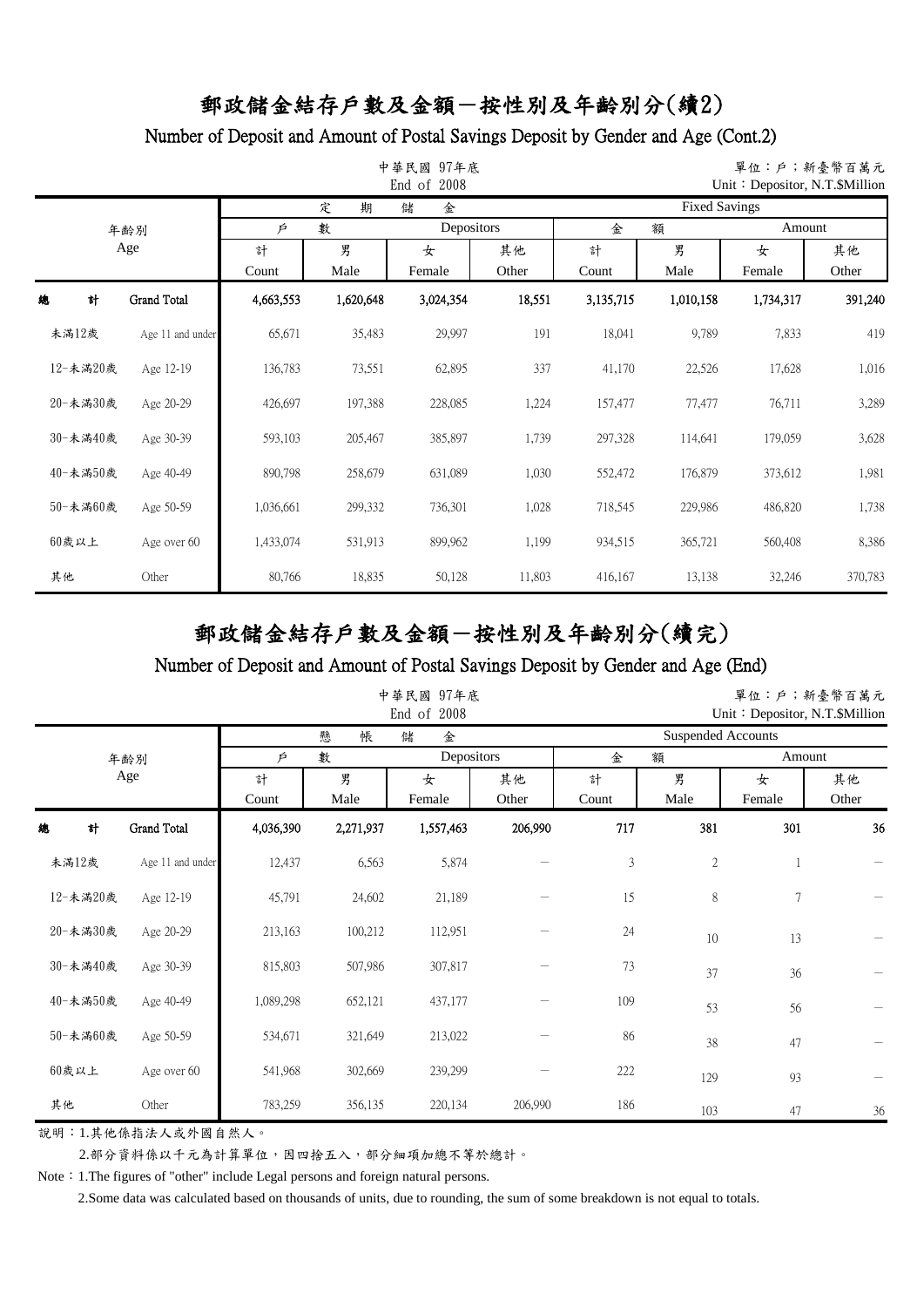# 郵政儲金結存戶數及金額－按性別及年齡別分(續2)

## Number of Deposit and Amount of Postal Savings Deposit by Gender and Age (Cont.2)

中華民國 97年底
End of 2008

單位：戶；新臺幣百萬元
Unit：Depositor, N.T.$Million

| 年齡別 Age | | 定期儲金 戶數 Depositors 計 Count | 男 Male | 女 Female | 其他 Other | Fixed Savings 金額 Amount 計 Count | 男 Male | 女 Female | 其他 Other |
|---|---|---|---|---|---|---|---|---|---|
| 總計 | Grand Total | 4,663,553 | 1,620,648 | 3,024,354 | 18,551 | 3,135,715 | 1,010,158 | 1,734,317 | 391,240 |
| 未滿12歲 | Age 11 and under | 65,671 | 35,483 | 29,997 | 191 | 18,041 | 9,789 | 7,833 | 419 |
| 12-未滿20歲 | Age 12-19 | 136,783 | 73,551 | 62,895 | 337 | 41,170 | 22,526 | 17,628 | 1,016 |
| 20-未滿30歲 | Age 20-29 | 426,697 | 197,388 | 228,085 | 1,224 | 157,477 | 77,477 | 76,711 | 3,289 |
| 30-未滿40歲 | Age 30-39 | 593,103 | 205,467 | 385,897 | 1,739 | 297,328 | 114,641 | 179,059 | 3,628 |
| 40-未滿50歲 | Age 40-49 | 890,798 | 258,679 | 631,089 | 1,030 | 552,472 | 176,879 | 373,612 | 1,981 |
| 50-未滿60歲 | Age 50-59 | 1,036,661 | 299,332 | 736,301 | 1,028 | 718,545 | 229,986 | 486,820 | 1,738 |
| 60歲以上 | Age over 60 | 1,433,074 | 531,913 | 899,962 | 1,199 | 934,515 | 365,721 | 560,408 | 8,386 |
| 其他 | Other | 80,766 | 18,835 | 50,128 | 11,803 | 416,167 | 13,138 | 32,246 | 370,783 |

# 郵政儲金結存戶數及金額－按性別及年齡別分(續完)

## Number of Deposit and Amount of Postal Savings Deposit by Gender and Age (End)

中華民國 97年底
End of 2008

單位：戶；新臺幣百萬元
Unit：Depositor, N.T.$Million

| 年齡別 Age | | 懸帳儲金 戶數 Depositors 計 Count | 男 Male | 女 Female | 其他 Other | Suspended Accounts 金額 Amount 計 Count | 男 Male | 女 Female | 其他 Other |
|---|---|---|---|---|---|---|---|---|---|
| 總計 | Grand Total | 4,036,390 | 2,271,937 | 1,557,463 | 206,990 | 717 | 381 | 301 | 36 |
| 未滿12歲 | Age 11 and under | 12,437 | 6,563 | 5,874 | － | 3 | 2 | 1 | － |
| 12-未滿20歲 | Age 12-19 | 45,791 | 24,602 | 21,189 | － | 15 | 8 | 7 | － |
| 20-未滿30歲 | Age 20-29 | 213,163 | 100,212 | 112,951 | － | 24 | 10 | 13 | － |
| 30-未滿40歲 | Age 30-39 | 815,803 | 507,986 | 307,817 | － | 73 | 37 | 36 | － |
| 40-未滿50歲 | Age 40-49 | 1,089,298 | 652,121 | 437,177 | － | 109 | 53 | 56 | － |
| 50-未滿60歲 | Age 50-59 | 534,671 | 321,649 | 213,022 | － | 86 | 38 | 47 | － |
| 60歲以上 | Age over 60 | 541,968 | 302,669 | 239,299 | － | 222 | 129 | 93 | － |
| 其他 | Other | 783,259 | 356,135 | 220,134 | 206,990 | 186 | 103 | 47 | 36 |

說明：1.其他係指法人或外國自然人。

2.部分資料係以千元為計算單位，因四捨五入，部分細項加總不等於總計。

Note：1.The figures of "other" include Legal persons and foreign natural persons.

2.Some data was calculated based on thousands of units, due to rounding, the sum of some breakdown is not equal to totals.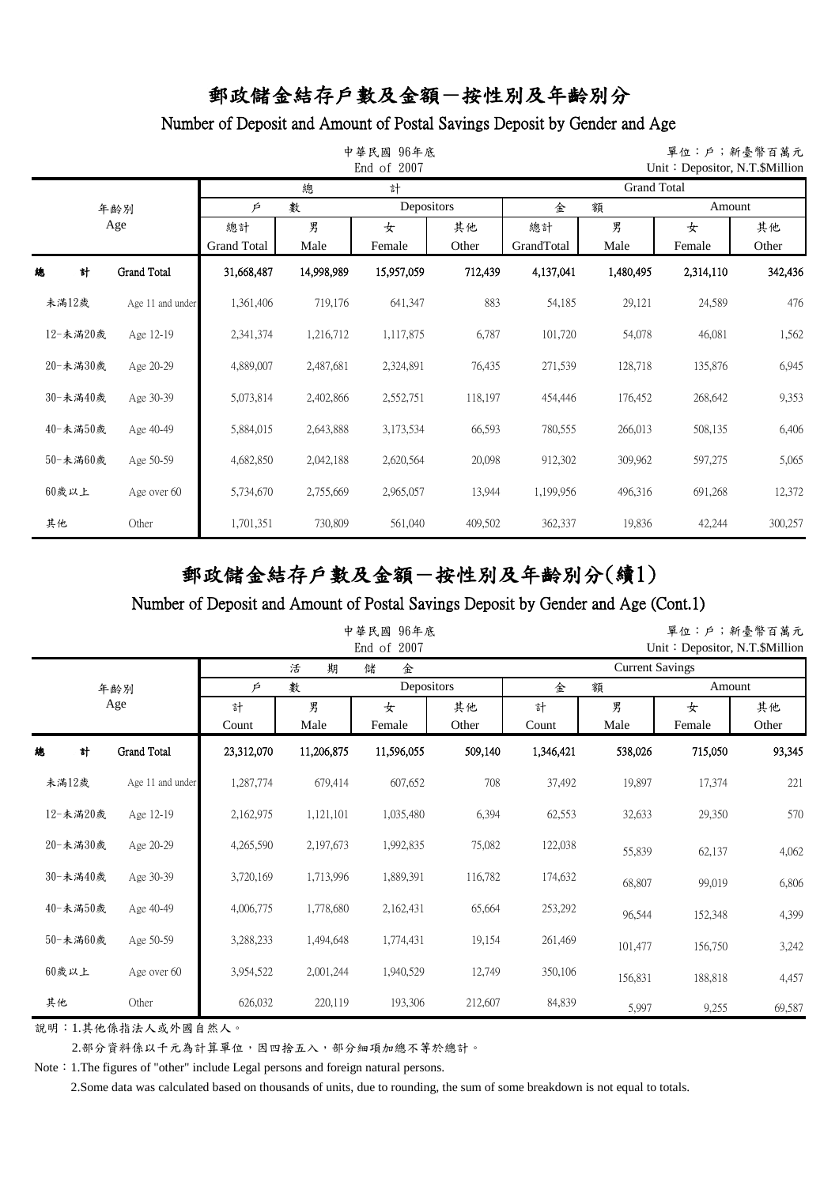# 郵政儲金結存戶數及金額－按性別及年齡別分

## Number of Deposit and Amount of Postal Savings Deposit by Gender and Age

中華民國 96年底
End of 2007

單位：戶；新臺幣百萬元
Unit：Depositor, N.T.$Million

| 年齡別 Age | | 總計 Grand Total 戶數 Depositors 總計 Grand Total | 男 Male | 女 Female | 其他 Other | 金額 Amount 總計 GrandTotal | 男 Male | 女 Female | 其他 Other |
|---|---|---|---|---|---|---|---|---|---|
| 總計 | Grand Total | 31,668,487 | 14,998,989 | 15,957,059 | 712,439 | 4,137,041 | 1,480,495 | 2,314,110 | 342,436 |
| 未滿12歲 | Age 11 and under | 1,361,406 | 719,176 | 641,347 | 883 | 54,185 | 29,121 | 24,589 | 476 |
| 12-未滿20歲 | Age 12-19 | 2,341,374 | 1,216,712 | 1,117,875 | 6,787 | 101,720 | 54,078 | 46,081 | 1,562 |
| 20-未滿30歲 | Age 20-29 | 4,889,007 | 2,487,681 | 2,324,891 | 76,435 | 271,539 | 128,718 | 135,876 | 6,945 |
| 30-未滿40歲 | Age 30-39 | 5,073,814 | 2,402,866 | 2,552,751 | 118,197 | 454,446 | 176,452 | 268,642 | 9,353 |
| 40-未滿50歲 | Age 40-49 | 5,884,015 | 2,643,888 | 3,173,534 | 66,593 | 780,555 | 266,013 | 508,135 | 6,406 |
| 50-未滿60歲 | Age 50-59 | 4,682,850 | 2,042,188 | 2,620,564 | 20,098 | 912,302 | 309,962 | 597,275 | 5,065 |
| 60歲以上 | Age over 60 | 5,734,670 | 2,755,669 | 2,965,057 | 13,944 | 1,199,956 | 496,316 | 691,268 | 12,372 |
| 其他 | Other | 1,701,351 | 730,809 | 561,040 | 409,502 | 362,337 | 19,836 | 42,244 | 300,257 |

# 郵政儲金結存戶數及金額－按性別及年齡別分(續1)

## Number of Deposit and Amount of Postal Savings Deposit by Gender and Age (Cont.1)

中華民國 96年底
End of 2007

單位：戶；新臺幣百萬元
Unit：Depositor, N.T.$Million

| 年齡別 Age | | 活期儲金 Current Savings 戶數 Depositors 計 Count | 男 Male | 女 Female | 其他 Other | 金額 Amount 計 Count | 男 Male | 女 Female | 其他 Other |
|---|---|---|---|---|---|---|---|---|---|
| 總計 | Grand Total | 23,312,070 | 11,206,875 | 11,596,055 | 509,140 | 1,346,421 | 538,026 | 715,050 | 93,345 |
| 未滿12歲 | Age 11 and under | 1,287,774 | 679,414 | 607,652 | 708 | 37,492 | 19,897 | 17,374 | 221 |
| 12-未滿20歲 | Age 12-19 | 2,162,975 | 1,121,101 | 1,035,480 | 6,394 | 62,553 | 32,633 | 29,350 | 570 |
| 20-未滿30歲 | Age 20-29 | 4,265,590 | 2,197,673 | 1,992,835 | 75,082 | 122,038 | 55,839 | 62,137 | 4,062 |
| 30-未滿40歲 | Age 30-39 | 3,720,169 | 1,713,996 | 1,889,391 | 116,782 | 174,632 | 68,807 | 99,019 | 6,806 |
| 40-未滿50歲 | Age 40-49 | 4,006,775 | 1,778,680 | 2,162,431 | 65,664 | 253,292 | 96,544 | 152,348 | 4,399 |
| 50-未滿60歲 | Age 50-59 | 3,288,233 | 1,494,648 | 1,774,431 | 19,154 | 261,469 | 101,477 | 156,750 | 3,242 |
| 60歲以上 | Age over 60 | 3,954,522 | 2,001,244 | 1,940,529 | 12,749 | 350,106 | 156,831 | 188,818 | 4,457 |
| 其他 | Other | 626,032 | 220,119 | 193,306 | 212,607 | 84,839 | 5,997 | 9,255 | 69,587 |

說明：1.其他係指法人或外國自然人。

2.部分資料係以千元為計算單位，因四捨五入，部分細項加總不等於總計。

Note：1.The figures of "other" include Legal persons and foreign natural persons.

2.Some data was calculated based on thousands of units, due to rounding, the sum of some breakdown is not equal to totals.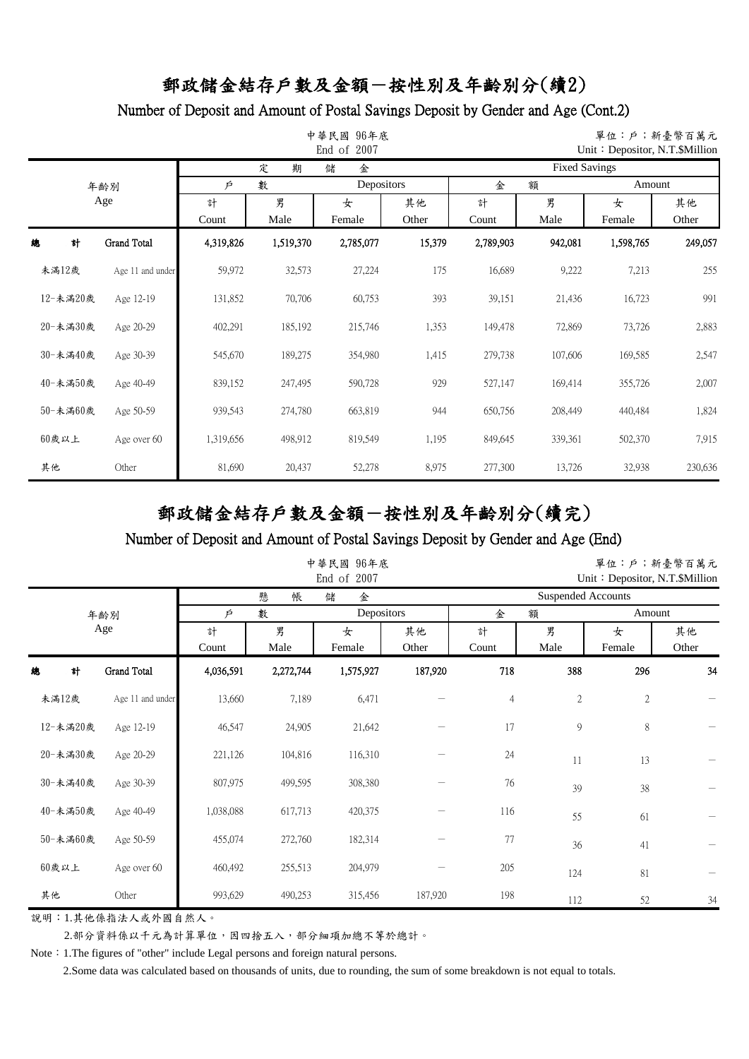# 郵政儲金結存戶數及金額－按性別及年齡別分(續2)

## Number of Deposit and Amount of Postal Savings Deposit by Gender and Age (Cont.2)

中華民國 96年底
End of 2007

單位：戶；新臺幣百萬元
Unit：Depositor, N.T.$Million

| 年齡別 Age | | 定期儲金 Fixed Savings | | | | | | | |
|---|---|---|---|---|---|---|---|---|---|
| | | 戶數 Depositors | | | | 金額 Amount | | | |
| | | 計 Count | 男 Male | 女 Female | 其他 Other | 計 Count | 男 Male | 女 Female | 其他 Other |
| 總計 | Grand Total | 4,319,826 | 1,519,370 | 2,785,077 | 15,379 | 2,789,903 | 942,081 | 1,598,765 | 249,057 |
| 未滿12歲 | Age 11 and under | 59,972 | 32,573 | 27,224 | 175 | 16,689 | 9,222 | 7,213 | 255 |
| 12-未滿20歲 | Age 12-19 | 131,852 | 70,706 | 60,753 | 393 | 39,151 | 21,436 | 16,723 | 991 |
| 20-未滿30歲 | Age 20-29 | 402,291 | 185,192 | 215,746 | 1,353 | 149,478 | 72,869 | 73,726 | 2,883 |
| 30-未滿40歲 | Age 30-39 | 545,670 | 189,275 | 354,980 | 1,415 | 279,738 | 107,606 | 169,585 | 2,547 |
| 40-未滿50歲 | Age 40-49 | 839,152 | 247,495 | 590,728 | 929 | 527,147 | 169,414 | 355,726 | 2,007 |
| 50-未滿60歲 | Age 50-59 | 939,543 | 274,780 | 663,819 | 944 | 650,756 | 208,449 | 440,484 | 1,824 |
| 60歲以上 | Age over 60 | 1,319,656 | 498,912 | 819,549 | 1,195 | 849,645 | 339,361 | 502,370 | 7,915 |
| 其他 | Other | 81,690 | 20,437 | 52,278 | 8,975 | 277,300 | 13,726 | 32,938 | 230,636 |

# 郵政儲金結存戶數及金額－按性別及年齡別分(續完)

## Number of Deposit and Amount of Postal Savings Deposit by Gender and Age (End)

中華民國 96年底
End of 2007

單位：戶；新臺幣百萬元
Unit：Depositor, N.T.$Million

| 年齡別 Age | | 懸帳儲金 Suspended Accounts | | | | | | | |
|---|---|---|---|---|---|---|---|---|---|
| | | 戶數 Depositors | | | | 金額 Amount | | | |
| | | 計 Count | 男 Male | 女 Female | 其他 Other | 計 Count | 男 Male | 女 Female | 其他 Other |
| 總計 | Grand Total | 4,036,591 | 2,272,744 | 1,575,927 | 187,920 | 718 | 388 | 296 | 34 |
| 未滿12歲 | Age 11 and under | 13,660 | 7,189 | 6,471 | － | 4 | 2 | 2 | － |
| 12-未滿20歲 | Age 12-19 | 46,547 | 24,905 | 21,642 | － | 17 | 9 | 8 | － |
| 20-未滿30歲 | Age 20-29 | 221,126 | 104,816 | 116,310 | － | 24 | 11 | 13 | － |
| 30-未滿40歲 | Age 30-39 | 807,975 | 499,595 | 308,380 | － | 76 | 39 | 38 | － |
| 40-未滿50歲 | Age 40-49 | 1,038,088 | 617,713 | 420,375 | － | 116 | 55 | 61 | － |
| 50-未滿60歲 | Age 50-59 | 455,074 | 272,760 | 182,314 | － | 77 | 36 | 41 | － |
| 60歲以上 | Age over 60 | 460,492 | 255,513 | 204,979 | － | 205 | 124 | 81 | － |
| 其他 | Other | 993,629 | 490,253 | 315,456 | 187,920 | 198 | 112 | 52 | 34 |

說明：1.其他係指法人或外國自然人。

2.部分資料係以千元為計算單位，因四捨五入，部分細項加總不等於總計。

Note：1.The figures of "other" include Legal persons and foreign natural persons.

2.Some data was calculated based on thousands of units, due to rounding, the sum of some breakdown is not equal to totals.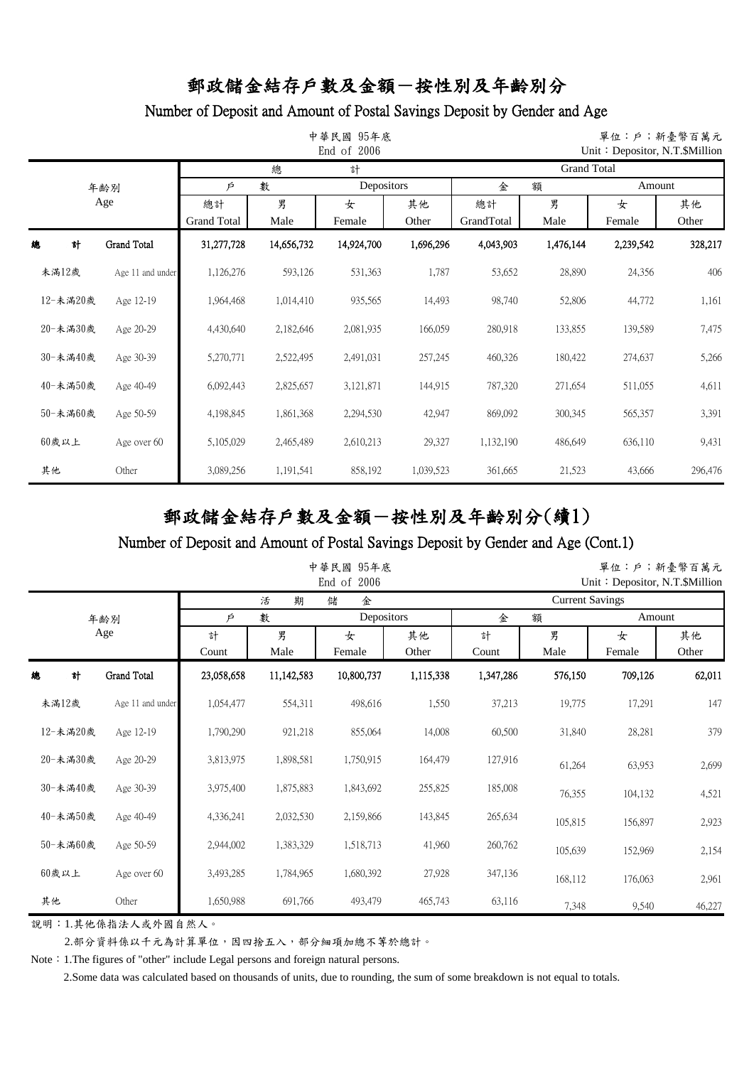# 郵政儲金結存戶數及金額－按性別及年齡別分

## Number of Deposit and Amount of Postal Savings Deposit by Gender and Age

中華民國 95年底
End of 2006

單位：戶；新臺幣百萬元
Unit：Depositor, N.T.$Million

| 年齡別 Age | | 總計 Grand Total | | | | | | | |
|---|---|---|---|---|---|---|---|---|---|
| | | 戶數 Depositors | | | | 金額 Amount | | | |
| | | 總計 Grand Total | 男 Male | 女 Female | 其他 Other | 總計 GrandTotal | 男 Male | 女 Female | 其他 Other |
| 總計 | Grand Total | 31,277,728 | 14,656,732 | 14,924,700 | 1,696,296 | 4,043,903 | 1,476,144 | 2,239,542 | 328,217 |
| 未滿12歲 | Age 11 and under | 1,126,276 | 593,126 | 531,363 | 1,787 | 53,652 | 28,890 | 24,356 | 406 |
| 12-未滿20歲 | Age 12-19 | 1,964,468 | 1,014,410 | 935,565 | 14,493 | 98,740 | 52,806 | 44,772 | 1,161 |
| 20-未滿30歲 | Age 20-29 | 4,430,640 | 2,182,646 | 2,081,935 | 166,059 | 280,918 | 133,855 | 139,589 | 7,475 |
| 30-未滿40歲 | Age 30-39 | 5,270,771 | 2,522,495 | 2,491,031 | 257,245 | 460,326 | 180,422 | 274,637 | 5,266 |
| 40-未滿50歲 | Age 40-49 | 6,092,443 | 2,825,657 | 3,121,871 | 144,915 | 787,320 | 271,654 | 511,055 | 4,611 |
| 50-未滿60歲 | Age 50-59 | 4,198,845 | 1,861,368 | 2,294,530 | 42,947 | 869,092 | 300,345 | 565,357 | 3,391 |
| 60歲以上 | Age over 60 | 5,105,029 | 2,465,489 | 2,610,213 | 29,327 | 1,132,190 | 486,649 | 636,110 | 9,431 |
| 其他 | Other | 3,089,256 | 1,191,541 | 858,192 | 1,039,523 | 361,665 | 21,523 | 43,666 | 296,476 |

# 郵政儲金結存戶數及金額－按性別及年齡別分(續1)

## Number of Deposit and Amount of Postal Savings Deposit by Gender and Age (Cont.1)

中華民國 95年底
End of 2006

單位：戶；新臺幣百萬元
Unit：Depositor, N.T.$Million

| 年齡別 Age | | 活期儲金 Current Savings | | | | | | | |
|---|---|---|---|---|---|---|---|---|---|
| | | 戶數 Depositors | | | | 金額 Amount | | | |
| | | 計 Count | 男 Male | 女 Female | 其他 Other | 計 Count | 男 Male | 女 Female | 其他 Other |
| 總計 | Grand Total | 23,058,658 | 11,142,583 | 10,800,737 | 1,115,338 | 1,347,286 | 576,150 | 709,126 | 62,011 |
| 未滿12歲 | Age 11 and under | 1,054,477 | 554,311 | 498,616 | 1,550 | 37,213 | 19,775 | 17,291 | 147 |
| 12-未滿20歲 | Age 12-19 | 1,790,290 | 921,218 | 855,064 | 14,008 | 60,500 | 31,840 | 28,281 | 379 |
| 20-未滿30歲 | Age 20-29 | 3,813,975 | 1,898,581 | 1,750,915 | 164,479 | 127,916 | 61,264 | 63,953 | 2,699 |
| 30-未滿40歲 | Age 30-39 | 3,975,400 | 1,875,883 | 1,843,692 | 255,825 | 185,008 | 76,355 | 104,132 | 4,521 |
| 40-未滿50歲 | Age 40-49 | 4,336,241 | 2,032,530 | 2,159,866 | 143,845 | 265,634 | 105,815 | 156,897 | 2,923 |
| 50-未滿60歲 | Age 50-59 | 2,944,002 | 1,383,329 | 1,518,713 | 41,960 | 260,762 | 105,639 | 152,969 | 2,154 |
| 60歲以上 | Age over 60 | 3,493,285 | 1,784,965 | 1,680,392 | 27,928 | 347,136 | 168,112 | 176,063 | 2,961 |
| 其他 | Other | 1,650,988 | 691,766 | 493,479 | 465,743 | 63,116 | 7,348 | 9,540 | 46,227 |

說明：1.其他係指法人或外國自然人。

2.部分資料係以千元為計算單位，因四捨五入，部分細項加總不等於總計。

Note：1.The figures of "other" include Legal persons and foreign natural persons.

2.Some data was calculated based on thousands of units, due to rounding, the sum of some breakdown is not equal to totals.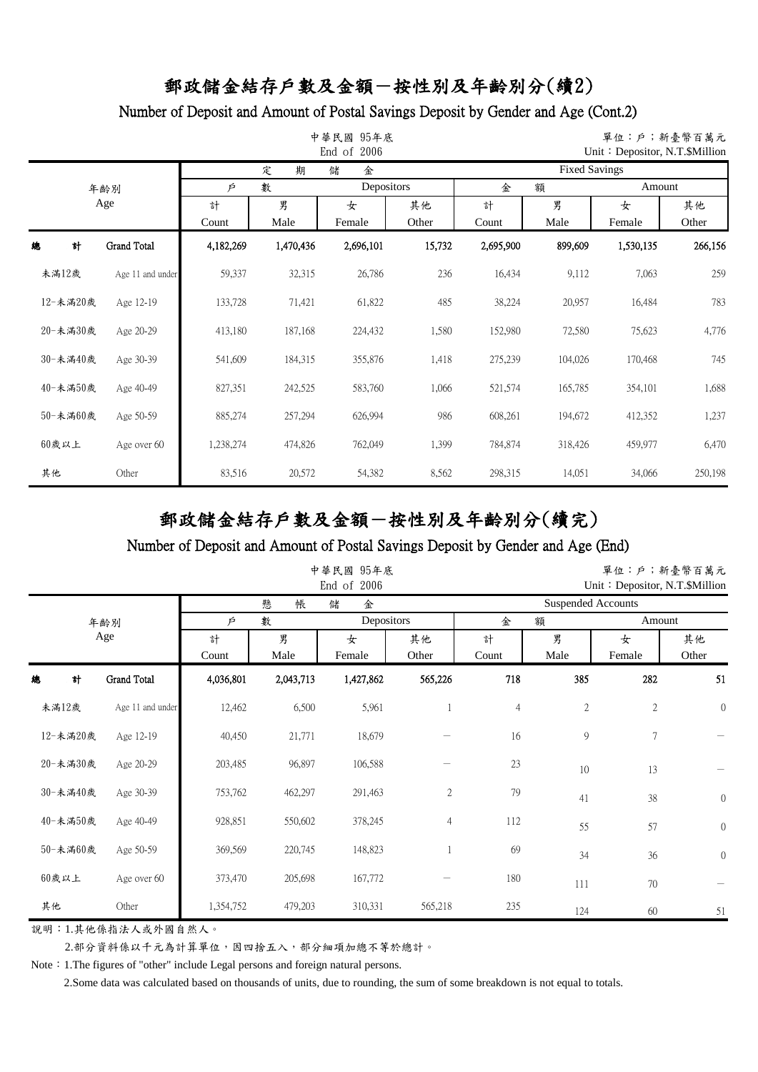# 郵政儲金結存戶數及金額－按性別及年齡別分(續2)

## Number of Deposit and Amount of Postal Savings Deposit by Gender and Age (Cont.2)

中華民國 95年底
End of 2006

單位：戶；新臺幣百萬元
Unit：Depositor, N.T.$Million

| 年齡別 Age | | 定期儲金 戶數 Depositors 計 Count | 男 Male | 女 Female | 其他 Other | Fixed Savings 金額 Amount 計 Count | 男 Male | 女 Female | 其他 Other |
|---|---|---|---|---|---|---|---|---|---|
| 總計 | Grand Total | 4,182,269 | 1,470,436 | 2,696,101 | 15,732 | 2,695,900 | 899,609 | 1,530,135 | 266,156 |
| 未滿12歲 | Age 11 and under | 59,337 | 32,315 | 26,786 | 236 | 16,434 | 9,112 | 7,063 | 259 |
| 12-未滿20歲 | Age 12-19 | 133,728 | 71,421 | 61,822 | 485 | 38,224 | 20,957 | 16,484 | 783 |
| 20-未滿30歲 | Age 20-29 | 413,180 | 187,168 | 224,432 | 1,580 | 152,980 | 72,580 | 75,623 | 4,776 |
| 30-未滿40歲 | Age 30-39 | 541,609 | 184,315 | 355,876 | 1,418 | 275,239 | 104,026 | 170,468 | 745 |
| 40-未滿50歲 | Age 40-49 | 827,351 | 242,525 | 583,760 | 1,066 | 521,574 | 165,785 | 354,101 | 1,688 |
| 50-未滿60歲 | Age 50-59 | 885,274 | 257,294 | 626,994 | 986 | 608,261 | 194,672 | 412,352 | 1,237 |
| 60歲以上 | Age over 60 | 1,238,274 | 474,826 | 762,049 | 1,399 | 784,874 | 318,426 | 459,977 | 6,470 |
| 其他 | Other | 83,516 | 20,572 | 54,382 | 8,562 | 298,315 | 14,051 | 34,066 | 250,198 |

# 郵政儲金結存戶數及金額－按性別及年齡別分(續完)

## Number of Deposit and Amount of Postal Savings Deposit by Gender and Age (End)

中華民國 95年底
End of 2006

單位：戶；新臺幣百萬元
Unit：Depositor, N.T.$Million

| 年齡別 Age | | 懸帳儲金 戶數 Depositors 計 Count | 男 Male | 女 Female | 其他 Other | Suspended Accounts 金額 Amount 計 Count | 男 Male | 女 Female | 其他 Other |
|---|---|---|---|---|---|---|---|---|---|
| 總計 | Grand Total | 4,036,801 | 2,043,713 | 1,427,862 | 565,226 | 718 | 385 | 282 | 51 |
| 未滿12歲 | Age 11 and under | 12,462 | 6,500 | 5,961 | 1 | 4 | 2 | 2 | 0 |
| 12-未滿20歲 | Age 12-19 | 40,450 | 21,771 | 18,679 | － | 16 | 9 | 7 | － |
| 20-未滿30歲 | Age 20-29 | 203,485 | 96,897 | 106,588 | － | 23 | 10 | 13 | － |
| 30-未滿40歲 | Age 30-39 | 753,762 | 462,297 | 291,463 | 2 | 79 | 41 | 38 | 0 |
| 40-未滿50歲 | Age 40-49 | 928,851 | 550,602 | 378,245 | 4 | 112 | 55 | 57 | 0 |
| 50-未滿60歲 | Age 50-59 | 369,569 | 220,745 | 148,823 | 1 | 69 | 34 | 36 | 0 |
| 60歲以上 | Age over 60 | 373,470 | 205,698 | 167,772 | － | 180 | 111 | 70 | － |
| 其他 | Other | 1,354,752 | 479,203 | 310,331 | 565,218 | 235 | 124 | 60 | 51 |

說明：1.其他係指法人或外國自然人。

2.部分資料係以千元為計算單位，因四捨五入，部分細項加總不等於總計。

Note：1.The figures of "other" include Legal persons and foreign natural persons.

2.Some data was calculated based on thousands of units, due to rounding, the sum of some breakdown is not equal to totals.